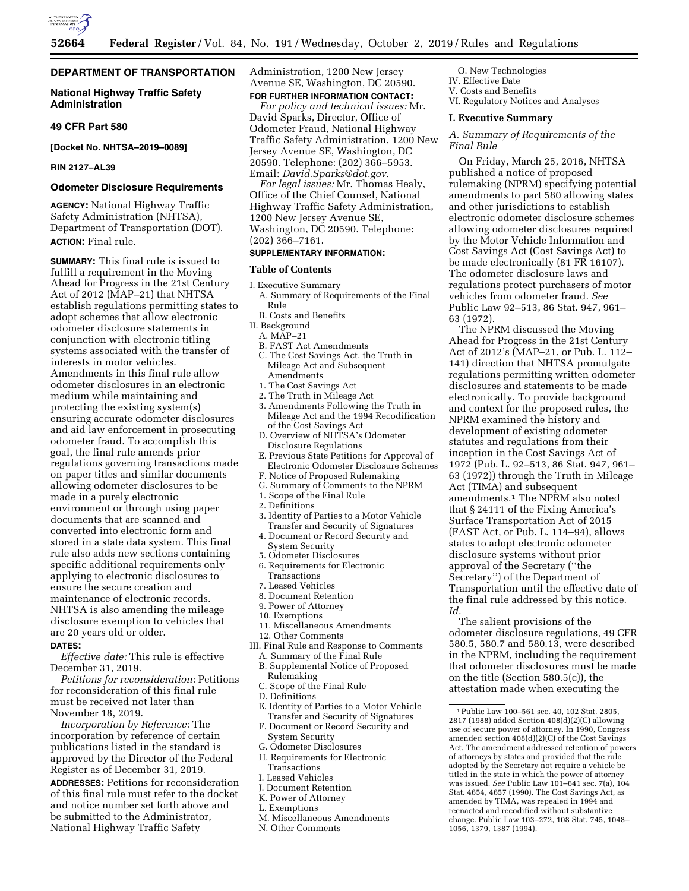**DEPARTMENT OF TRANSPORTATION**

**National Highway Traffic Safety Administration**

**49 CFR Part 580**

**[Docket No. NHTSA–2019–0089]**

**RIN 2127–AL39**

## Odometer Disclosure Requirements

**AGENCY:** National Highway Traffic Safety Administration (NHTSA), Department of Transportation (DOT).

**ACTION:** Final rule.

**SUMMARY:** This final rule is issued to fulfill a requirement in the Moving Ahead for Progress in the 21st Century Act of 2012 (MAP–21) that NHTSA establish regulations permitting states to adopt schemes that allow electronic odometer disclosure statements in conjunction with electronic titling systems associated with the transfer of interests in motor vehicles. Amendments in this final rule allow odometer disclosures in an electronic medium while maintaining and protecting the existing system(s) ensuring accurate odometer disclosures and aid law enforcement in prosecuting odometer fraud. To accomplish this goal, the final rule amends prior regulations governing transactions made on paper titles and similar documents allowing odometer disclosures to be made in a purely electronic environment or through using paper documents that are scanned and converted into electronic form and stored in a state data system. This final rule also adds new sections containing specific additional requirements only applying to electronic disclosures to ensure the secure creation and maintenance of electronic records. NHTSA is also amending the mileage disclosure exemption to vehicles that are 20 years old or older.

**DATES:**

*Effective date:* This rule is effective December 31, 2019.

*Petitions for reconsideration:* Petitions for reconsideration of this final rule must be received not later than November 18, 2019.

*Incorporation by Reference:* The incorporation by reference of certain publications listed in the standard is approved by the Director of the Federal Register as of December 31, 2019.

**ADDRESSES:** Petitions for reconsideration of this final rule must refer to the docket and notice number set forth above and be submitted to the Administrator, National Highway Traffic Safety Administration, 1200 New Jersey Avenue SE, Washington, DC 20590.

**FOR FURTHER INFORMATION CONTACT:**

*For policy and technical issues:* Mr. David Sparks, Director, Office of Odometer Fraud, National Highway Traffic Safety Administration, 1200 New Jersey Avenue SE, Washington, DC 20590. Telephone: (202) 366–5953. Email: *David.Sparks@dot.gov.*

*For legal issues:* Mr. Thomas Healy, Office of the Chief Counsel, National Highway Traffic Safety Administration, 1200 New Jersey Avenue SE, Washington, DC 20590. Telephone: (202) 366–7161.

**SUPPLEMENTARY INFORMATION:**

**Table of Contents**

I. Executive Summary
- A. Summary of Requirements of the Final Rule
- B. Costs and Benefits

II. Background
- A. MAP–21
- B. FAST Act Amendments
- C. The Cost Savings Act, the Truth in Mileage Act and Subsequent Amendments
  1. The Cost Savings Act
  2. The Truth in Mileage Act
  3. Amendments Following the Truth in Mileage Act and the 1994 Recodification of the Cost Savings Act
- D. Overview of NHTSA's Odometer Disclosure Regulations
- E. Previous State Petitions for Approval of Electronic Odometer Disclosure Schemes
- F. Notice of Proposed Rulemaking
- G. Summary of Comments to the NPRM
  1. Scope of the Final Rule
  2. Definitions
  3. Identity of Parties to a Motor Vehicle Transfer and Security of Signatures
  4. Document or Record Security and System Security
  5. Odometer Disclosures
  6. Requirements for Electronic Transactions
  7. Leased Vehicles
  8. Document Retention
  9. Power of Attorney
  10. Exemptions
  11. Miscellaneous Amendments
  12. Other Comments

III. Final Rule and Response to Comments
- A. Summary of the Final Rule
- B. Supplemental Notice of Proposed Rulemaking
- C. Scope of the Final Rule
- D. Definitions
- E. Identity of Parties to a Motor Vehicle Transfer and Security of Signatures
- F. Document or Record Security and System Security
- G. Odometer Disclosures
- H. Requirements for Electronic Transactions
- I. Leased Vehicles
- J. Document Retention
- K. Power of Attorney
- L. Exemptions
- M. Miscellaneous Amendments
- N. Other Comments
- O. New Technologies

IV. Effective Date

V. Costs and Benefits

VI. Regulatory Notices and Analyses

### I. Executive Summary

#### *A. Summary of Requirements of the Final Rule*

On Friday, March 25, 2016, NHTSA published a notice of proposed rulemaking (NPRM) specifying potential amendments to part 580 allowing states and other jurisdictions to establish electronic odometer disclosure schemes allowing odometer disclosures required by the Motor Vehicle Information and Cost Savings Act (Cost Savings Act) to be made electronically (81 FR 16107). The odometer disclosure laws and regulations protect purchasers of motor vehicles from odometer fraud. *See* Public Law 92–513, 86 Stat. 947, 961–63 (1972).

The NPRM discussed the Moving Ahead for Progress in the 21st Century Act of 2012's (MAP–21, or Pub. L. 112–141) direction that NHTSA promulgate regulations permitting written odometer disclosures and statements to be made electronically. To provide background and context for the proposed rules, the NPRM examined the history and development of existing odometer statutes and regulations from their inception in the Cost Savings Act of 1972 (Pub. L. 92–513, 86 Stat. 947, 961–63 (1972)) through the Truth in Mileage Act (TIMA) and subsequent amendments.[1] The NPRM also noted that § 24111 of the Fixing America's Surface Transportation Act of 2015 (FAST Act, or Pub. L. 114–94), allows states to adopt electronic odometer disclosure systems without prior approval of the Secretary ("the Secretary") of the Department of Transportation until the effective date of the final rule addressed by this notice. *Id.*

The salient provisions of the odometer disclosure regulations, 49 CFR 580.5, 580.7 and 580.13, were described in the NPRM, including the requirement that odometer disclosures must be made on the title (Section 580.5(c)), the attestation made when executing the

---

[1] Public Law 100–561 sec. 40, 102 Stat. 2805, 2817 (1988) added Section 408(d)(2)(C) allowing use of secure power of attorney. In 1990, Congress amended section 408(d)(2)(C) of the Cost Savings Act. The amendment addressed retention of powers of attorneys by states and provided that the rule adopted by the Secretary not require a vehicle be titled in the state in which the power of attorney was issued. *See* Public Law 101–641 sec. 7(a), 104 Stat. 4654, 4657 (1990). The Cost Savings Act, as amended by TIMA, was repealed in 1994 and reenacted and recodified without substantive change. Public Law 103–272, 108 Stat. 745, 1048–1056, 1379, 1387 (1994).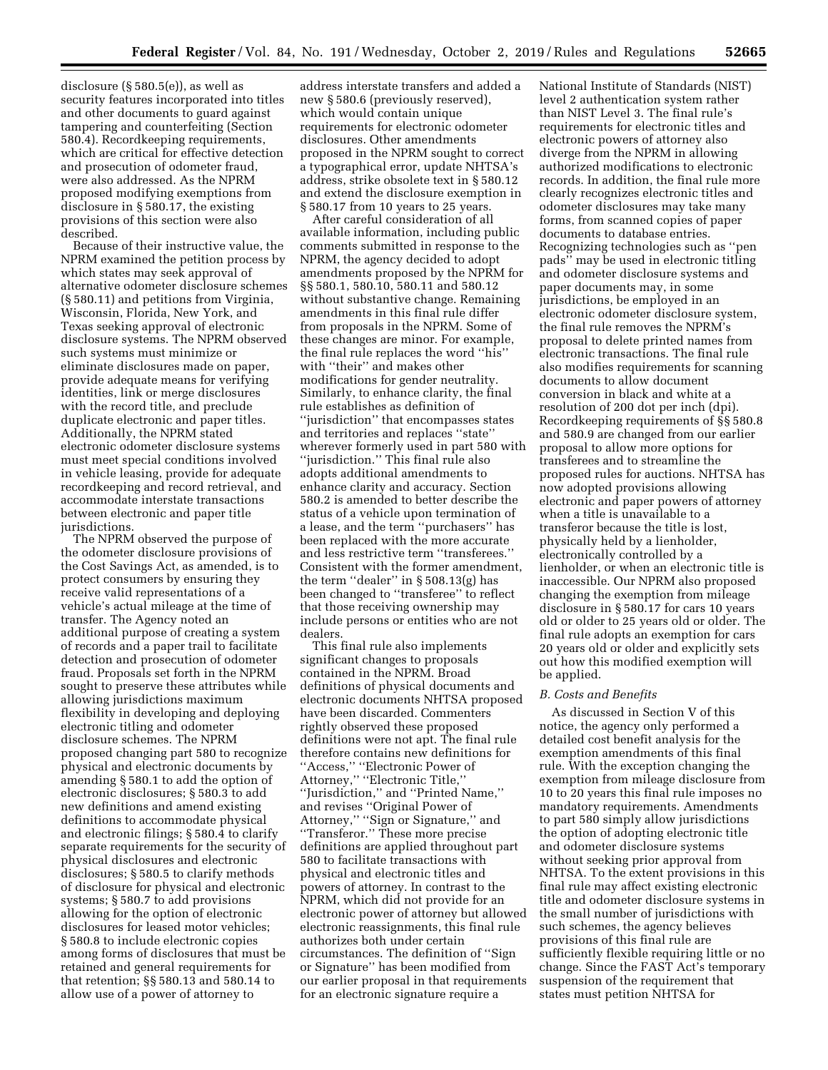disclosure (§ 580.5(e)), as well as security features incorporated into titles and other documents to guard against tampering and counterfeiting (Section 580.4). Recordkeeping requirements, which are critical for effective detection and prosecution of odometer fraud, were also addressed. As the NPRM proposed modifying exemptions from disclosure in § 580.17, the existing provisions of this section were also described.

Because of their instructive value, the NPRM examined the petition process by which states may seek approval of alternative odometer disclosure schemes (§ 580.11) and petitions from Virginia, Wisconsin, Florida, New York, and Texas seeking approval of electronic disclosure systems. The NPRM observed such systems must minimize or eliminate disclosures made on paper, provide adequate means for verifying identities, link or merge disclosures with the record title, and preclude duplicate electronic and paper titles. Additionally, the NPRM stated electronic odometer disclosure systems must meet special conditions involved in vehicle leasing, provide for adequate recordkeeping and record retrieval, and accommodate interstate transactions between electronic and paper title jurisdictions.

The NPRM observed the purpose of the odometer disclosure provisions of the Cost Savings Act, as amended, is to protect consumers by ensuring they receive valid representations of a vehicle's actual mileage at the time of transfer. The Agency noted an additional purpose of creating a system of records and a paper trail to facilitate detection and prosecution of odometer fraud. Proposals set forth in the NPRM sought to preserve these attributes while allowing jurisdictions maximum flexibility in developing and deploying electronic titling and odometer disclosure schemes. The NPRM proposed changing part 580 to recognize physical and electronic documents by amending § 580.1 to add the option of electronic disclosures; § 580.3 to add new definitions and amend existing definitions to accommodate physical and electronic filings; § 580.4 to clarify separate requirements for the security of physical disclosures and electronic disclosures; § 580.5 to clarify methods of disclosure for physical and electronic systems; § 580.7 to add provisions allowing for the option of electronic disclosures for leased motor vehicles; § 580.8 to include electronic copies among forms of disclosures that must be retained and general requirements for that retention; §§ 580.13 and 580.14 to allow use of a power of attorney to address interstate transfers and added a new § 580.6 (previously reserved), which would contain unique requirements for electronic odometer disclosures. Other amendments proposed in the NPRM sought to correct a typographical error, update NHTSA's address, strike obsolete text in § 580.12 and extend the disclosure exemption in § 580.17 from 10 years to 25 years.

After careful consideration of all available information, including public comments submitted in response to the NPRM, the agency decided to adopt amendments proposed by the NPRM for §§ 580.1, 580.10, 580.11 and 580.12 without substantive change. Remaining amendments in this final rule differ from proposals in the NPRM. Some of these changes are minor. For example, the final rule replaces the word ''his'' with ''their'' and makes other modifications for gender neutrality. Similarly, to enhance clarity, the final rule establishes as definition of ''jurisdiction'' that encompasses states and territories and replaces ''state'' wherever formerly used in part 580 with ''jurisdiction.'' This final rule also adopts additional amendments to enhance clarity and accuracy. Section 580.2 is amended to better describe the status of a vehicle upon termination of a lease, and the term ''purchasers'' has been replaced with the more accurate and less restrictive term ''transferees.'' Consistent with the former amendment, the term ''dealer'' in § 508.13(g) has been changed to ''transferee'' to reflect that those receiving ownership may include persons or entities who are not dealers.

This final rule also implements significant changes to proposals contained in the NPRM. Broad definitions of physical documents and electronic documents NHTSA proposed have been discarded. Commenters rightly observed these proposed definitions were not apt. The final rule therefore contains new definitions for ''Access,'' ''Electronic Power of Attorney,'' ''Electronic Title,'' ''Jurisdiction,'' and ''Printed Name,'' and revises ''Original Power of Attorney,'' ''Sign or Signature,'' and ''Transferor.'' These more precise definitions are applied throughout part 580 to facilitate transactions with physical and electronic titles and powers of attorney. In contrast to the NPRM, which did not provide for an electronic power of attorney but allowed electronic reassignments, this final rule authorizes both under certain circumstances. The definition of ''Sign or Signature'' has been modified from our earlier proposal in that requirements for an electronic signature require a National Institute of Standards (NIST) level 2 authentication system rather than NIST Level 3. The final rule's requirements for electronic titles and electronic powers of attorney also diverge from the NPRM in allowing authorized modifications to electronic records. In addition, the final rule more clearly recognizes electronic titles and odometer disclosures may take many forms, from scanned copies of paper documents to database entries. Recognizing technologies such as ''pen pads'' may be used in electronic titling and odometer disclosure systems and paper documents may, in some jurisdictions, be employed in an electronic odometer disclosure system, the final rule removes the NPRM's proposal to delete printed names from electronic transactions. The final rule also modifies requirements for scanning documents to allow document conversion in black and white at a resolution of 200 dot per inch (dpi). Recordkeeping requirements of §§ 580.8 and 580.9 are changed from our earlier proposal to allow more options for transferees and to streamline the proposed rules for auctions. NHTSA has now adopted provisions allowing electronic and paper powers of attorney when a title is unavailable to a transferor because the title is lost, physically held by a lienholder, electronically controlled by a lienholder, or when an electronic title is inaccessible. Our NPRM also proposed changing the exemption from mileage disclosure in § 580.17 for cars 10 years old or older to 25 years old or older. The final rule adopts an exemption for cars 20 years old or older and explicitly sets out how this modified exemption will be applied.

### *B. Costs and Benefits*

As discussed in Section V of this notice, the agency only performed a detailed cost benefit analysis for the exemption amendments of this final rule. With the exception changing the exemption from mileage disclosure from 10 to 20 years this final rule imposes no mandatory requirements. Amendments to part 580 simply allow jurisdictions the option of adopting electronic title and odometer disclosure systems without seeking prior approval from NHTSA. To the extent provisions in this final rule may affect existing electronic title and odometer disclosure systems in the small number of jurisdictions with such schemes, the agency believes provisions of this final rule are sufficiently flexible requiring little or no change. Since the FAST Act's temporary suspension of the requirement that states must petition NHTSA for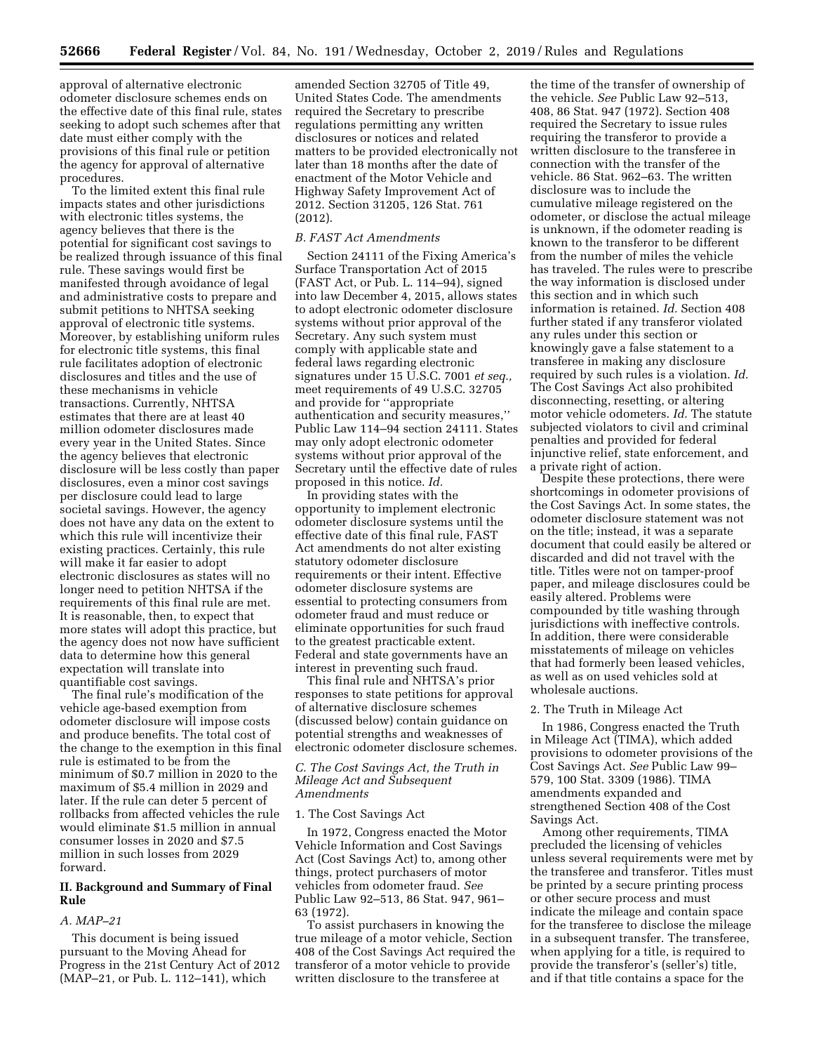approval of alternative electronic odometer disclosure schemes ends on the effective date of this final rule, states seeking to adopt such schemes after that date must either comply with the provisions of this final rule or petition the agency for approval of alternative procedures.

To the limited extent this final rule impacts states and other jurisdictions with electronic titles systems, the agency believes that there is the potential for significant cost savings to be realized through issuance of this final rule. These savings would first be manifested through avoidance of legal and administrative costs to prepare and submit petitions to NHTSA seeking approval of electronic title systems. Moreover, by establishing uniform rules for electronic title systems, this final rule facilitates adoption of electronic disclosures and titles and the use of these mechanisms in vehicle transactions. Currently, NHTSA estimates that there are at least 40 million odometer disclosures made every year in the United States. Since the agency believes that electronic disclosure will be less costly than paper disclosures, even a minor cost savings per disclosure could lead to large societal savings. However, the agency does not have any data on the extent to which this rule will incentivize their existing practices. Certainly, this rule will make it far easier to adopt electronic disclosures as states will no longer need to petition NHTSA if the requirements of this final rule are met. It is reasonable, then, to expect that more states will adopt this practice, but the agency does not now have sufficient data to determine how this general expectation will translate into quantifiable cost savings.

The final rule's modification of the vehicle age-based exemption from odometer disclosure will impose costs and produce benefits. The total cost of the change to the exemption in this final rule is estimated to be from the minimum of $0.7 million in 2020 to the maximum of $5.4 million in 2029 and later. If the rule can deter 5 percent of rollbacks from affected vehicles the rule would eliminate $1.5 million in annual consumer losses in 2020 and $7.5 million in such losses from 2029 forward.

## II. Background and Summary of Final Rule

### A. MAP–21

This document is being issued pursuant to the Moving Ahead for Progress in the 21st Century Act of 2012 (MAP–21, or Pub. L. 112–141), which amended Section 32705 of Title 49, United States Code. The amendments required the Secretary to prescribe regulations permitting any written disclosures or notices and related matters to be provided electronically not later than 18 months after the date of enactment of the Motor Vehicle and Highway Safety Improvement Act of 2012. Section 31205, 126 Stat. 761 (2012).

### B. FAST Act Amendments

Section 24111 of the Fixing America's Surface Transportation Act of 2015 (FAST Act, or Pub. L. 114–94), signed into law December 4, 2015, allows states to adopt electronic odometer disclosure systems without prior approval of the Secretary. Any such system must comply with applicable state and federal laws regarding electronic signatures under 15 U.S.C. 7001 *et seq.,* meet requirements of 49 U.S.C. 32705 and provide for "appropriate authentication and security measures," Public Law 114–94 section 24111. States may only adopt electronic odometer systems without prior approval of the Secretary until the effective date of rules proposed in this notice. *Id.*

In providing states with the opportunity to implement electronic odometer disclosure systems until the effective date of this final rule, FAST Act amendments do not alter existing statutory odometer disclosure requirements or their intent. Effective odometer disclosure systems are essential to protecting consumers from odometer fraud and must reduce or eliminate opportunities for such fraud to the greatest practicable extent. Federal and state governments have an interest in preventing such fraud.

This final rule and NHTSA's prior responses to state petitions for approval of alternative disclosure schemes (discussed below) contain guidance on potential strengths and weaknesses of electronic odometer disclosure schemes.

### C. The Cost Savings Act, the Truth in Mileage Act and Subsequent Amendments

#### 1. The Cost Savings Act

In 1972, Congress enacted the Motor Vehicle Information and Cost Savings Act (Cost Savings Act) to, among other things, protect purchasers of motor vehicles from odometer fraud. *See* Public Law 92–513, 86 Stat. 947, 961–63 (1972).

To assist purchasers in knowing the true mileage of a motor vehicle, Section 408 of the Cost Savings Act required the transferor of a motor vehicle to provide written disclosure to the transferee at the time of the transfer of ownership of the vehicle. *See* Public Law 92–513, 408, 86 Stat. 947 (1972). Section 408 required the Secretary to issue rules requiring the transferor to provide a written disclosure to the transferee in connection with the transfer of the vehicle. 86 Stat. 962–63. The written disclosure was to include the cumulative mileage registered on the odometer, or disclose the actual mileage is unknown, if the odometer reading is known to the transferor to be different from the number of miles the vehicle has traveled. The rules were to prescribe the way information is disclosed under this section and in which such information is retained. *Id.* Section 408 further stated if any transferor violated any rules under this section or knowingly gave a false statement to a transferee in making any disclosure required by such rules is a violation. *Id.* The Cost Savings Act also prohibited disconnecting, resetting, or altering motor vehicle odometers. *Id.* The statute subjected violators to civil and criminal penalties and provided for federal injunctive relief, state enforcement, and a private right of action.

Despite these protections, there were shortcomings in odometer provisions of the Cost Savings Act. In some states, the odometer disclosure statement was not on the title; instead, it was a separate document that could easily be altered or discarded and did not travel with the title. Titles were not on tamper-proof paper, and mileage disclosures could be easily altered. Problems were compounded by title washing through jurisdictions with ineffective controls. In addition, there were considerable misstatements of mileage on vehicles that had formerly been leased vehicles, as well as on used vehicles sold at wholesale auctions.

#### 2. The Truth in Mileage Act

In 1986, Congress enacted the Truth in Mileage Act (TIMA), which added provisions to odometer provisions of the Cost Savings Act. *See* Public Law 99–579, 100 Stat. 3309 (1986). TIMA amendments expanded and strengthened Section 408 of the Cost Savings Act.

Among other requirements, TIMA precluded the licensing of vehicles unless several requirements were met by the transferee and transferor. Titles must be printed by a secure printing process or other secure process and must indicate the mileage and contain space for the transferee to disclose the mileage in a subsequent transfer. The transferee, when applying for a title, is required to provide the transferor's (seller's) title, and if that title contains a space for the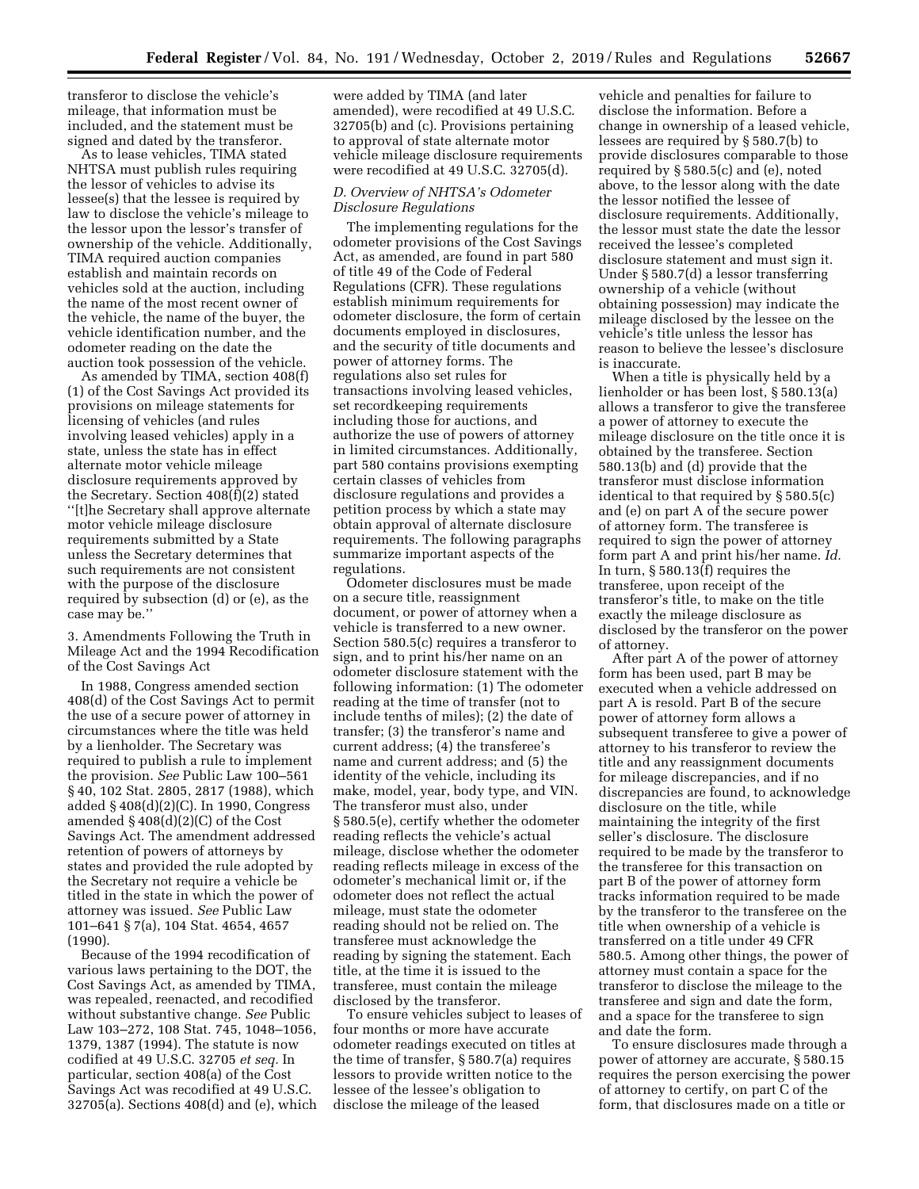transferor to disclose the vehicle's mileage, that information must be included, and the statement must be signed and dated by the transferor.

As to lease vehicles, TIMA stated NHTSA must publish rules requiring the lessor of vehicles to advise its lessee(s) that the lessee is required by law to disclose the vehicle's mileage to the lessor upon the lessor's transfer of ownership of the vehicle. Additionally, TIMA required auction companies establish and maintain records on vehicles sold at the auction, including the name of the most recent owner of the vehicle, the name of the buyer, the vehicle identification number, and the odometer reading on the date the auction took possession of the vehicle.

As amended by TIMA, section 408(f)(1) of the Cost Savings Act provided its provisions on mileage statements for licensing of vehicles (and rules involving leased vehicles) apply in a state, unless the state has in effect alternate motor vehicle mileage disclosure requirements approved by the Secretary. Section 408(f)(2) stated ''[t]he Secretary shall approve alternate motor vehicle mileage disclosure requirements submitted by a State unless the Secretary determines that such requirements are not consistent with the purpose of the disclosure required by subsection (d) or (e), as the case may be.''

3. Amendments Following the Truth in Mileage Act and the 1994 Recodification of the Cost Savings Act

In 1988, Congress amended section 408(d) of the Cost Savings Act to permit the use of a secure power of attorney in circumstances where the title was held by a lienholder. The Secretary was required to publish a rule to implement the provision. *See* Public Law 100–561 § 40, 102 Stat. 2805, 2817 (1988), which added § 408(d)(2)(C). In 1990, Congress amended § 408(d)(2)(C) of the Cost Savings Act. The amendment addressed retention of powers of attorneys by states and provided the rule adopted by the Secretary not require a vehicle be titled in the state in which the power of attorney was issued. *See* Public Law 101–641 § 7(a), 104 Stat. 4654, 4657 (1990).

Because of the 1994 recodification of various laws pertaining to the DOT, the Cost Savings Act, as amended by TIMA, was repealed, reenacted, and recodified without substantive change. *See* Public Law 103–272, 108 Stat. 745, 1048–1056, 1379, 1387 (1994). The statute is now codified at 49 U.S.C. 32705 *et seq.* In particular, section 408(a) of the Cost Savings Act was recodified at 49 U.S.C. 32705(a). Sections 408(d) and (e), which were added by TIMA (and later amended), were recodified at 49 U.S.C. 32705(b) and (c). Provisions pertaining to approval of state alternate motor vehicle mileage disclosure requirements were recodified at 49 U.S.C. 32705(d).

### *D. Overview of NHTSA's Odometer Disclosure Regulations*

The implementing regulations for the odometer provisions of the Cost Savings Act, as amended, are found in part 580 of title 49 of the Code of Federal Regulations (CFR). These regulations establish minimum requirements for odometer disclosure, the form of certain documents employed in disclosures, and the security of title documents and power of attorney forms. The regulations also set rules for transactions involving leased vehicles, set recordkeeping requirements including those for auctions, and authorize the use of powers of attorney in limited circumstances. Additionally, part 580 contains provisions exempting certain classes of vehicles from disclosure regulations and provides a petition process by which a state may obtain approval of alternate disclosure requirements. The following paragraphs summarize important aspects of the regulations.

Odometer disclosures must be made on a secure title, reassignment document, or power of attorney when a vehicle is transferred to a new owner. Section 580.5(c) requires a transferor to sign, and to print his/her name on an odometer disclosure statement with the following information: (1) The odometer reading at the time of transfer (not to include tenths of miles); (2) the date of transfer; (3) the transferor's name and current address; (4) the transferee's name and current address; and (5) the identity of the vehicle, including its make, model, year, body type, and VIN. The transferor must also, under § 580.5(e), certify whether the odometer reading reflects the vehicle's actual mileage, disclose whether the odometer reading reflects mileage in excess of the odometer's mechanical limit or, if the odometer does not reflect the actual mileage, must state the odometer reading should not be relied on. The transferee must acknowledge the reading by signing the statement. Each title, at the time it is issued to the transferee, must contain the mileage disclosed by the transferor.

To ensure vehicles subject to leases of four months or more have accurate odometer readings executed on titles at the time of transfer, § 580.7(a) requires lessors to provide written notice to the lessee of the lessee's obligation to disclose the mileage of the leased vehicle and penalties for failure to disclose the information. Before a change in ownership of a leased vehicle, lessees are required by § 580.7(b) to provide disclosures comparable to those required by § 580.5(c) and (e), noted above, to the lessor along with the date the lessor notified the lessee of disclosure requirements. Additionally, the lessor must state the date the lessor received the lessee's completed disclosure statement and must sign it. Under § 580.7(d) a lessor transferring ownership of a vehicle (without obtaining possession) may indicate the mileage disclosed by the lessee on the vehicle's title unless the lessor has reason to believe the lessee's disclosure is inaccurate.

When a title is physically held by a lienholder or has been lost, § 580.13(a) allows a transferor to give the transferee a power of attorney to execute the mileage disclosure on the title once it is obtained by the transferee. Section 580.13(b) and (d) provide that the transferor must disclose information identical to that required by § 580.5(c) and (e) on part A of the secure power of attorney form. The transferee is required to sign the power of attorney form part A and print his/her name. *Id.* In turn, § 580.13(f) requires the transferee, upon receipt of the transferor's title, to make on the title exactly the mileage disclosure as disclosed by the transferor on the power of attorney.

After part A of the power of attorney form has been used, part B may be executed when a vehicle addressed on part A is resold. Part B of the secure power of attorney form allows a subsequent transferee to give a power of attorney to his transferor to review the title and any reassignment documents for mileage discrepancies, and if no discrepancies are found, to acknowledge disclosure on the title, while maintaining the integrity of the first seller's disclosure. The disclosure required to be made by the transferor to the transferee for this transaction on part B of the power of attorney form tracks information required to be made by the transferor to the transferee on the title when ownership of a vehicle is transferred on a title under 49 CFR 580.5. Among other things, the power of attorney must contain a space for the transferor to disclose the mileage to the transferee and sign and date the form, and a space for the transferee to sign and date the form.

To ensure disclosures made through a power of attorney are accurate, § 580.15 requires the person exercising the power of attorney to certify, on part C of the form, that disclosures made on a title or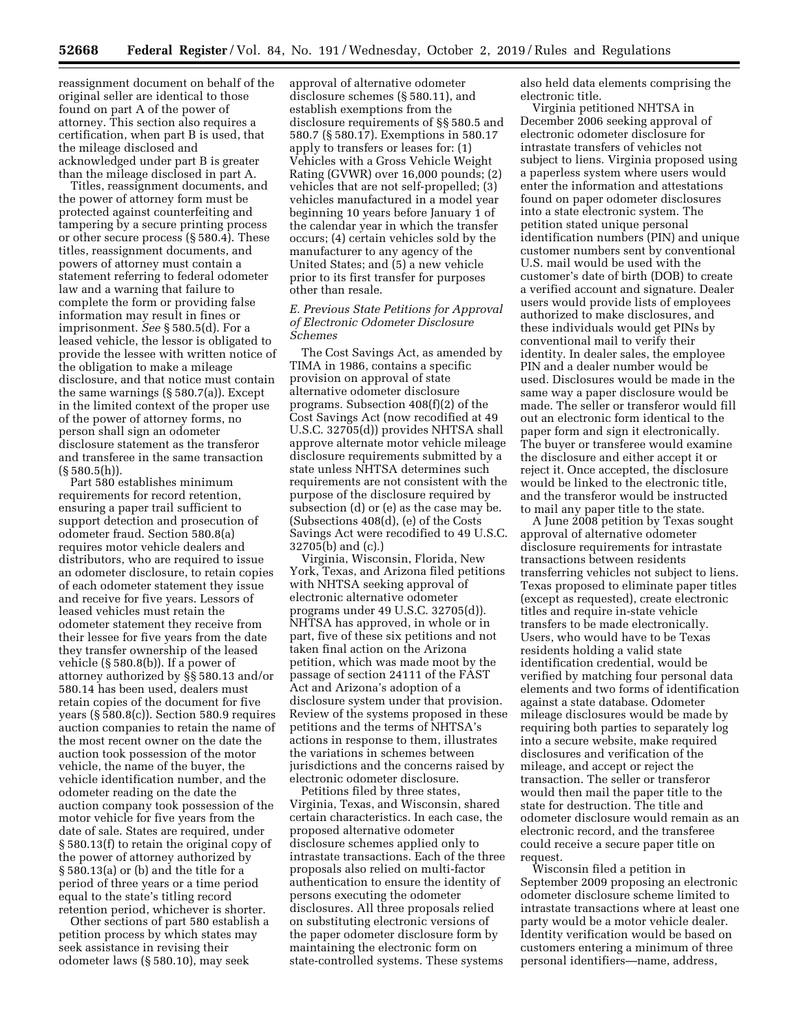reassignment document on behalf of the original seller are identical to those found on part A of the power of attorney. This section also requires a certification, when part B is used, that the mileage disclosed and acknowledged under part B is greater than the mileage disclosed in part A.

Titles, reassignment documents, and the power of attorney form must be protected against counterfeiting and tampering by a secure printing process or other secure process (§ 580.4). These titles, reassignment documents, and powers of attorney must contain a statement referring to federal odometer law and a warning that failure to complete the form or providing false information may result in fines or imprisonment. *See* § 580.5(d). For a leased vehicle, the lessor is obligated to provide the lessee with written notice of the obligation to make a mileage disclosure, and that notice must contain the same warnings (§ 580.7(a)). Except in the limited context of the proper use of the power of attorney forms, no person shall sign an odometer disclosure statement as the transferor and transferee in the same transaction (§ 580.5(h)).

Part 580 establishes minimum requirements for record retention, ensuring a paper trail sufficient to support detection and prosecution of odometer fraud. Section 580.8(a) requires motor vehicle dealers and distributors, who are required to issue an odometer disclosure, to retain copies of each odometer statement they issue and receive for five years. Lessors of leased vehicles must retain the odometer statement they receive from their lessee for five years from the date they transfer ownership of the leased vehicle (§ 580.8(b)). If a power of attorney authorized by §§ 580.13 and/or 580.14 has been used, dealers must retain copies of the document for five years (§ 580.8(c)). Section 580.9 requires auction companies to retain the name of the most recent owner on the date the auction took possession of the motor vehicle, the name of the buyer, the vehicle identification number, and the odometer reading on the date the auction company took possession of the motor vehicle for five years from the date of sale. States are required, under § 580.13(f) to retain the original copy of the power of attorney authorized by § 580.13(a) or (b) and the title for a period of three years or a time period equal to the state's titling record retention period, whichever is shorter.

Other sections of part 580 establish a petition process by which states may seek assistance in revising their odometer laws (§ 580.10), may seek approval of alternative odometer disclosure schemes (§ 580.11), and establish exemptions from the disclosure requirements of §§ 580.5 and 580.7 (§ 580.17). Exemptions in 580.17 apply to transfers or leases for: (1) Vehicles with a Gross Vehicle Weight Rating (GVWR) over 16,000 pounds; (2) vehicles that are not self-propelled; (3) vehicles manufactured in a model year beginning 10 years before January 1 of the calendar year in which the transfer occurs; (4) certain vehicles sold by the manufacturer to any agency of the United States; and (5) a new vehicle prior to its first transfer for purposes other than resale.

### *E. Previous State Petitions for Approval of Electronic Odometer Disclosure Schemes*

The Cost Savings Act, as amended by TIMA in 1986, contains a specific provision on approval of state alternative odometer disclosure programs. Subsection 408(f)(2) of the Cost Savings Act (now recodified at 49 U.S.C. 32705(d)) provides NHTSA shall approve alternate motor vehicle mileage disclosure requirements submitted by a state unless NHTSA determines such requirements are not consistent with the purpose of the disclosure required by subsection (d) or (e) as the case may be. (Subsections 408(d), (e) of the Costs Savings Act were recodified to 49 U.S.C. 32705(b) and (c).)

Virginia, Wisconsin, Florida, New York, Texas, and Arizona filed petitions with NHTSA seeking approval of electronic alternative odometer programs under 49 U.S.C. 32705(d)). NHTSA has approved, in whole or in part, five of these six petitions and not taken final action on the Arizona petition, which was made moot by the passage of section 24111 of the FAST Act and Arizona's adoption of a disclosure system under that provision. Review of the systems proposed in these petitions and the terms of NHTSA's actions in response to them, illustrates the variations in schemes between jurisdictions and the concerns raised by electronic odometer disclosure.

Petitions filed by three states, Virginia, Texas, and Wisconsin, shared certain characteristics. In each case, the proposed alternative odometer disclosure schemes applied only to intrastate transactions. Each of the three proposals also relied on multi-factor authentication to ensure the identity of persons executing the odometer disclosures. All three proposals relied on substituting electronic versions of the paper odometer disclosure form by maintaining the electronic form on state-controlled systems. These systems also held data elements comprising the electronic title.

Virginia petitioned NHTSA in December 2006 seeking approval of electronic odometer disclosure for intrastate transfers of vehicles not subject to liens. Virginia proposed using a paperless system where users would enter the information and attestations found on paper odometer disclosures into a state electronic system. The petition stated unique personal identification numbers (PIN) and unique customer numbers sent by conventional U.S. mail would be used with the customer's date of birth (DOB) to create a verified account and signature. Dealer users would provide lists of employees authorized to make disclosures, and these individuals would get PINs by conventional mail to verify their identity. In dealer sales, the employee PIN and a dealer number would be used. Disclosures would be made in the same way a paper disclosure would be made. The seller or transferor would fill out an electronic form identical to the paper form and sign it electronically. The buyer or transferee would examine the disclosure and either accept it or reject it. Once accepted, the disclosure would be linked to the electronic title, and the transferor would be instructed to mail any paper title to the state.

A June 2008 petition by Texas sought approval of alternative odometer disclosure requirements for intrastate transactions between residents transferring vehicles not subject to liens. Texas proposed to eliminate paper titles (except as requested), create electronic titles and require in-state vehicle transfers to be made electronically. Users, who would have to be Texas residents holding a valid state identification credential, would be verified by matching four personal data elements and two forms of identification against a state database. Odometer mileage disclosures would be made by requiring both parties to separately log into a secure website, make required disclosures and verification of the mileage, and accept or reject the transaction. The seller or transferor would then mail the paper title to the state for destruction. The title and odometer disclosure would remain as an electronic record, and the transferee could receive a secure paper title on request.

Wisconsin filed a petition in September 2009 proposing an electronic odometer disclosure scheme limited to intrastate transactions where at least one party would be a motor vehicle dealer. Identity verification would be based on customers entering a minimum of three personal identifiers—name, address,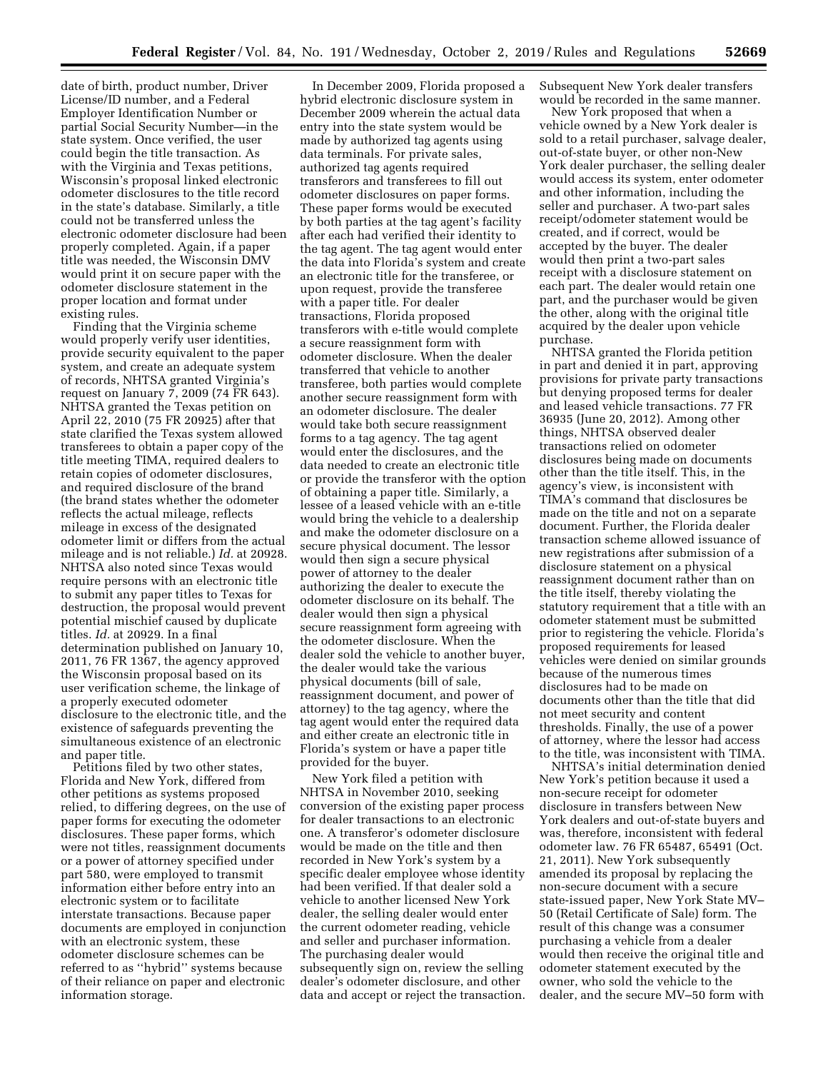date of birth, product number, Driver License/ID number, and a Federal Employer Identification Number or partial Social Security Number—in the state system. Once verified, the user could begin the title transaction. As with the Virginia and Texas petitions, Wisconsin's proposal linked electronic odometer disclosures to the title record in the state's database. Similarly, a title could not be transferred unless the electronic odometer disclosure had been properly completed. Again, if a paper title was needed, the Wisconsin DMV would print it on secure paper with the odometer disclosure statement in the proper location and format under existing rules.

Finding that the Virginia scheme would properly verify user identities, provide security equivalent to the paper system, and create an adequate system of records, NHTSA granted Virginia's request on January 7, 2009 (74 FR 643). NHTSA granted the Texas petition on April 22, 2010 (75 FR 20925) after that state clarified the Texas system allowed transferees to obtain a paper copy of the title meeting TIMA, required dealers to retain copies of odometer disclosures, and required disclosure of the brand (the brand states whether the odometer reflects the actual mileage, reflects mileage in excess of the designated odometer limit or differs from the actual mileage and is not reliable.) *Id.* at 20928. NHTSA also noted since Texas would require persons with an electronic title to submit any paper titles to Texas for destruction, the proposal would prevent potential mischief caused by duplicate titles. *Id.* at 20929. In a final determination published on January 10, 2011, 76 FR 1367, the agency approved the Wisconsin proposal based on its user verification scheme, the linkage of a properly executed odometer disclosure to the electronic title, and the existence of safeguards preventing the simultaneous existence of an electronic and paper title.

Petitions filed by two other states, Florida and New York, differed from other petitions as systems proposed relied, to differing degrees, on the use of paper forms for executing the odometer disclosures. These paper forms, which were not titles, reassignment documents or a power of attorney specified under part 580, were employed to transmit information either before entry into an electronic system or to facilitate interstate transactions. Because paper documents are employed in conjunction with an electronic system, these odometer disclosure schemes can be referred to as "hybrid" systems because of their reliance on paper and electronic information storage.

In December 2009, Florida proposed a hybrid electronic disclosure system in December 2009 wherein the actual data entry into the state system would be made by authorized tag agents using data terminals. For private sales, authorized tag agents required transferors and transferees to fill out odometer disclosures on paper forms. These paper forms would be executed by both parties at the tag agent's facility after each had verified their identity to the tag agent. The tag agent would enter the data into Florida's system and create an electronic title for the transferee, or upon request, provide the transferee with a paper title. For dealer transactions, Florida proposed transferors with e-title would complete a secure reassignment form with odometer disclosure. When the dealer transferred that vehicle to another transferee, both parties would complete another secure reassignment form with an odometer disclosure. The dealer would take both secure reassignment forms to a tag agency. The tag agent would enter the disclosures, and the data needed to create an electronic title or provide the transferor with the option of obtaining a paper title. Similarly, a lessee of a leased vehicle with an e-title would bring the vehicle to a dealership and make the odometer disclosure on a secure physical document. The lessor would then sign a secure physical power of attorney to the dealer authorizing the dealer to execute the odometer disclosure on its behalf. The dealer would then sign a physical secure reassignment form agreeing with the odometer disclosure. When the dealer sold the vehicle to another buyer, the dealer would take the various physical documents (bill of sale, reassignment document, and power of attorney) to the tag agency, where the tag agent would enter the required data and either create an electronic title in Florida's system or have a paper title provided for the buyer.

New York filed a petition with NHTSA in November 2010, seeking conversion of the existing paper process for dealer transactions to an electronic one. A transferor's odometer disclosure would be made on the title and then recorded in New York's system by a specific dealer employee whose identity had been verified. If that dealer sold a vehicle to another licensed New York dealer, the selling dealer would enter the current odometer reading, vehicle and seller and purchaser information. The purchasing dealer would subsequently sign on, review the selling dealer's odometer disclosure, and other data and accept or reject the transaction. Subsequent New York dealer transfers would be recorded in the same manner.

New York proposed that when a vehicle owned by a New York dealer is sold to a retail purchaser, salvage dealer, out-of-state buyer, or other non-New York dealer purchaser, the selling dealer would access its system, enter odometer and other information, including the seller and purchaser. A two-part sales receipt/odometer statement would be created, and if correct, would be accepted by the buyer. The dealer would then print a two-part sales receipt with a disclosure statement on each part. The dealer would retain one part, and the purchaser would be given the other, along with the original title acquired by the dealer upon vehicle purchase.

NHTSA granted the Florida petition in part and denied it in part, approving provisions for private party transactions but denying proposed terms for dealer and leased vehicle transactions. 77 FR 36935 (June 20, 2012). Among other things, NHTSA observed dealer transactions relied on odometer disclosures being made on documents other than the title itself. This, in the agency's view, is inconsistent with TIMA's command that disclosures be made on the title and not on a separate document. Further, the Florida dealer transaction scheme allowed issuance of new registrations after submission of a disclosure statement on a physical reassignment document rather than on the title itself, thereby violating the statutory requirement that a title with an odometer statement must be submitted prior to registering the vehicle. Florida's proposed requirements for leased vehicles were denied on similar grounds because of the numerous times disclosures had to be made on documents other than the title that did not meet security and content thresholds. Finally, the use of a power of attorney, where the lessor had access to the title, was inconsistent with TIMA.

NHTSA's initial determination denied New York's petition because it used a non-secure receipt for odometer disclosure in transfers between New York dealers and out-of-state buyers and was, therefore, inconsistent with federal odometer law. 76 FR 65487, 65491 (Oct. 21, 2011). New York subsequently amended its proposal by replacing the non-secure document with a secure state-issued paper, New York State MV–50 (Retail Certificate of Sale) form. The result of this change was a consumer purchasing a vehicle from a dealer would then receive the original title and odometer statement executed by the owner, who sold the vehicle to the dealer, and the secure MV–50 form with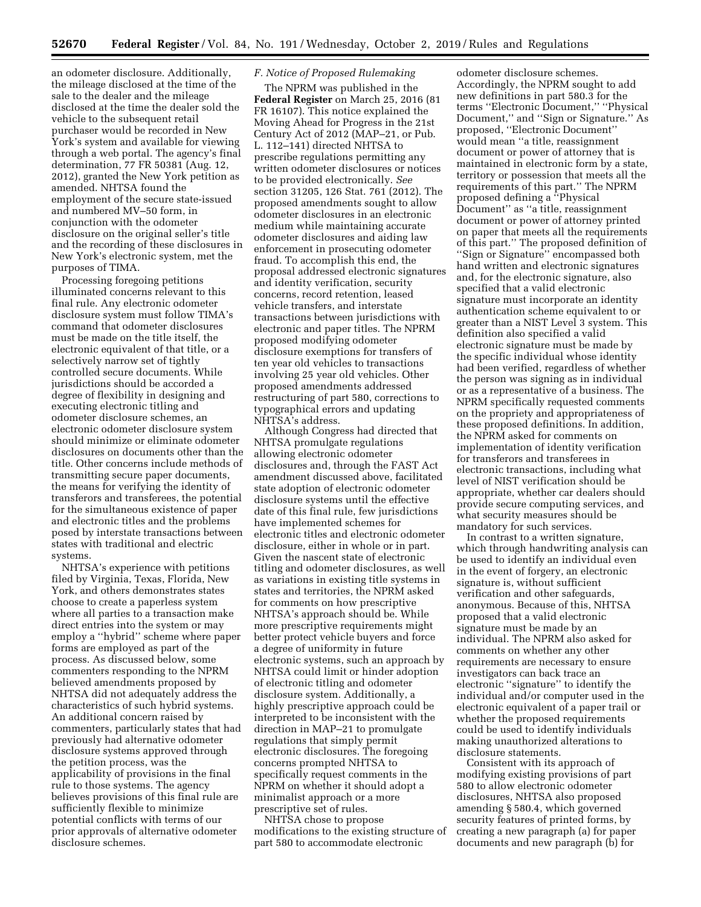an odometer disclosure. Additionally, the mileage disclosed at the time of the sale to the dealer and the mileage disclosed at the time the dealer sold the vehicle to the subsequent retail purchaser would be recorded in New York's system and available for viewing through a web portal. The agency's final determination, 77 FR 50381 (Aug. 12, 2012), granted the New York petition as amended. NHTSA found the employment of the secure state-issued and numbered MV–50 form, in conjunction with the odometer disclosure on the original seller's title and the recording of these disclosures in New York's electronic system, met the purposes of TIMA.

Processing foregoing petitions illuminated concerns relevant to this final rule. Any electronic odometer disclosure system must follow TIMA's command that odometer disclosures must be made on the title itself, the electronic equivalent of that title, or a selectively narrow set of tightly controlled secure documents. While jurisdictions should be accorded a degree of flexibility in designing and executing electronic titling and odometer disclosure schemes, an electronic odometer disclosure system should minimize or eliminate odometer disclosures on documents other than the title. Other concerns include methods of transmitting secure paper documents, the means for verifying the identity of transferors and transferees, the potential for the simultaneous existence of paper and electronic titles and the problems posed by interstate transactions between states with traditional and electric systems.

NHTSA's experience with petitions filed by Virginia, Texas, Florida, New York, and others demonstrates states choose to create a paperless system where all parties to a transaction make direct entries into the system or may employ a ''hybrid'' scheme where paper forms are employed as part of the process. As discussed below, some commenters responding to the NPRM believed amendments proposed by NHTSA did not adequately address the characteristics of such hybrid systems. An additional concern raised by commenters, particularly states that had previously had alternative odometer disclosure systems approved through the petition process, was the applicability of provisions in the final rule to those systems. The agency believes provisions of this final rule are sufficiently flexible to minimize potential conflicts with terms of our prior approvals of alternative odometer disclosure schemes.

### *F. Notice of Proposed Rulemaking*

The NPRM was published in the **Federal Register** on March 25, 2016 (81 FR 16107). This notice explained the Moving Ahead for Progress in the 21st Century Act of 2012 (MAP–21, or Pub. L. 112–141) directed NHTSA to prescribe regulations permitting any written odometer disclosures or notices to be provided electronically. *See* section 31205, 126 Stat. 761 (2012). The proposed amendments sought to allow odometer disclosures in an electronic medium while maintaining accurate odometer disclosures and aiding law enforcement in prosecuting odometer fraud. To accomplish this end, the proposal addressed electronic signatures and identity verification, security concerns, record retention, leased vehicle transfers, and interstate transactions between jurisdictions with electronic and paper titles. The NPRM proposed modifying odometer disclosure exemptions for transfers of ten year old vehicles to transactions involving 25 year old vehicles. Other proposed amendments addressed restructuring of part 580, corrections to typographical errors and updating NHTSA's address.

Although Congress had directed that NHTSA promulgate regulations allowing electronic odometer disclosures and, through the FAST Act amendment discussed above, facilitated state adoption of electronic odometer disclosure systems until the effective date of this final rule, few jurisdictions have implemented schemes for electronic titles and electronic odometer disclosure, either in whole or in part. Given the nascent state of electronic titling and odometer disclosures, as well as variations in existing title systems in states and territories, the NPRM asked for comments on how prescriptive NHTSA's approach should be. While more prescriptive requirements might better protect vehicle buyers and force a degree of uniformity in future electronic systems, such an approach by NHTSA could limit or hinder adoption of electronic titling and odometer disclosure system. Additionally, a highly prescriptive approach could be interpreted to be inconsistent with the direction in MAP–21 to promulgate regulations that simply permit electronic disclosures. The foregoing concerns prompted NHTSA to specifically request comments in the NPRM on whether it should adopt a minimalist approach or a more prescriptive set of rules.

NHTSA chose to propose modifications to the existing structure of part 580 to accommodate electronic odometer disclosure schemes. Accordingly, the NPRM sought to add new definitions in part 580.3 for the terms ''Electronic Document,'' ''Physical Document,'' and ''Sign or Signature.'' As proposed, ''Electronic Document'' would mean ''a title, reassignment document or power of attorney that is maintained in electronic form by a state, territory or possession that meets all the requirements of this part.'' The NPRM proposed defining a ''Physical Document'' as ''a title, reassignment document or power of attorney printed on paper that meets all the requirements of this part.'' The proposed definition of ''Sign or Signature'' encompassed both hand written and electronic signatures and, for the electronic signature, also specified that a valid electronic signature must incorporate an identity authentication scheme equivalent to or greater than a NIST Level 3 system. This definition also specified a valid electronic signature must be made by the specific individual whose identity had been verified, regardless of whether the person was signing as in individual or as a representative of a business. The NPRM specifically requested comments on the propriety and appropriateness of these proposed definitions. In addition, the NPRM asked for comments on implementation of identity verification for transferors and transferees in electronic transactions, including what level of NIST verification should be appropriate, whether car dealers should provide secure computing services, and what security measures should be mandatory for such services.

In contrast to a written signature, which through handwriting analysis can be used to identify an individual even in the event of forgery, an electronic signature is, without sufficient verification and other safeguards, anonymous. Because of this, NHTSA proposed that a valid electronic signature must be made by an individual. The NPRM also asked for comments on whether any other requirements are necessary to ensure investigators can back trace an electronic ''signature'' to identify the individual and/or computer used in the electronic equivalent of a paper trail or whether the proposed requirements could be used to identify individuals making unauthorized alterations to disclosure statements.

Consistent with its approach of modifying existing provisions of part 580 to allow electronic odometer disclosures, NHTSA also proposed amending § 580.4, which governed security features of printed forms, by creating a new paragraph (a) for paper documents and new paragraph (b) for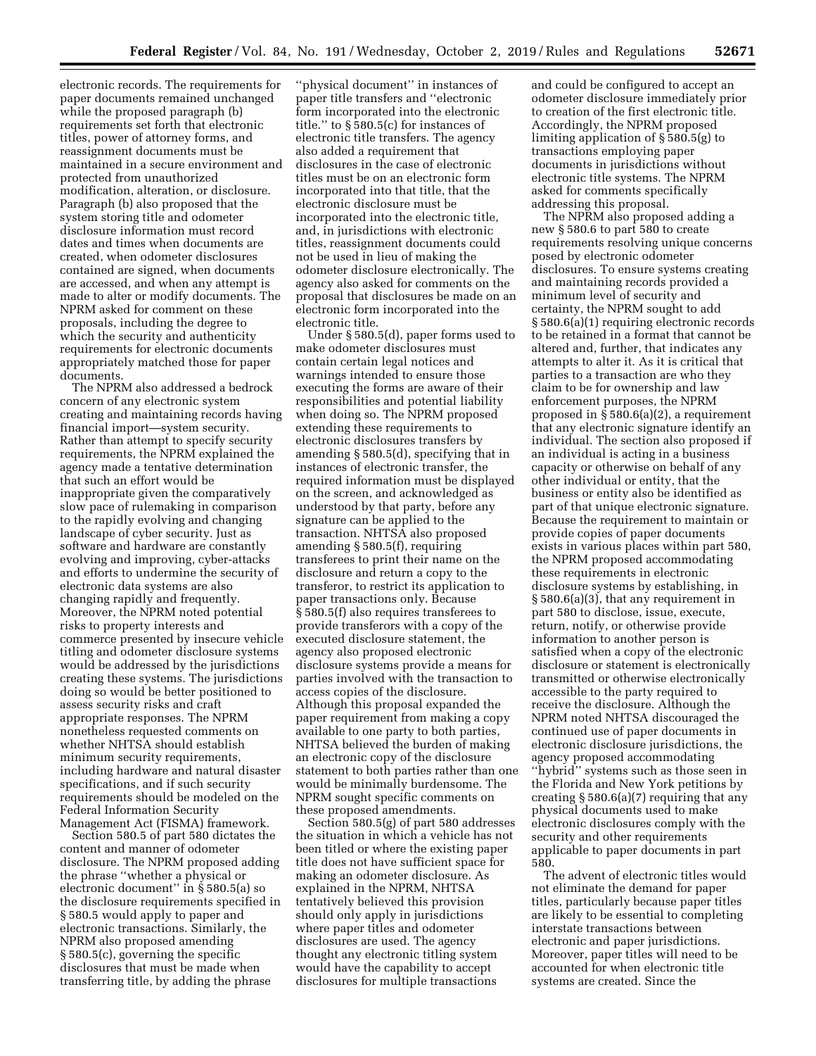electronic records. The requirements for paper documents remained unchanged while the proposed paragraph (b) requirements set forth that electronic titles, power of attorney forms, and reassignment documents must be maintained in a secure environment and protected from unauthorized modification, alteration, or disclosure. Paragraph (b) also proposed that the system storing title and odometer disclosure information must record dates and times when documents are created, when odometer disclosures contained are signed, when documents are accessed, and when any attempt is made to alter or modify documents. The NPRM asked for comment on these proposals, including the degree to which the security and authenticity requirements for electronic documents appropriately matched those for paper documents.

The NPRM also addressed a bedrock concern of any electronic system creating and maintaining records having financial import—system security. Rather than attempt to specify security requirements, the NPRM explained the agency made a tentative determination that such an effort would be inappropriate given the comparatively slow pace of rulemaking in comparison to the rapidly evolving and changing landscape of cyber security. Just as software and hardware are constantly evolving and improving, cyber-attacks and efforts to undermine the security of electronic data systems are also changing rapidly and frequently. Moreover, the NPRM noted potential risks to property interests and commerce presented by insecure vehicle titling and odometer disclosure systems would be addressed by the jurisdictions creating these systems. The jurisdictions doing so would be better positioned to assess security risks and craft appropriate responses. The NPRM nonetheless requested comments on whether NHTSA should establish minimum security requirements, including hardware and natural disaster specifications, and if such security requirements should be modeled on the Federal Information Security Management Act (FISMA) framework.

Section 580.5 of part 580 dictates the content and manner of odometer disclosure. The NPRM proposed adding the phrase ''whether a physical or electronic document'' in § 580.5(a) so the disclosure requirements specified in § 580.5 would apply to paper and electronic transactions. Similarly, the NPRM also proposed amending § 580.5(c), governing the specific disclosures that must be made when transferring title, by adding the phrase ''physical document'' in instances of paper title transfers and ''electronic form incorporated into the electronic title.'' to § 580.5(c) for instances of electronic title transfers. The agency also added a requirement that disclosures in the case of electronic titles must be on an electronic form incorporated into that title, that the electronic disclosure must be incorporated into the electronic title, and, in jurisdictions with electronic titles, reassignment documents could not be used in lieu of making the odometer disclosure electronically. The agency also asked for comments on the proposal that disclosures be made on an electronic form incorporated into the electronic title.

Under § 580.5(d), paper forms used to make odometer disclosures must contain certain legal notices and warnings intended to ensure those executing the forms are aware of their responsibilities and potential liability when doing so. The NPRM proposed extending these requirements to electronic disclosures transfers by amending § 580.5(d), specifying that in instances of electronic transfer, the required information must be displayed on the screen, and acknowledged as understood by that party, before any signature can be applied to the transaction. NHTSA also proposed amending § 580.5(f), requiring transferees to print their name on the disclosure and return a copy to the transferor, to restrict its application to paper transactions only. Because § 580.5(f) also requires transferees to provide transferors with a copy of the executed disclosure statement, the agency also proposed electronic disclosure systems provide a means for parties involved with the transaction to access copies of the disclosure. Although this proposal expanded the paper requirement from making a copy available to one party to both parties, NHTSA believed the burden of making an electronic copy of the disclosure statement to both parties rather than one would be minimally burdensome. The NPRM sought specific comments on these proposed amendments.

Section 580.5(g) of part 580 addresses the situation in which a vehicle has not been titled or where the existing paper title does not have sufficient space for making an odometer disclosure. As explained in the NPRM, NHTSA tentatively believed this provision should only apply in jurisdictions where paper titles and odometer disclosures are used. The agency thought any electronic titling system would have the capability to accept disclosures for multiple transactions and could be configured to accept an odometer disclosure immediately prior to creation of the first electronic title. Accordingly, the NPRM proposed limiting application of § 580.5(g) to transactions employing paper documents in jurisdictions without electronic title systems. The NPRM asked for comments specifically addressing this proposal.

The NPRM also proposed adding a new § 580.6 to part 580 to create requirements resolving unique concerns posed by electronic odometer disclosures. To ensure systems creating and maintaining records provided a minimum level of security and certainty, the NPRM sought to add § 580.6(a)(1) requiring electronic records to be retained in a format that cannot be altered and, further, that indicates any attempts to alter it. As it is critical that parties to a transaction are who they claim to be for ownership and law enforcement purposes, the NPRM proposed in § 580.6(a)(2), a requirement that any electronic signature identify an individual. The section also proposed if an individual is acting in a business capacity or otherwise on behalf of any other individual or entity, that the business or entity also be identified as part of that unique electronic signature. Because the requirement to maintain or provide copies of paper documents exists in various places within part 580, the NPRM proposed accommodating these requirements in electronic disclosure systems by establishing, in § 580.6(a)(3), that any requirement in part 580 to disclose, issue, execute, return, notify, or otherwise provide information to another person is satisfied when a copy of the electronic disclosure or statement is electronically transmitted or otherwise electronically accessible to the party required to receive the disclosure. Although the NPRM noted NHTSA discouraged the continued use of paper documents in electronic disclosure jurisdictions, the agency proposed accommodating ''hybrid'' systems such as those seen in the Florida and New York petitions by creating § 580.6(a)(7) requiring that any physical documents used to make electronic disclosures comply with the security and other requirements applicable to paper documents in part 580.

The advent of electronic titles would not eliminate the demand for paper titles, particularly because paper titles are likely to be essential to completing interstate transactions between electronic and paper jurisdictions. Moreover, paper titles will need to be accounted for when electronic title systems are created. Since the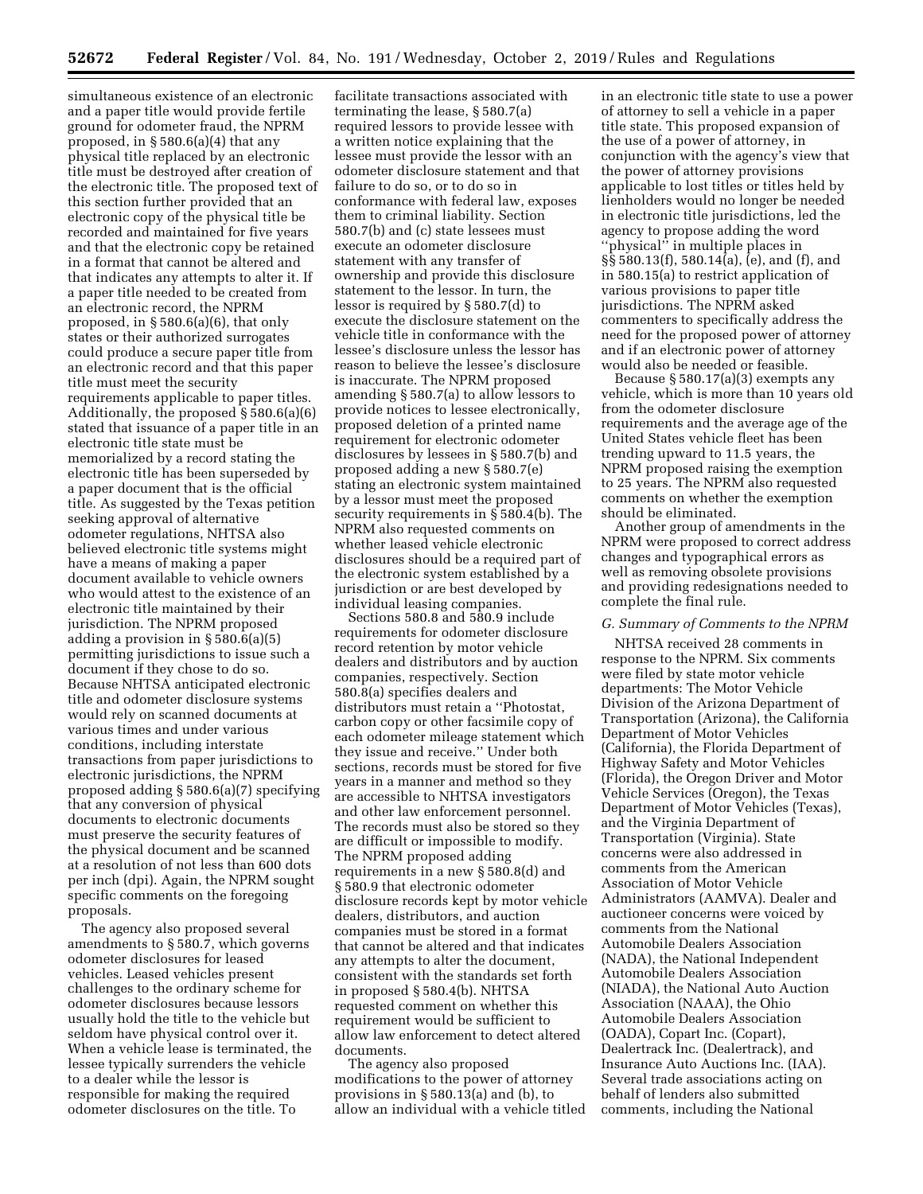simultaneous existence of an electronic and a paper title would provide fertile ground for odometer fraud, the NPRM proposed, in § 580.6(a)(4) that any physical title replaced by an electronic title must be destroyed after creation of the electronic title. The proposed text of this section further provided that an electronic copy of the physical title be recorded and maintained for five years and that the electronic copy be retained in a format that cannot be altered and that indicates any attempts to alter it. If a paper title needed to be created from an electronic record, the NPRM proposed, in § 580.6(a)(6), that only states or their authorized surrogates could produce a secure paper title from an electronic record and that this paper title must meet the security requirements applicable to paper titles. Additionally, the proposed § 580.6(a)(6) stated that issuance of a paper title in an electronic title state must be memorialized by a record stating the electronic title has been superseded by a paper document that is the official title. As suggested by the Texas petition seeking approval of alternative odometer regulations, NHTSA also believed electronic title systems might have a means of making a paper document available to vehicle owners who would attest to the existence of an electronic title maintained by their jurisdiction. The NPRM proposed adding a provision in § 580.6(a)(5) permitting jurisdictions to issue such a document if they chose to do so. Because NHTSA anticipated electronic title and odometer disclosure systems would rely on scanned documents at various times and under various conditions, including interstate transactions from paper jurisdictions to electronic jurisdictions, the NPRM proposed adding § 580.6(a)(7) specifying that any conversion of physical documents to electronic documents must preserve the security features of the physical document and be scanned at a resolution of not less than 600 dots per inch (dpi). Again, the NPRM sought specific comments on the foregoing proposals.

The agency also proposed several amendments to § 580.7, which governs odometer disclosures for leased vehicles. Leased vehicles present challenges to the ordinary scheme for odometer disclosures because lessors usually hold the title to the vehicle but seldom have physical control over it. When a vehicle lease is terminated, the lessee typically surrenders the vehicle to a dealer while the lessor is responsible for making the required odometer disclosures on the title. To facilitate transactions associated with terminating the lease, § 580.7(a) required lessors to provide lessee with a written notice explaining that the lessee must provide the lessor with an odometer disclosure statement and that failure to do so, or to do so in conformance with federal law, exposes them to criminal liability. Section 580.7(b) and (c) state lessees must execute an odometer disclosure statement with any transfer of ownership and provide this disclosure statement to the lessor. In turn, the lessor is required by § 580.7(d) to execute the disclosure statement on the vehicle title in conformance with the lessee's disclosure unless the lessor has reason to believe the lessee's disclosure is inaccurate. The NPRM proposed amending § 580.7(a) to allow lessors to provide notices to lessee electronically, proposed deletion of a printed name requirement for electronic odometer disclosures by lessees in § 580.7(b) and proposed adding a new § 580.7(e) stating an electronic system maintained by a lessor must meet the proposed security requirements in § 580.4(b). The NPRM also requested comments on whether leased vehicle electronic disclosures should be a required part of the electronic system established by a jurisdiction or are best developed by individual leasing companies.

Sections 580.8 and 580.9 include requirements for odometer disclosure record retention by motor vehicle dealers and distributors and by auction companies, respectively. Section 580.8(a) specifies dealers and distributors must retain a ''Photostat, carbon copy or other facsimile copy of each odometer mileage statement which they issue and receive.'' Under both sections, records must be stored for five years in a manner and method so they are accessible to NHTSA investigators and other law enforcement personnel. The records must also be stored so they are difficult or impossible to modify. The NPRM proposed adding requirements in a new § 580.8(d) and § 580.9 that electronic odometer disclosure records kept by motor vehicle dealers, distributors, and auction companies must be stored in a format that cannot be altered and that indicates any attempts to alter the document, consistent with the standards set forth in proposed § 580.4(b). NHTSA requested comment on whether this requirement would be sufficient to allow law enforcement to detect altered documents.

The agency also proposed modifications to the power of attorney provisions in § 580.13(a) and (b), to allow an individual with a vehicle titled in an electronic title state to use a power of attorney to sell a vehicle in a paper title state. This proposed expansion of the use of a power of attorney, in conjunction with the agency's view that the power of attorney provisions applicable to lost titles or titles held by lienholders would no longer be needed in electronic title jurisdictions, led the agency to propose adding the word ''physical'' in multiple places in §§ 580.13(f), 580.14(a), (e), and (f), and in 580.15(a) to restrict application of various provisions to paper title jurisdictions. The NPRM asked commenters to specifically address the need for the proposed power of attorney and if an electronic power of attorney would also be needed or feasible.

Because § 580.17(a)(3) exempts any vehicle, which is more than 10 years old from the odometer disclosure requirements and the average age of the United States vehicle fleet has been trending upward to 11.5 years, the NPRM proposed raising the exemption to 25 years. The NPRM also requested comments on whether the exemption should be eliminated.

Another group of amendments in the NPRM were proposed to correct address changes and typographical errors as well as removing obsolete provisions and providing redesignations needed to complete the final rule.

### *G. Summary of Comments to the NPRM*

NHTSA received 28 comments in response to the NPRM. Six comments were filed by state motor vehicle departments: The Motor Vehicle Division of the Arizona Department of Transportation (Arizona), the California Department of Motor Vehicles (California), the Florida Department of Highway Safety and Motor Vehicles (Florida), the Oregon Driver and Motor Vehicle Services (Oregon), the Texas Department of Motor Vehicles (Texas), and the Virginia Department of Transportation (Virginia). State concerns were also addressed in comments from the American Association of Motor Vehicle Administrators (AAMVA). Dealer and auctioneer concerns were voiced by comments from the National Automobile Dealers Association (NADA), the National Independent Automobile Dealers Association (NIADA), the National Auto Auction Association (NAAA), the Ohio Automobile Dealers Association (OADA), Copart Inc. (Copart), Dealertrack Inc. (Dealertrack), and Insurance Auto Auctions Inc. (IAA). Several trade associations acting on behalf of lenders also submitted comments, including the National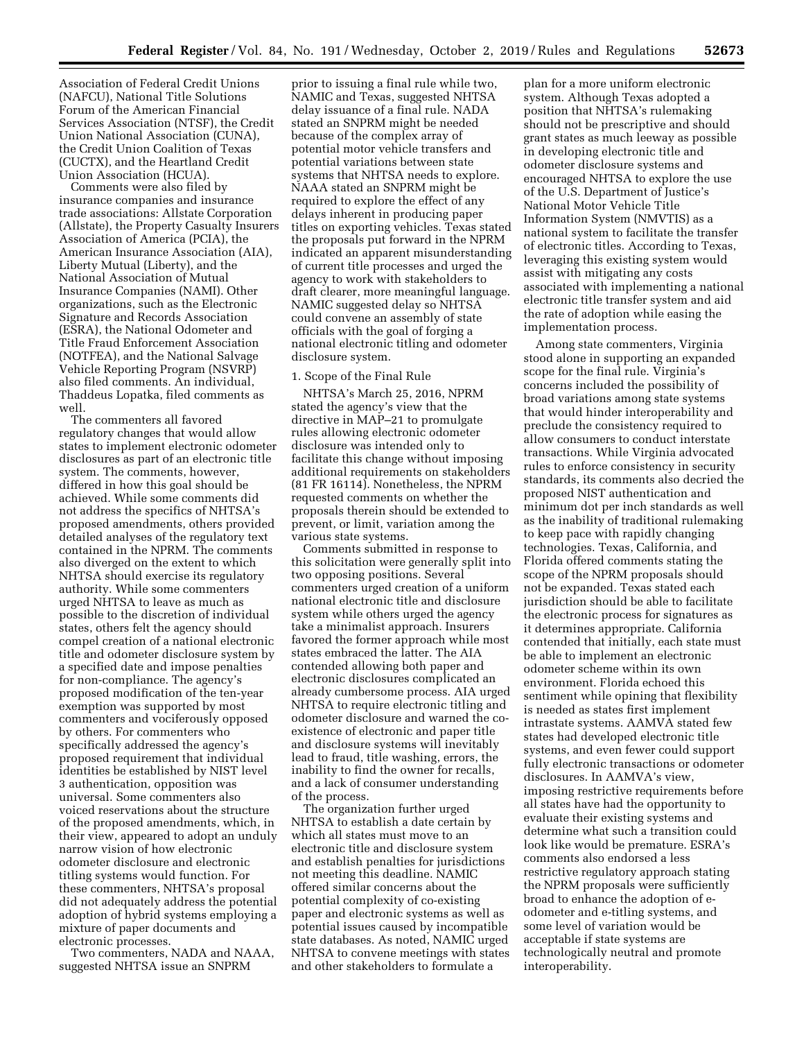Association of Federal Credit Unions (NAFCU), National Title Solutions Forum of the American Financial Services Association (NTSF), the Credit Union National Association (CUNA), the Credit Union Coalition of Texas (CUCTX), and the Heartland Credit Union Association (HCUA).

Comments were also filed by insurance companies and insurance trade associations: Allstate Corporation (Allstate), the Property Casualty Insurers Association of America (PCIA), the American Insurance Association (AIA), Liberty Mutual (Liberty), and the National Association of Mutual Insurance Companies (NAMI). Other organizations, such as the Electronic Signature and Records Association (ESRA), the National Odometer and Title Fraud Enforcement Association (NOTFEA), and the National Salvage Vehicle Reporting Program (NSVRP) also filed comments. An individual, Thaddeus Lopatka, filed comments as well.

The commenters all favored regulatory changes that would allow states to implement electronic odometer disclosures as part of an electronic title system. The comments, however, differed in how this goal should be achieved. While some comments did not address the specifics of NHTSA's proposed amendments, others provided detailed analyses of the regulatory text contained in the NPRM. The comments also diverged on the extent to which NHTSA should exercise its regulatory authority. While some commenters urged NHTSA to leave as much as possible to the discretion of individual states, others felt the agency should compel creation of a national electronic title and odometer disclosure system by a specified date and impose penalties for non-compliance. The agency's proposed modification of the ten-year exemption was supported by most commenters and vociferously opposed by others. For commenters who specifically addressed the agency's proposed requirement that individual identities be established by NIST level 3 authentication, opposition was universal. Some commenters also voiced reservations about the structure of the proposed amendments, which, in their view, appeared to adopt an unduly narrow vision of how electronic odometer disclosure and electronic titling systems would function. For these commenters, NHTSA's proposal did not adequately address the potential adoption of hybrid systems employing a mixture of paper documents and electronic processes.

Two commenters, NADA and NAAA, suggested NHTSA issue an SNPRM prior to issuing a final rule while two, NAMIC and Texas, suggested NHTSA delay issuance of a final rule. NADA stated an SNPRM might be needed because of the complex array of potential motor vehicle transfers and potential variations between state systems that NHTSA needs to explore. NAAA stated an SNPRM might be required to explore the effect of any delays inherent in producing paper titles on exporting vehicles. Texas stated the proposals put forward in the NPRM indicated an apparent misunderstanding of current title processes and urged the agency to work with stakeholders to draft clearer, more meaningful language. NAMIC suggested delay so NHTSA could convene an assembly of state officials with the goal of forging a national electronic titling and odometer disclosure system.

### 1. Scope of the Final Rule

NHTSA's March 25, 2016, NPRM stated the agency's view that the directive in MAP–21 to promulgate rules allowing electronic odometer disclosure was intended only to facilitate this change without imposing additional requirements on stakeholders (81 FR 16114). Nonetheless, the NPRM requested comments on whether the proposals therein should be extended to prevent, or limit, variation among the various state systems.

Comments submitted in response to this solicitation were generally split into two opposing positions. Several commenters urged creation of a uniform national electronic title and disclosure system while others urged the agency take a minimalist approach. Insurers favored the former approach while most states embraced the latter. The AIA contended allowing both paper and electronic disclosures complicated an already cumbersome process. AIA urged NHTSA to require electronic titling and odometer disclosure and warned the co-existence of electronic and paper title and disclosure systems will inevitably lead to fraud, title washing, errors, the inability to find the owner for recalls, and a lack of consumer understanding of the process.

The organization further urged NHTSA to establish a date certain by which all states must move to an electronic title and disclosure system and establish penalties for jurisdictions not meeting this deadline. NAMIC offered similar concerns about the potential complexity of co-existing paper and electronic systems as well as potential issues caused by incompatible state databases. As noted, NAMIC urged NHTSA to convene meetings with states and other stakeholders to formulate a plan for a more uniform electronic system. Although Texas adopted a position that NHTSA's rulemaking should not be prescriptive and should grant states as much leeway as possible in developing electronic title and odometer disclosure systems and encouraged NHTSA to explore the use of the U.S. Department of Justice's National Motor Vehicle Title Information System (NMVTIS) as a national system to facilitate the transfer of electronic titles. According to Texas, leveraging this existing system would assist with mitigating any costs associated with implementing a national electronic title transfer system and aid the rate of adoption while easing the implementation process.

Among state commenters, Virginia stood alone in supporting an expanded scope for the final rule. Virginia's concerns included the possibility of broad variations among state systems that would hinder interoperability and preclude the consistency required to allow consumers to conduct interstate transactions. While Virginia advocated rules to enforce consistency in security standards, its comments also decried the proposed NIST authentication and minimum dot per inch standards as well as the inability of traditional rulemaking to keep pace with rapidly changing technologies. Texas, California, and Florida offered comments stating the scope of the NPRM proposals should not be expanded. Texas stated each jurisdiction should be able to facilitate the electronic process for signatures as it determines appropriate. California contended that initially, each state must be able to implement an electronic odometer scheme within its own environment. Florida echoed this sentiment while opining that flexibility is needed as states first implement intrastate systems. AAMVA stated few states had developed electronic title systems, and even fewer could support fully electronic transactions or odometer disclosures. In AAMVA's view, imposing restrictive requirements before all states have had the opportunity to evaluate their existing systems and determine what such a transition could look like would be premature. ESRA's comments also endorsed a less restrictive regulatory approach stating the NPRM proposals were sufficiently broad to enhance the adoption of e-odometer and e-titling systems, and some level of variation would be acceptable if state systems are technologically neutral and promote interoperability.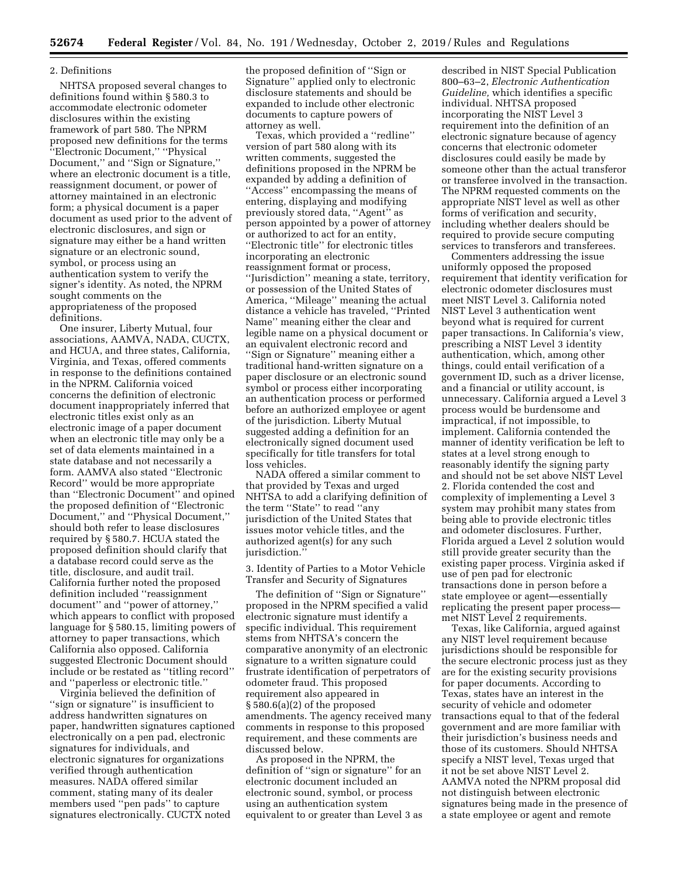2. Definitions

NHTSA proposed several changes to definitions found within § 580.3 to accommodate electronic odometer disclosures within the existing framework of part 580. The NPRM proposed new definitions for the terms ''Electronic Document,'' ''Physical Document,'' and ''Sign or Signature,'' where an electronic document is a title, reassignment document, or power of attorney maintained in an electronic form; a physical document is a paper document as used prior to the advent of electronic disclosures, and sign or signature may either be a hand written signature or an electronic sound, symbol, or process using an authentication system to verify the signer's identity. As noted, the NPRM sought comments on the appropriateness of the proposed definitions.

One insurer, Liberty Mutual, four associations, AAMVA, NADA, CUCTX, and HCUA, and three states, California, Virginia, and Texas, offered comments in response to the definitions contained in the NPRM. California voiced concerns the definition of electronic document inappropriately inferred that electronic titles exist only as an electronic image of a paper document when an electronic title may only be a set of data elements maintained in a state database and not necessarily a form. AAMVA also stated ''Electronic Record'' would be more appropriate than ''Electronic Document'' and opined the proposed definition of ''Electronic Document,'' and ''Physical Document,'' should both refer to lease disclosures required by § 580.7. HCUA stated the proposed definition should clarify that a database record could serve as the title, disclosure, and audit trail. California further noted the proposed definition included ''reassignment document'' and ''power of attorney,'' which appears to conflict with proposed language for § 580.15, limiting powers of attorney to paper transactions, which California also opposed. California suggested Electronic Document should include or be restated as ''titling record'' and ''paperless or electronic title.''

Virginia believed the definition of ''sign or signature'' is insufficient to address handwritten signatures on paper, handwritten signatures captioned electronically on a pen pad, electronic signatures for individuals, and electronic signatures for organizations verified through authentication measures. NADA offered similar comment, stating many of its dealer members used ''pen pads'' to capture signatures electronically. CUCTX noted the proposed definition of ''Sign or Signature'' applied only to electronic disclosure statements and should be expanded to include other electronic documents to capture powers of attorney as well.

Texas, which provided a ''redline'' version of part 580 along with its written comments, suggested the definitions proposed in the NPRM be expanded by adding a definition of ''Access'' encompassing the means of entering, displaying and modifying previously stored data, ''Agent'' as person appointed by a power of attorney or authorized to act for an entity, ''Electronic title'' for electronic titles incorporating an electronic reassignment format or process, ''Jurisdiction'' meaning a state, territory, or possession of the United States of America, ''Mileage'' meaning the actual distance a vehicle has traveled, ''Printed Name'' meaning either the clear and legible name on a physical document or an equivalent electronic record and ''Sign or Signature'' meaning either a traditional hand-written signature on a paper disclosure or an electronic sound symbol or process either incorporating an authentication process or performed before an authorized employee or agent of the jurisdiction. Liberty Mutual suggested adding a definition for an electronically signed document used specifically for title transfers for total loss vehicles.

NADA offered a similar comment to that provided by Texas and urged NHTSA to add a clarifying definition of the term ''State'' to read ''any jurisdiction of the United States that issues motor vehicle titles, and the authorized agent(s) for any such jurisdiction.''

3. Identity of Parties to a Motor Vehicle Transfer and Security of Signatures

The definition of ''Sign or Signature'' proposed in the NPRM specified a valid electronic signature must identify a specific individual. This requirement stems from NHTSA's concern the comparative anonymity of an electronic signature to a written signature could frustrate identification of perpetrators of odometer fraud. This proposed requirement also appeared in § 580.6(a)(2) of the proposed amendments. The agency received many comments in response to this proposed requirement, and these comments are discussed below.

As proposed in the NPRM, the definition of ''sign or signature'' for an electronic document included an electronic sound, symbol, or process using an authentication system equivalent to or greater than Level 3 as described in NIST Special Publication 800–63–2, *Electronic Authentication Guideline,* which identifies a specific individual. NHTSA proposed incorporating the NIST Level 3 requirement into the definition of an electronic signature because of agency concerns that electronic odometer disclosures could easily be made by someone other than the actual transferor or transferee involved in the transaction. The NPRM requested comments on the appropriate NIST level as well as other forms of verification and security, including whether dealers should be required to provide secure computing services to transferors and transferees.

Commenters addressing the issue uniformly opposed the proposed requirement that identity verification for electronic odometer disclosures must meet NIST Level 3. California noted NIST Level 3 authentication went beyond what is required for current paper transactions. In California's view, prescribing a NIST Level 3 identity authentication, which, among other things, could entail verification of a government ID, such as a driver license, and a financial or utility account, is unnecessary. California argued a Level 3 process would be burdensome and impractical, if not impossible, to implement. California contended the manner of identity verification be left to states at a level strong enough to reasonably identify the signing party and should not be set above NIST Level 2. Florida contended the cost and complexity of implementing a Level 3 system may prohibit many states from being able to provide electronic titles and odometer disclosures. Further, Florida argued a Level 2 solution would still provide greater security than the existing paper process. Virginia asked if use of pen pad for electronic transactions done in person before a state employee or agent—essentially replicating the present paper process—met NIST Level 2 requirements.

Texas, like California, argued against any NIST level requirement because jurisdictions should be responsible for the secure electronic process just as they are for the existing security provisions for paper documents. According to Texas, states have an interest in the security of vehicle and odometer transactions equal to that of the federal government and are more familiar with their jurisdiction's business needs and those of its customers. Should NHTSA specify a NIST level, Texas urged that it not be set above NIST Level 2. AAMVA noted the NPRM proposal did not distinguish between electronic signatures being made in the presence of a state employee or agent and remote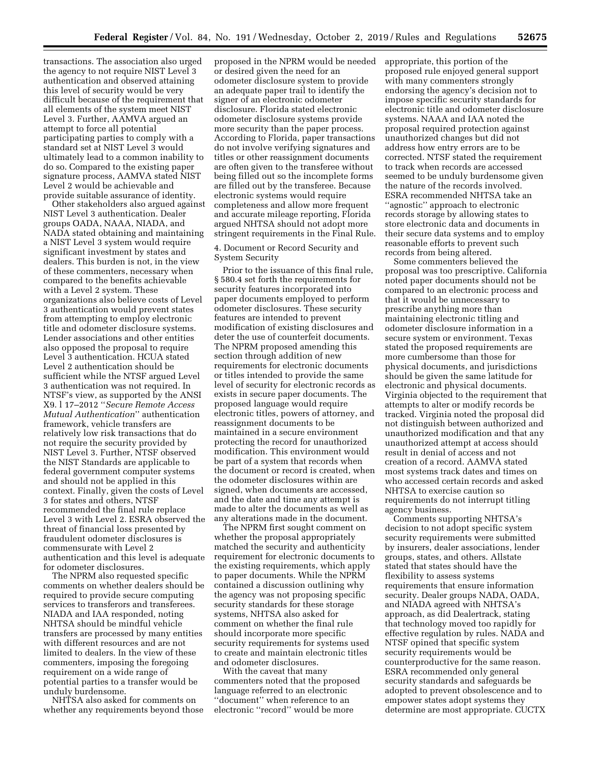transactions. The association also urged the agency to not require NIST Level 3 authentication and observed attaining this level of security would be very difficult because of the requirement that all elements of the system meet NIST Level 3. Further, AAMVA argued an attempt to force all potential participating parties to comply with a standard set at NIST Level 3 would ultimately lead to a common inability to do so. Compared to the existing paper signature process, AAMVA stated NIST Level 2 would be achievable and provide suitable assurance of identity.

Other stakeholders also argued against NIST Level 3 authentication. Dealer groups OADA, NAAA, NIADA, and NADA stated obtaining and maintaining a NIST Level 3 system would require significant investment by states and dealers. This burden is not, in the view of these commenters, necessary when compared to the benefits achievable with a Level 2 system. These organizations also believe costs of Level 3 authentication would prevent states from attempting to employ electronic title and odometer disclosure systems. Lender associations and other entities also opposed the proposal to require Level 3 authentication. HCUA stated Level 2 authentication should be sufficient while the NTSF argued Level 3 authentication was not required. In NTSF's view, as supported by the ANSI X9. l 17–2012 ''*Secure Remote Access Mutual Authentication*'' authentication framework, vehicle transfers are relatively low risk transactions that do not require the security provided by NIST Level 3. Further, NTSF observed the NIST Standards are applicable to federal government computer systems and should not be applied in this context. Finally, given the costs of Level 3 for states and others, NTSF recommended the final rule replace Level 3 with Level 2. ESRA observed the threat of financial loss presented by fraudulent odometer disclosures is commensurate with Level 2 authentication and this level is adequate for odometer disclosures.

The NPRM also requested specific comments on whether dealers should be required to provide secure computing services to transferors and transferees. NIADA and IAA responded, noting NHTSA should be mindful vehicle transfers are processed by many entities with different resources and are not limited to dealers. In the view of these commenters, imposing the foregoing requirement on a wide range of potential parties to a transfer would be unduly burdensome.

NHTSA also asked for comments on whether any requirements beyond those proposed in the NPRM would be needed or desired given the need for an odometer disclosure system to provide an adequate paper trail to identify the signer of an electronic odometer disclosure. Florida stated electronic odometer disclosure systems provide more security than the paper process. According to Florida, paper transactions do not involve verifying signatures and titles or other reassignment documents are often given to the transferee without being filled out so the incomplete forms are filled out by the transferee. Because electronic systems would require completeness and allow more frequent and accurate mileage reporting, Florida argued NHTSA should not adopt more stringent requirements in the Final Rule.

4. Document or Record Security and System Security

Prior to the issuance of this final rule, § 580.4 set forth the requirements for security features incorporated into paper documents employed to perform odometer disclosures. These security features are intended to prevent modification of existing disclosures and deter the use of counterfeit documents. The NPRM proposed amending this section through addition of new requirements for electronic documents or titles intended to provide the same level of security for electronic records as exists in secure paper documents. The proposed language would require electronic titles, powers of attorney, and reassignment documents to be maintained in a secure environment protecting the record for unauthorized modification. This environment would be part of a system that records when the document or record is created, when the odometer disclosures within are signed, when documents are accessed, and the date and time any attempt is made to alter the documents as well as any alterations made in the document.

The NPRM first sought comment on whether the proposal appropriately matched the security and authenticity requirement for electronic documents to the existing requirements, which apply to paper documents. While the NPRM contained a discussion outlining why the agency was not proposing specific security standards for these storage systems, NHTSA also asked for comment on whether the final rule should incorporate more specific security requirements for systems used to create and maintain electronic titles and odometer disclosures.

With the caveat that many commenters noted that the proposed language referred to an electronic ''document'' when reference to an electronic ''record'' would be more appropriate, this portion of the proposed rule enjoyed general support with many commenters strongly endorsing the agency's decision not to impose specific security standards for electronic title and odometer disclosure systems. NAAA and IAA noted the proposal required protection against unauthorized changes but did not address how entry errors are to be corrected. NTSF stated the requirement to track when records are accessed seemed to be unduly burdensome given the nature of the records involved. ESRA recommended NHTSA take an ''agnostic'' approach to electronic records storage by allowing states to store electronic data and documents in their secure data systems and to employ reasonable efforts to prevent such records from being altered.

Some commenters believed the proposal was too prescriptive. California noted paper documents should not be compared to an electronic process and that it would be unnecessary to prescribe anything more than maintaining electronic titling and odometer disclosure information in a secure system or environment. Texas stated the proposed requirements are more cumbersome than those for physical documents, and jurisdictions should be given the same latitude for electronic and physical documents. Virginia objected to the requirement that attempts to alter or modify records be tracked. Virginia noted the proposal did not distinguish between authorized and unauthorized modification and that any unauthorized attempt at access should result in denial of access and not creation of a record. AAMVA stated most systems track dates and times on who accessed certain records and asked NHTSA to exercise caution so requirements do not interrupt titling agency business.

Comments supporting NHTSA's decision to not adopt specific system security requirements were submitted by insurers, dealer associations, lender groups, states, and others. Allstate stated that states should have the flexibility to assess systems requirements that ensure information security. Dealer groups NADA, OADA, and NIADA agreed with NHTSA's approach, as did Dealertrack, stating that technology moved too rapidly for effective regulation by rules. NADA and NTSF opined that specific system security requirements would be counterproductive for the same reason. ESRA recommended only general security standards and safeguards be adopted to prevent obsolescence and to empower states adopt systems they determine are most appropriate. CUCTX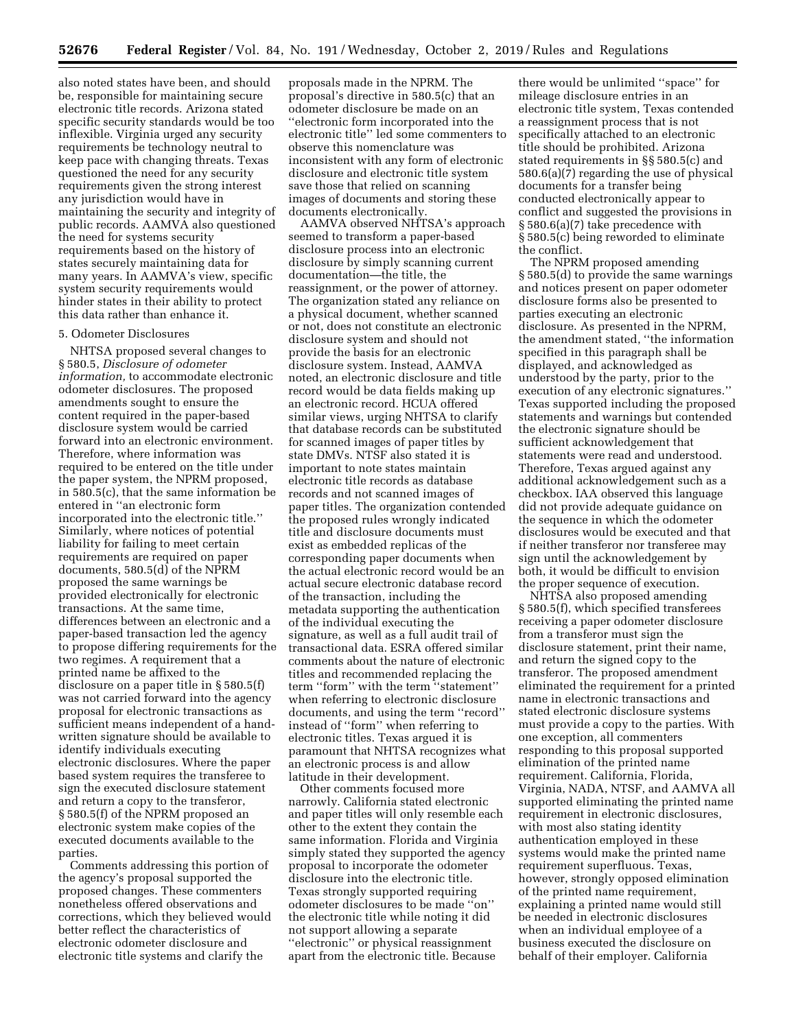also noted states have been, and should be, responsible for maintaining secure electronic title records. Arizona stated specific security standards would be too inflexible. Virginia urged any security requirements be technology neutral to keep pace with changing threats. Texas questioned the need for any security requirements given the strong interest any jurisdiction would have in maintaining the security and integrity of public records. AAMVA also questioned the need for systems security requirements based on the history of states securely maintaining data for many years. In AAMVA's view, specific system security requirements would hinder states in their ability to protect this data rather than enhance it.

5. Odometer Disclosures

NHTSA proposed several changes to § 580.5, *Disclosure of odometer information,* to accommodate electronic odometer disclosures. The proposed amendments sought to ensure the content required in the paper-based disclosure system would be carried forward into an electronic environment. Therefore, where information was required to be entered on the title under the paper system, the NPRM proposed, in 580.5(c), that the same information be entered in ''an electronic form incorporated into the electronic title.'' Similarly, where notices of potential liability for failing to meet certain requirements are required on paper documents, 580.5(d) of the NPRM proposed the same warnings be provided electronically for electronic transactions. At the same time, differences between an electronic and a paper-based transaction led the agency to propose differing requirements for the two regimes. A requirement that a printed name be affixed to the disclosure on a paper title in § 580.5(f) was not carried forward into the agency proposal for electronic transactions as sufficient means independent of a handwritten signature should be available to identify individuals executing electronic disclosures. Where the paper based system requires the transferee to sign the executed disclosure statement and return a copy to the transferor, § 580.5(f) of the NPRM proposed an electronic system make copies of the executed documents available to the parties.

Comments addressing this portion of the agency's proposal supported the proposed changes. These commenters nonetheless offered observations and corrections, which they believed would better reflect the characteristics of electronic odometer disclosure and electronic title systems and clarify the proposals made in the NPRM. The proposal's directive in 580.5(c) that an odometer disclosure be made on an ''electronic form incorporated into the electronic title'' led some commenters to observe this nomenclature was inconsistent with any form of electronic disclosure and electronic title system save those that relied on scanning images of documents and storing these documents electronically.

AAMVA observed NHTSA's approach seemed to transform a paper-based disclosure process into an electronic disclosure by simply scanning current documentation—the title, the reassignment, or the power of attorney. The organization stated any reliance on a physical document, whether scanned or not, does not constitute an electronic disclosure system and should not provide the basis for an electronic disclosure system. Instead, AAMVA noted, an electronic disclosure and title record would be data fields making up an electronic record. HCUA offered similar views, urging NHTSA to clarify that database records can be substituted for scanned images of paper titles by state DMVs. NTSF also stated it is important to note states maintain electronic title records as database records and not scanned images of paper titles. The organization contended the proposed rules wrongly indicated title and disclosure documents must exist as embedded replicas of the corresponding paper documents when the actual electronic record would be an actual secure electronic database record of the transaction, including the metadata supporting the authentication of the individual executing the signature, as well as a full audit trail of transactional data. ESRA offered similar comments about the nature of electronic titles and recommended replacing the term ''form'' with the term ''statement'' when referring to electronic disclosure documents, and using the term ''record'' instead of ''form'' when referring to electronic titles. Texas argued it is paramount that NHTSA recognizes what an electronic process is and allow latitude in their development.

Other comments focused more narrowly. California stated electronic and paper titles will only resemble each other to the extent they contain the same information. Florida and Virginia simply stated they supported the agency proposal to incorporate the odometer disclosure into the electronic title. Texas strongly supported requiring odometer disclosures to be made ''on'' the electronic title while noting it did not support allowing a separate ''electronic'' or physical reassignment apart from the electronic title. Because there would be unlimited ''space'' for mileage disclosure entries in an electronic title system, Texas contended a reassignment process that is not specifically attached to an electronic title should be prohibited. Arizona stated requirements in §§ 580.5(c) and 580.6(a)(7) regarding the use of physical documents for a transfer being conducted electronically appear to conflict and suggested the provisions in § 580.6(a)(7) take precedence with § 580.5(c) being reworded to eliminate the conflict.

The NPRM proposed amending § 580.5(d) to provide the same warnings and notices present on paper odometer disclosure forms also be presented to parties executing an electronic disclosure. As presented in the NPRM, the amendment stated, ''the information specified in this paragraph shall be displayed, and acknowledged as understood by the party, prior to the execution of any electronic signatures.'' Texas supported including the proposed statements and warnings but contended the electronic signature should be sufficient acknowledgement that statements were read and understood. Therefore, Texas argued against any additional acknowledgement such as a checkbox. IAA observed this language did not provide adequate guidance on the sequence in which the odometer disclosures would be executed and that if neither transferor nor transferee may sign until the acknowledgement by both, it would be difficult to envision the proper sequence of execution.

NHTSA also proposed amending § 580.5(f), which specified transferees receiving a paper odometer disclosure from a transferor must sign the disclosure statement, print their name, and return the signed copy to the transferor. The proposed amendment eliminated the requirement for a printed name in electronic transactions and stated electronic disclosure systems must provide a copy to the parties. With one exception, all commenters responding to this proposal supported elimination of the printed name requirement. California, Florida, Virginia, NADA, NTSF, and AAMVA all supported eliminating the printed name requirement in electronic disclosures, with most also stating identity authentication employed in these systems would make the printed name requirement superfluous. Texas, however, strongly opposed elimination of the printed name requirement, explaining a printed name would still be needed in electronic disclosures when an individual employee of a business executed the disclosure on behalf of their employer. California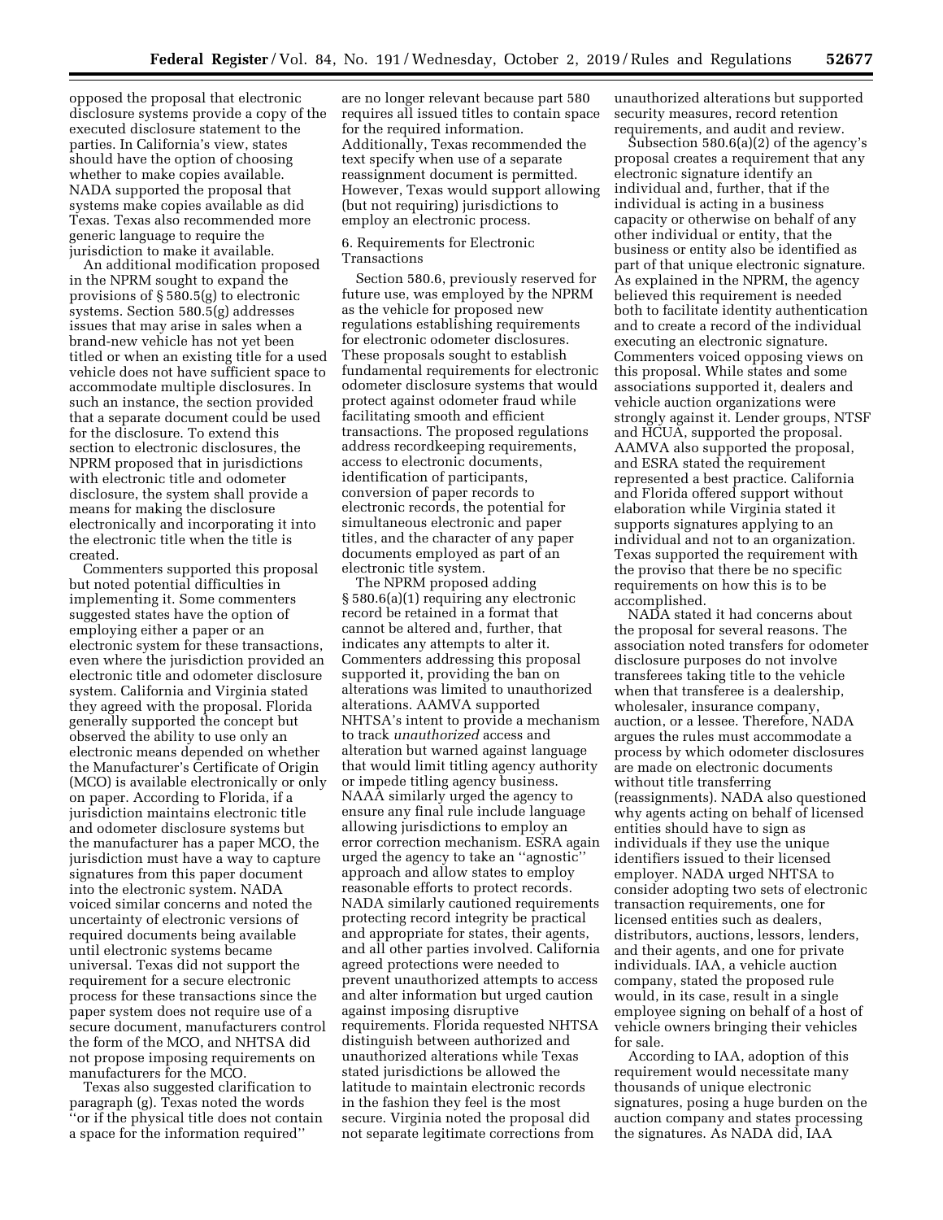opposed the proposal that electronic disclosure systems provide a copy of the executed disclosure statement to the parties. In California's view, states should have the option of choosing whether to make copies available. NADA supported the proposal that systems make copies available as did Texas. Texas also recommended more generic language to require the jurisdiction to make it available.

An additional modification proposed in the NPRM sought to expand the provisions of § 580.5(g) to electronic systems. Section 580.5(g) addresses issues that may arise in sales when a brand-new vehicle has not yet been titled or when an existing title for a used vehicle does not have sufficient space to accommodate multiple disclosures. In such an instance, the section provided that a separate document could be used for the disclosure. To extend this section to electronic disclosures, the NPRM proposed that in jurisdictions with electronic title and odometer disclosure, the system shall provide a means for making the disclosure electronically and incorporating it into the electronic title when the title is created.

Commenters supported this proposal but noted potential difficulties in implementing it. Some commenters suggested states have the option of employing either a paper or an electronic system for these transactions, even where the jurisdiction provided an electronic title and odometer disclosure system. California and Virginia stated they agreed with the proposal. Florida generally supported the concept but observed the ability to use only an electronic means depended on whether the Manufacturer's Certificate of Origin (MCO) is available electronically or only on paper. According to Florida, if a jurisdiction maintains electronic title and odometer disclosure systems but the manufacturer has a paper MCO, the jurisdiction must have a way to capture signatures from this paper document into the electronic system. NADA voiced similar concerns and noted the uncertainty of electronic versions of required documents being available until electronic systems became universal. Texas did not support the requirement for a secure electronic process for these transactions since the paper system does not require use of a secure document, manufacturers control the form of the MCO, and NHTSA did not propose imposing requirements on manufacturers for the MCO.

Texas also suggested clarification to paragraph (g). Texas noted the words "or if the physical title does not contain a space for the information required" are no longer relevant because part 580 requires all issued titles to contain space for the required information. Additionally, Texas recommended the text specify when use of a separate reassignment document is permitted. However, Texas would support allowing (but not requiring) jurisdictions to employ an electronic process.

6. Requirements for Electronic Transactions

Section 580.6, previously reserved for future use, was employed by the NPRM as the vehicle for proposed new regulations establishing requirements for electronic odometer disclosures. These proposals sought to establish fundamental requirements for electronic odometer disclosure systems that would protect against odometer fraud while facilitating smooth and efficient transactions. The proposed regulations address recordkeeping requirements, access to electronic documents, identification of participants, conversion of paper records to electronic records, the potential for simultaneous electronic and paper titles, and the character of any paper documents employed as part of an electronic title system.

The NPRM proposed adding § 580.6(a)(1) requiring any electronic record be retained in a format that cannot be altered and, further, that indicates any attempts to alter it. Commenters addressing this proposal supported it, providing the ban on alterations was limited to unauthorized alterations. AAMVA supported NHTSA's intent to provide a mechanism to track *unauthorized* access and alteration but warned against language that would limit titling agency authority or impede titling agency business. NAAA similarly urged the agency to ensure any final rule include language allowing jurisdictions to employ an error correction mechanism. ESRA again urged the agency to take an "agnostic" approach and allow states to employ reasonable efforts to protect records. NADA similarly cautioned requirements protecting record integrity be practical and appropriate for states, their agents, and all other parties involved. California agreed protections were needed to prevent unauthorized attempts to access and alter information but urged caution against imposing disruptive requirements. Florida requested NHTSA distinguish between authorized and unauthorized alterations while Texas stated jurisdictions be allowed the latitude to maintain electronic records in the fashion they feel is the most secure. Virginia noted the proposal did not separate legitimate corrections from unauthorized alterations but supported security measures, record retention requirements, and audit and review.

Subsection 580.6(a)(2) of the agency's proposal creates a requirement that any electronic signature identify an individual and, further, that if the individual is acting in a business capacity or otherwise on behalf of any other individual or entity, that the business or entity also be identified as part of that unique electronic signature. As explained in the NPRM, the agency believed this requirement is needed both to facilitate identity authentication and to create a record of the individual executing an electronic signature. Commenters voiced opposing views on this proposal. While states and some associations supported it, dealers and vehicle auction organizations were strongly against it. Lender groups, NTSF and HCUA, supported the proposal. AAMVA also supported the proposal, and ESRA stated the requirement represented a best practice. California and Florida offered support without elaboration while Virginia stated it supports signatures applying to an individual and not to an organization. Texas supported the requirement with the proviso that there be no specific requirements on how this is to be accomplished.

NADA stated it had concerns about the proposal for several reasons. The association noted transfers for odometer disclosure purposes do not involve transferees taking title to the vehicle when that transferee is a dealership, wholesaler, insurance company, auction, or a lessee. Therefore, NADA argues the rules must accommodate a process by which odometer disclosures are made on electronic documents without title transferring (reassignments). NADA also questioned why agents acting on behalf of licensed entities should have to sign as individuals if they use the unique identifiers issued to their licensed employer. NADA urged NHTSA to consider adopting two sets of electronic transaction requirements, one for licensed entities such as dealers, distributors, auctions, lessors, lenders, and their agents, and one for private individuals. IAA, a vehicle auction company, stated the proposed rule would, in its case, result in a single employee signing on behalf of a host of vehicle owners bringing their vehicles for sale.

According to IAA, adoption of this requirement would necessitate many thousands of unique electronic signatures, posing a huge burden on the auction company and states processing the signatures. As NADA did, IAA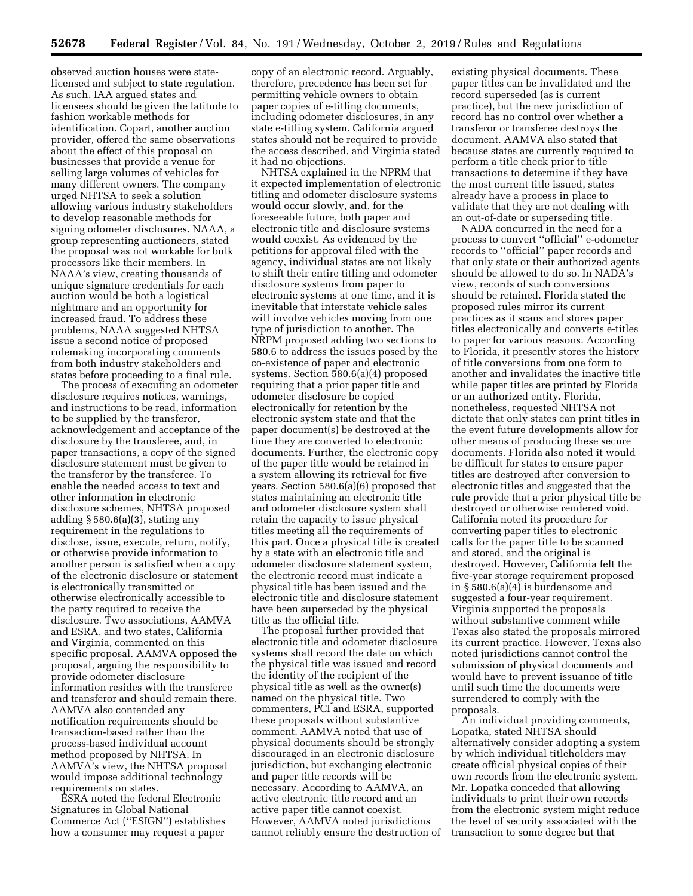observed auction houses were state-licensed and subject to state regulation. As such, IAA argued states and licensees should be given the latitude to fashion workable methods for identification. Copart, another auction provider, offered the same observations about the effect of this proposal on businesses that provide a venue for selling large volumes of vehicles for many different owners. The company urged NHTSA to seek a solution allowing various industry stakeholders to develop reasonable methods for signing odometer disclosures. NAAA, a group representing auctioneers, stated the proposal was not workable for bulk processors like their members. In NAAA's view, creating thousands of unique signature credentials for each auction would be both a logistical nightmare and an opportunity for increased fraud. To address these problems, NAAA suggested NHTSA issue a second notice of proposed rulemaking incorporating comments from both industry stakeholders and states before proceeding to a final rule.

The process of executing an odometer disclosure requires notices, warnings, and instructions to be read, information to be supplied by the transferor, acknowledgement and acceptance of the disclosure by the transferee, and, in paper transactions, a copy of the signed disclosure statement must be given to the transferor by the transferee. To enable the needed access to text and other information in electronic disclosure schemes, NHTSA proposed adding § 580.6(a)(3), stating any requirement in the regulations to disclose, issue, execute, return, notify, or otherwise provide information to another person is satisfied when a copy of the electronic disclosure or statement is electronically transmitted or otherwise electronically accessible to the party required to receive the disclosure. Two associations, AAMVA and ESRA, and two states, California and Virginia, commented on this specific proposal. AAMVA opposed the proposal, arguing the responsibility to provide odometer disclosure information resides with the transferee and transferor and should remain there. AAMVA also contended any notification requirements should be transaction-based rather than the process-based individual account method proposed by NHTSA. In AAMVA's view, the NHTSA proposal would impose additional technology requirements on states.

ESRA noted the federal Electronic Signatures in Global National Commerce Act (''ESIGN'') establishes how a consumer may request a paper copy of an electronic record. Arguably, therefore, precedence has been set for permitting vehicle owners to obtain paper copies of e-titling documents, including odometer disclosures, in any state e-titling system. California argued states should not be required to provide the access described, and Virginia stated it had no objections.

NHTSA explained in the NPRM that it expected implementation of electronic titling and odometer disclosure systems would occur slowly, and, for the foreseeable future, both paper and electronic title and disclosure systems would coexist. As evidenced by the petitions for approval filed with the agency, individual states are not likely to shift their entire titling and odometer disclosure systems from paper to electronic systems at one time, and it is inevitable that interstate vehicle sales will involve vehicles moving from one type of jurisdiction to another. The NRPM proposed adding two sections to 580.6 to address the issues posed by the co-existence of paper and electronic systems. Section 580.6(a)(4) proposed requiring that a prior paper title and odometer disclosure be copied electronically for retention by the electronic system state and that the paper document(s) be destroyed at the time they are converted to electronic documents. Further, the electronic copy of the paper title would be retained in a system allowing its retrieval for five years. Section 580.6(a)(6) proposed that states maintaining an electronic title and odometer disclosure system shall retain the capacity to issue physical titles meeting all the requirements of this part. Once a physical title is created by a state with an electronic title and odometer disclosure statement system, the electronic record must indicate a physical title has been issued and the electronic title and disclosure statement have been superseded by the physical title as the official title.

The proposal further provided that electronic title and odometer disclosure systems shall record the date on which the physical title was issued and record the identity of the recipient of the physical title as well as the owner(s) named on the physical title. Two commenters, PCI and ESRA, supported these proposals without substantive comment. AAMVA noted that use of physical documents should be strongly discouraged in an electronic disclosure jurisdiction, but exchanging electronic and paper title records will be necessary. According to AAMVA, an active electronic title record and an active paper title cannot coexist. However, AAMVA noted jurisdictions cannot reliably ensure the destruction of existing physical documents. These paper titles can be invalidated and the record superseded (as is current practice), but the new jurisdiction of record has no control over whether a transferor or transferee destroys the document. AAMVA also stated that because states are currently required to perform a title check prior to title transactions to determine if they have the most current title issued, states already have a process in place to validate that they are not dealing with an out-of-date or superseding title.

NADA concurred in the need for a process to convert ''official'' e-odometer records to ''official'' paper records and that only state or their authorized agents should be allowed to do so. In NADA's view, records of such conversions should be retained. Florida stated the proposed rules mirror its current practices as it scans and stores paper titles electronically and converts e-titles to paper for various reasons. According to Florida, it presently stores the history of title conversions from one form to another and invalidates the inactive title while paper titles are printed by Florida or an authorized entity. Florida, nonetheless, requested NHTSA not dictate that only states can print titles in the event future developments allow for other means of producing these secure documents. Florida also noted it would be difficult for states to ensure paper titles are destroyed after conversion to electronic titles and suggested that the rule provide that a prior physical title be destroyed or otherwise rendered void. California noted its procedure for converting paper titles to electronic calls for the paper title to be scanned and stored, and the original is destroyed. However, California felt the five-year storage requirement proposed in § 580.6(a)(4) is burdensome and suggested a four-year requirement. Virginia supported the proposals without substantive comment while Texas also stated the proposals mirrored its current practice. However, Texas also noted jurisdictions cannot control the submission of physical documents and would have to prevent issuance of title until such time the documents were surrendered to comply with the proposals.

An individual providing comments, Lopatka, stated NHTSA should alternatively consider adopting a system by which individual titleholders may create official physical copies of their own records from the electronic system. Mr. Lopatka conceded that allowing individuals to print their own records from the electronic system might reduce the level of security associated with the transaction to some degree but that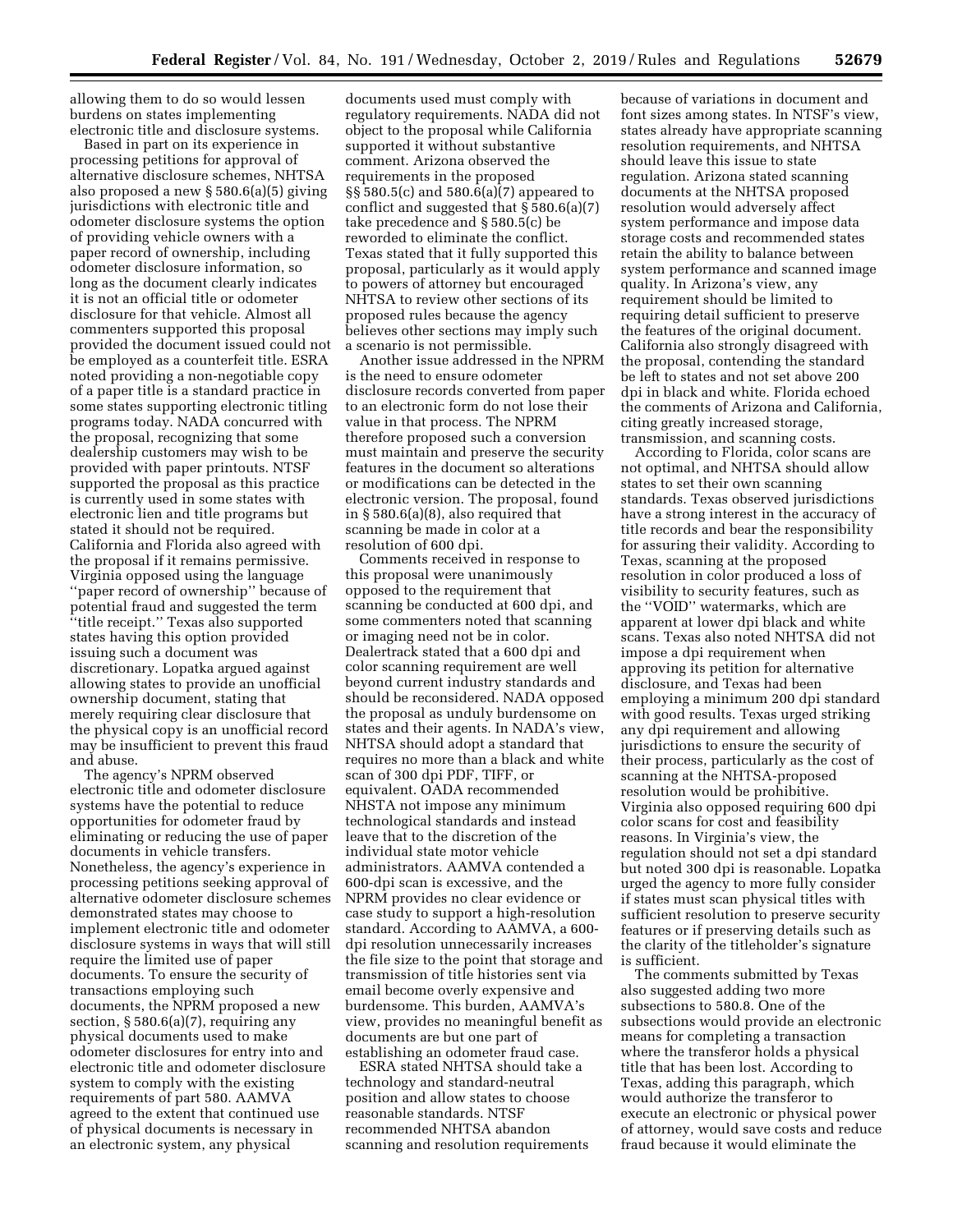allowing them to do so would lessen burdens on states implementing electronic title and disclosure systems.

Based in part on its experience in processing petitions for approval of alternative disclosure schemes, NHTSA also proposed a new § 580.6(a)(5) giving jurisdictions with electronic title and odometer disclosure systems the option of providing vehicle owners with a paper record of ownership, including odometer disclosure information, so long as the document clearly indicates it is not an official title or odometer disclosure for that vehicle. Almost all commenters supported this proposal provided the document issued could not be employed as a counterfeit title. ESRA noted providing a non-negotiable copy of a paper title is a standard practice in some states supporting electronic titling programs today. NADA concurred with the proposal, recognizing that some dealership customers may wish to be provided with paper printouts. NTSF supported the proposal as this practice is currently used in some states with electronic lien and title programs but stated it should not be required. California and Florida also agreed with the proposal if it remains permissive. Virginia opposed using the language ''paper record of ownership'' because of potential fraud and suggested the term ''title receipt.'' Texas also supported states having this option provided issuing such a document was discretionary. Lopatka argued against allowing states to provide an unofficial ownership document, stating that merely requiring clear disclosure that the physical copy is an unofficial record may be insufficient to prevent this fraud and abuse.

The agency's NPRM observed electronic title and odometer disclosure systems have the potential to reduce opportunities for odometer fraud by eliminating or reducing the use of paper documents in vehicle transfers. Nonetheless, the agency's experience in processing petitions seeking approval of alternative odometer disclosure schemes demonstrated states may choose to implement electronic title and odometer disclosure systems in ways that will still require the limited use of paper documents. To ensure the security of transactions employing such documents, the NPRM proposed a new section, § 580.6(a)(7), requiring any physical documents used to make odometer disclosures for entry into and electronic title and odometer disclosure system to comply with the existing requirements of part 580. AAMVA agreed to the extent that continued use of physical documents is necessary in an electronic system, any physical documents used must comply with regulatory requirements. NADA did not object to the proposal while California supported it without substantive comment. Arizona observed the requirements in the proposed §§ 580.5(c) and 580.6(a)(7) appeared to conflict and suggested that § 580.6(a)(7) take precedence and § 580.5(c) be reworded to eliminate the conflict. Texas stated that it fully supported this proposal, particularly as it would apply to powers of attorney but encouraged NHTSA to review other sections of its proposed rules because the agency believes other sections may imply such a scenario is not permissible.

Another issue addressed in the NPRM is the need to ensure odometer disclosure records converted from paper to an electronic form do not lose their value in that process. The NPRM therefore proposed such a conversion must maintain and preserve the security features in the document so alterations or modifications can be detected in the electronic version. The proposal, found in § 580.6(a)(8), also required that scanning be made in color at a resolution of 600 dpi.

Comments received in response to this proposal were unanimously opposed to the requirement that scanning be conducted at 600 dpi, and some commenters noted that scanning or imaging need not be in color. Dealertrack stated that a 600 dpi and color scanning requirement are well beyond current industry standards and should be reconsidered. NADA opposed the proposal as unduly burdensome on states and their agents. In NADA's view, NHTSA should adopt a standard that requires no more than a black and white scan of 300 dpi PDF, TIFF, or equivalent. OADA recommended NHSTA not impose any minimum technological standards and instead leave that to the discretion of the individual state motor vehicle administrators. AAMVA contended a 600-dpi scan is excessive, and the NPRM provides no clear evidence or case study to support a high-resolution standard. According to AAMVA, a 600-dpi resolution unnecessarily increases the file size to the point that storage and transmission of title histories sent via email become overly expensive and burdensome. This burden, AAMVA's view, provides no meaningful benefit as documents are but one part of establishing an odometer fraud case.

ESRA stated NHTSA should take a technology and standard-neutral position and allow states to choose reasonable standards. NTSF recommended NHTSA abandon scanning and resolution requirements because of variations in document and font sizes among states. In NTSF's view, states already have appropriate scanning resolution requirements, and NHTSA should leave this issue to state regulation. Arizona stated scanning documents at the NHTSA proposed resolution would adversely affect system performance and impose data storage costs and recommended states retain the ability to balance between system performance and scanned image quality. In Arizona's view, any requirement should be limited to requiring detail sufficient to preserve the features of the original document. California also strongly disagreed with the proposal, contending the standard be left to states and not set above 200 dpi in black and white. Florida echoed the comments of Arizona and California, citing greatly increased storage, transmission, and scanning costs.

According to Florida, color scans are not optimal, and NHTSA should allow states to set their own scanning standards. Texas observed jurisdictions have a strong interest in the accuracy of title records and bear the responsibility for assuring their validity. According to Texas, scanning at the proposed resolution in color produced a loss of visibility to security features, such as the ''VOID'' watermarks, which are apparent at lower dpi black and white scans. Texas also noted NHTSA did not impose a dpi requirement when approving its petition for alternative disclosure, and Texas had been employing a minimum 200 dpi standard with good results. Texas urged striking any dpi requirement and allowing jurisdictions to ensure the security of their process, particularly as the cost of scanning at the NHTSA-proposed resolution would be prohibitive. Virginia also opposed requiring 600 dpi color scans for cost and feasibility reasons. In Virginia's view, the regulation should not set a dpi standard but noted 300 dpi is reasonable. Lopatka urged the agency to more fully consider if states must scan physical titles with sufficient resolution to preserve security features or if preserving details such as the clarity of the titleholder's signature is sufficient.

The comments submitted by Texas also suggested adding two more subsections to 580.8. One of the subsections would provide an electronic means for completing a transaction where the transferor holds a physical title that has been lost. According to Texas, adding this paragraph, which would authorize the transferor to execute an electronic or physical power of attorney, would save costs and reduce fraud because it would eliminate the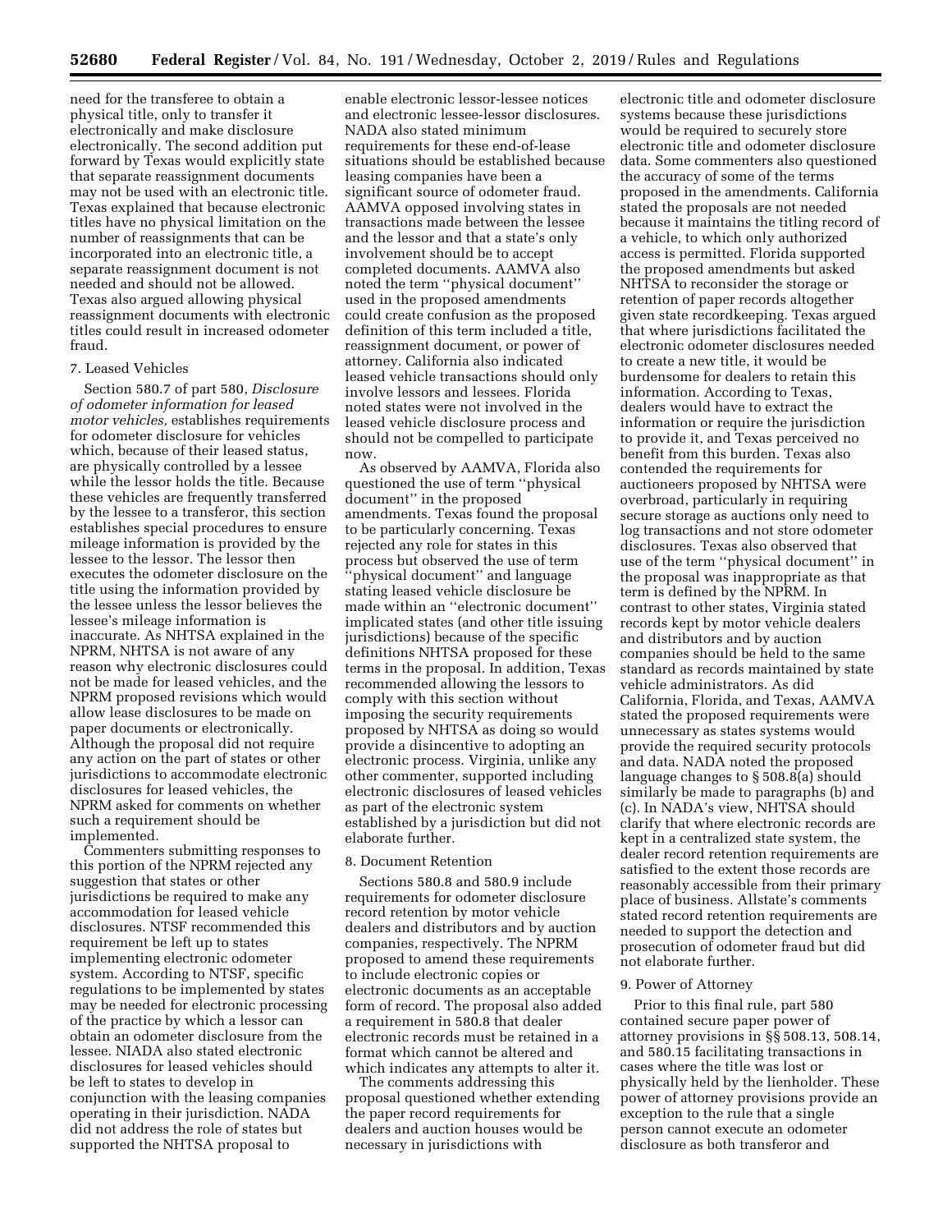need for the transferee to obtain a physical title, only to transfer it electronically and make disclosure electronically. The second addition put forward by Texas would explicitly state that separate reassignment documents may not be used with an electronic title. Texas explained that because electronic titles have no physical limitation on the number of reassignments that can be incorporated into an electronic title, a separate reassignment document is not needed and should not be allowed. Texas also argued allowing physical reassignment documents with electronic titles could result in increased odometer fraud.

#### 7. Leased Vehicles

Section 580.7 of part 580, *Disclosure of odometer information for leased motor vehicles,* establishes requirements for odometer disclosure for vehicles which, because of their leased status, are physically controlled by a lessee while the lessor holds the title. Because these vehicles are frequently transferred by the lessee to a transferor, this section establishes special procedures to ensure mileage information is provided by the lessee to the lessor. The lessor then executes the odometer disclosure on the title using the information provided by the lessee unless the lessor believes the lessee's mileage information is inaccurate. As NHTSA explained in the NPRM, NHTSA is not aware of any reason why electronic disclosures could not be made for leased vehicles, and the NPRM proposed revisions which would allow lease disclosures to be made on paper documents or electronically. Although the proposal did not require any action on the part of states or other jurisdictions to accommodate electronic disclosures for leased vehicles, the NPRM asked for comments on whether such a requirement should be implemented.

Commenters submitting responses to this portion of the NPRM rejected any suggestion that states or other jurisdictions be required to make any accommodation for leased vehicle disclosures. NTSF recommended this requirement be left up to states implementing electronic odometer system. According to NTSF, specific regulations to be implemented by states may be needed for electronic processing of the practice by which a lessor can obtain an odometer disclosure from the lessee. NIADA also stated electronic disclosures for leased vehicles should be left to states to develop in conjunction with the leasing companies operating in their jurisdiction. NADA did not address the role of states but supported the NHTSA proposal to enable electronic lessor-lessee notices and electronic lessee-lessor disclosures. NADA also stated minimum requirements for these end-of-lease situations should be established because leasing companies have been a significant source of odometer fraud. AAMVA opposed involving states in transactions made between the lessee and the lessor and that a state's only involvement should be to accept completed documents. AAMVA also noted the term ''physical document'' used in the proposed amendments could create confusion as the proposed definition of this term included a title, reassignment document, or power of attorney. California also indicated leased vehicle transactions should only involve lessors and lessees. Florida noted states were not involved in the leased vehicle disclosure process and should not be compelled to participate now.

As observed by AAMVA, Florida also questioned the use of term ''physical document'' in the proposed amendments. Texas found the proposal to be particularly concerning. Texas rejected any role for states in this process but observed the use of term ''physical document'' and language stating leased vehicle disclosure be made within an ''electronic document'' implicated states (and other title issuing jurisdictions) because of the specific definitions NHTSA proposed for these terms in the proposal. In addition, Texas recommended allowing the lessors to comply with this section without imposing the security requirements proposed by NHTSA as doing so would provide a disincentive to adopting an electronic process. Virginia, unlike any other commenter, supported including electronic disclosures of leased vehicles as part of the electronic system established by a jurisdiction but did not elaborate further.

#### 8. Document Retention

Sections 580.8 and 580.9 include requirements for odometer disclosure record retention by motor vehicle dealers and distributors and by auction companies, respectively. The NPRM proposed to amend these requirements to include electronic copies or electronic documents as an acceptable form of record. The proposal also added a requirement in 580.8 that dealer electronic records must be retained in a format which cannot be altered and which indicates any attempts to alter it.

The comments addressing this proposal questioned whether extending the paper record requirements for dealers and auction houses would be necessary in jurisdictions with electronic title and odometer disclosure systems because these jurisdictions would be required to securely store electronic title and odometer disclosure data. Some commenters also questioned the accuracy of some of the terms proposed in the amendments. California stated the proposals are not needed because it maintains the titling record of a vehicle, to which only authorized access is permitted. Florida supported the proposed amendments but asked NHTSA to reconsider the storage or retention of paper records altogether given state recordkeeping. Texas argued that where jurisdictions facilitated the electronic odometer disclosures needed to create a new title, it would be burdensome for dealers to retain this information. According to Texas, dealers would have to extract the information or require the jurisdiction to provide it, and Texas perceived no benefit from this burden. Texas also contended the requirements for auctioneers proposed by NHTSA were overbroad, particularly in requiring secure storage as auctions only need to log transactions and not store odometer disclosures. Texas also observed that use of the term ''physical document'' in the proposal was inappropriate as that term is defined by the NPRM. In contrast to other states, Virginia stated records kept by motor vehicle dealers and distributors and by auction companies should be held to the same standard as records maintained by state vehicle administrators. As did California, Florida, and Texas, AAMVA stated the proposed requirements were unnecessary as states systems would provide the required security protocols and data. NADA noted the proposed language changes to § 508.8(a) should similarly be made to paragraphs (b) and (c). In NADA's view, NHTSA should clarify that where electronic records are kept in a centralized state system, the dealer record retention requirements are satisfied to the extent those records are reasonably accessible from their primary place of business. Allstate's comments stated record retention requirements are needed to support the detection and prosecution of odometer fraud but did not elaborate further.

#### 9. Power of Attorney

Prior to this final rule, part 580 contained secure paper power of attorney provisions in §§ 508.13, 508.14, and 580.15 facilitating transactions in cases where the title was lost or physically held by the lienholder. These power of attorney provisions provide an exception to the rule that a single person cannot execute an odometer disclosure as both transferor and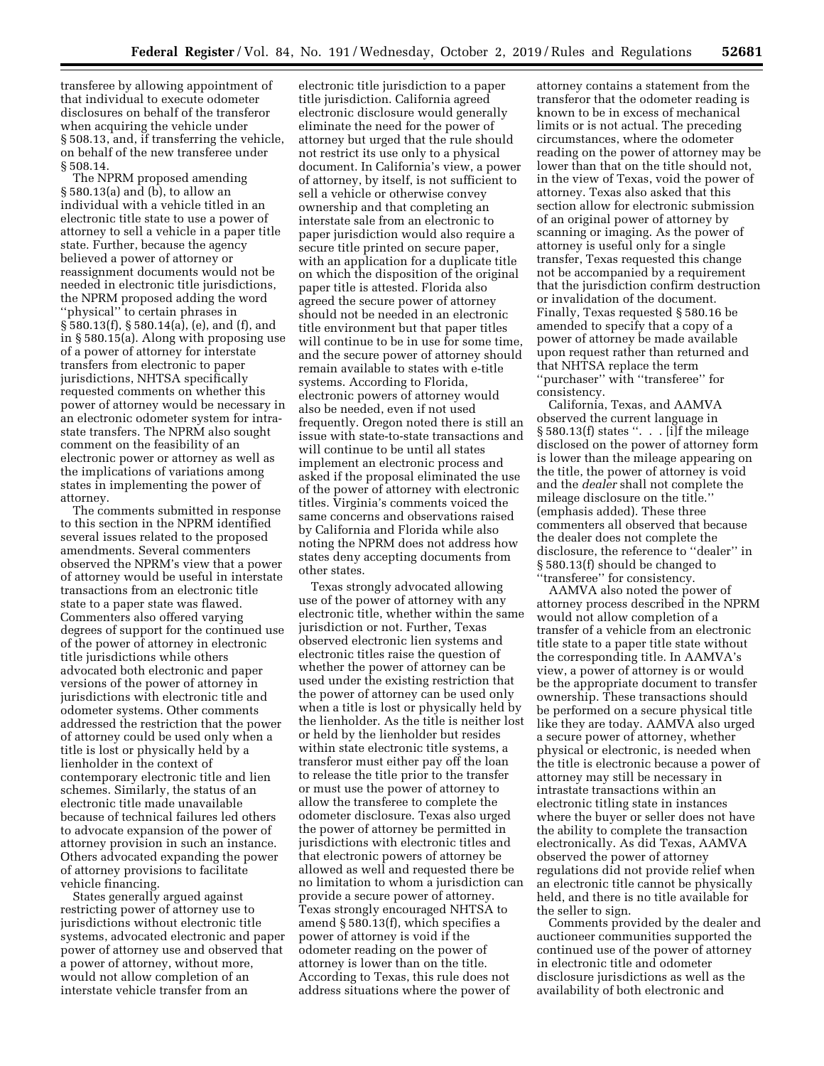transferee by allowing appointment of that individual to execute odometer disclosures on behalf of the transferor when acquiring the vehicle under § 508.13, and, if transferring the vehicle, on behalf of the new transferee under § 508.14.

The NPRM proposed amending § 580.13(a) and (b), to allow an individual with a vehicle titled in an electronic title state to use a power of attorney to sell a vehicle in a paper title state. Further, because the agency believed a power of attorney or reassignment documents would not be needed in electronic title jurisdictions, the NPRM proposed adding the word ''physical'' to certain phrases in § 580.13(f), § 580.14(a), (e), and (f), and in § 580.15(a). Along with proposing use of a power of attorney for interstate transfers from electronic to paper jurisdictions, NHTSA specifically requested comments on whether this power of attorney would be necessary in an electronic odometer system for intrastate transfers. The NPRM also sought comment on the feasibility of an electronic power or attorney as well as the implications of variations among states in implementing the power of attorney.

The comments submitted in response to this section in the NPRM identified several issues related to the proposed amendments. Several commenters observed the NPRM's view that a power of attorney would be useful in interstate transactions from an electronic title state to a paper state was flawed. Commenters also offered varying degrees of support for the continued use of the power of attorney in electronic title jurisdictions while others advocated both electronic and paper versions of the power of attorney in jurisdictions with electronic title and odometer systems. Other comments addressed the restriction that the power of attorney could be used only when a title is lost or physically held by a lienholder in the context of contemporary electronic title and lien schemes. Similarly, the status of an electronic title made unavailable because of technical failures led others to advocate expansion of the power of attorney provision in such an instance. Others advocated expanding the power of attorney provisions to facilitate vehicle financing.

States generally argued against restricting power of attorney use to jurisdictions without electronic title systems, advocated electronic and paper power of attorney use and observed that a power of attorney, without more, would not allow completion of an interstate vehicle transfer from an electronic title jurisdiction to a paper title jurisdiction. California agreed electronic disclosure would generally eliminate the need for the power of attorney but urged that the rule should not restrict its use only to a physical document. In California's view, a power of attorney, by itself, is not sufficient to sell a vehicle or otherwise convey ownership and that completing an interstate sale from an electronic to paper jurisdiction would also require a secure title printed on secure paper, with an application for a duplicate title on which the disposition of the original paper title is attested. Florida also agreed the secure power of attorney should not be needed in an electronic title environment but that paper titles will continue to be in use for some time, and the secure power of attorney should remain available to states with e-title systems. According to Florida, electronic powers of attorney would also be needed, even if not used frequently. Oregon noted there is still an issue with state-to-state transactions and will continue to be until all states implement an electronic process and asked if the proposal eliminated the use of the power of attorney with electronic titles. Virginia's comments voiced the same concerns and observations raised by California and Florida while also noting the NPRM does not address how states deny accepting documents from other states.

Texas strongly advocated allowing use of the power of attorney with any electronic title, whether within the same jurisdiction or not. Further, Texas observed electronic lien systems and electronic titles raise the question of whether the power of attorney can be used under the existing restriction that the power of attorney can be used only when a title is lost or physically held by the lienholder. As the title is neither lost or held by the lienholder but resides within state electronic title systems, a transferor must either pay off the loan to release the title prior to the transfer or must use the power of attorney to allow the transferee to complete the odometer disclosure. Texas also urged the power of attorney be permitted in jurisdictions with electronic titles and that electronic powers of attorney be allowed as well and requested there be no limitation to whom a jurisdiction can provide a secure power of attorney. Texas strongly encouraged NHTSA to amend § 580.13(f), which specifies a power of attorney is void if the odometer reading on the power of attorney is lower than on the title. According to Texas, this rule does not address situations where the power of attorney contains a statement from the transferor that the odometer reading is known to be in excess of mechanical limits or is not actual. The preceding circumstances, where the odometer reading on the power of attorney may be lower than that on the title should not, in the view of Texas, void the power of attorney. Texas also asked that this section allow for electronic submission of an original power of attorney by scanning or imaging. As the power of attorney is useful only for a single transfer, Texas requested this change not be accompanied by a requirement that the jurisdiction confirm destruction or invalidation of the document. Finally, Texas requested § 580.16 be amended to specify that a copy of a power of attorney be made available upon request rather than returned and that NHTSA replace the term ''purchaser'' with ''transferee'' for consistency.

California, Texas, and AAMVA observed the current language in § 580.13(f) states ''. . . [i]f the mileage disclosed on the power of attorney form is lower than the mileage appearing on the title, the power of attorney is void and the *dealer* shall not complete the mileage disclosure on the title.'' (emphasis added). These three commenters all observed that because the dealer does not complete the disclosure, the reference to ''dealer'' in § 580.13(f) should be changed to ''transferee'' for consistency.

AAMVA also noted the power of attorney process described in the NPRM would not allow completion of a transfer of a vehicle from an electronic title state to a paper title state without the corresponding title. In AAMVA's view, a power of attorney is or would be the appropriate document to transfer ownership. These transactions should be performed on a secure physical title like they are today. AAMVA also urged a secure power of attorney, whether physical or electronic, is needed when the title is electronic because a power of attorney may still be necessary in intrastate transactions within an electronic titling state in instances where the buyer or seller does not have the ability to complete the transaction electronically. As did Texas, AAMVA observed the power of attorney regulations did not provide relief when an electronic title cannot be physically held, and there is no title available for the seller to sign.

Comments provided by the dealer and auctioneer communities supported the continued use of the power of attorney in electronic title and odometer disclosure jurisdictions as well as the availability of both electronic and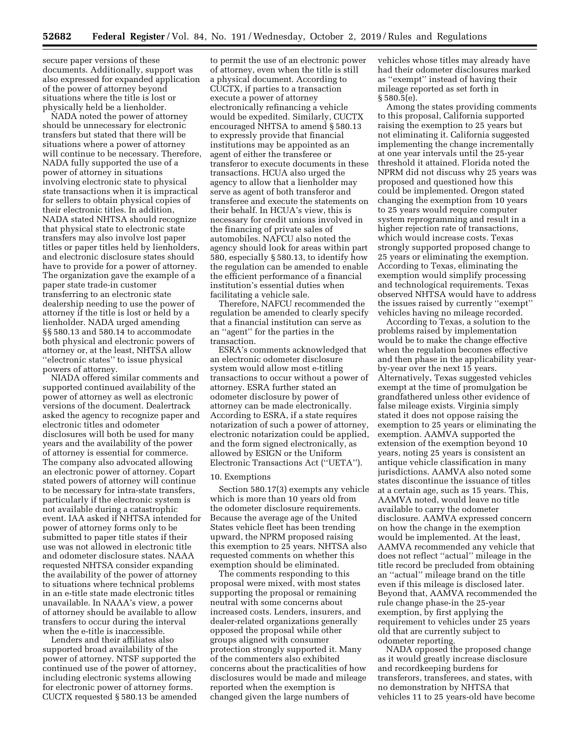secure paper versions of these documents. Additionally, support was also expressed for expanded application of the power of attorney beyond situations where the title is lost or physically held be a lienholder.

NADA noted the power of attorney should be unnecessary for electronic transfers but stated that there will be situations where a power of attorney will continue to be necessary. Therefore, NADA fully supported the use of a power of attorney in situations involving electronic state to physical state transactions when it is impractical for sellers to obtain physical copies of their electronic titles. In addition, NADA stated NHTSA should recognize that physical state to electronic state transfers may also involve lost paper titles or paper titles held by lienholders, and electronic disclosure states should have to provide for a power of attorney. The organization gave the example of a paper state trade-in customer transferring to an electronic state dealership needing to use the power of attorney if the title is lost or held by a lienholder. NADA urged amending §§ 580.13 and 580.14 to accommodate both physical and electronic powers of attorney or, at the least, NHTSA allow ''electronic states'' to issue physical powers of attorney.

NIADA offered similar comments and supported continued availability of the power of attorney as well as electronic versions of the document. Dealertrack asked the agency to recognize paper and electronic titles and odometer disclosures will both be used for many years and the availability of the power of attorney is essential for commerce. The company also advocated allowing an electronic power of attorney. Copart stated powers of attorney will continue to be necessary for intra-state transfers, particularly if the electronic system is not available during a catastrophic event. IAA asked if NHTSA intended for power of attorney forms only to be submitted to paper title states if their use was not allowed in electronic title and odometer disclosure states. NAAA requested NHTSA consider expanding the availability of the power of attorney to situations where technical problems in an e-title state made electronic titles unavailable. In NAAA's view, a power of attorney should be available to allow transfers to occur during the interval when the e-title is inaccessible.

Lenders and their affiliates also supported broad availability of the power of attorney. NTSF supported the continued use of the power of attorney, including electronic systems allowing for electronic power of attorney forms. CUCTX requested § 580.13 be amended to permit the use of an electronic power of attorney, even when the title is still a physical document. According to CUCTX, if parties to a transaction execute a power of attorney electronically refinancing a vehicle would be expedited. Similarly, CUCTX encouraged NHTSA to amend § 580.13 to expressly provide that financial institutions may be appointed as an agent of either the transferee or transferor to execute documents in these transactions. HCUA also urged the agency to allow that a lienholder may serve as agent of both transferor and transferee and execute the statements on their behalf. In HCUA's view, this is necessary for credit unions involved in the financing of private sales of automobiles. NAFCU also noted the agency should look for areas within part 580, especially § 580.13, to identify how the regulation can be amended to enable the efficient performance of a financial institution's essential duties when facilitating a vehicle sale.

Therefore, NAFCU recommended the regulation be amended to clearly specify that a financial institution can serve as an ''agent'' for the parties in the transaction.

ESRA's comments acknowledged that an electronic odometer disclosure system would allow most e-titling transactions to occur without a power of attorney. ESRA further stated an odometer disclosure by power of attorney can be made electronically. According to ESRA, if a state requires notarization of such a power of attorney, electronic notarization could be applied, and the form signed electronically, as allowed by ESIGN or the Uniform Electronic Transactions Act (''UETA'').

### 10. Exemptions

Section 580.17(3) exempts any vehicle which is more than 10 years old from the odometer disclosure requirements. Because the average age of the United States vehicle fleet has been trending upward, the NPRM proposed raising this exemption to 25 years. NHTSA also requested comments on whether this exemption should be eliminated.

The comments responding to this proposal were mixed, with most states supporting the proposal or remaining neutral with some concerns about increased costs. Lenders, insurers, and dealer-related organizations generally opposed the proposal while other groups aligned with consumer protection strongly supported it. Many of the commenters also exhibited concerns about the practicalities of how disclosures would be made and mileage reported when the exemption is changed given the large numbers of vehicles whose titles may already have had their odometer disclosures marked as ''exempt'' instead of having their mileage reported as set forth in § 580.5(e).

Among the states providing comments to this proposal, California supported raising the exemption to 25 years but not eliminating it. California suggested implementing the change incrementally at one year intervals until the 25-year threshold it attained. Florida noted the NPRM did not discuss why 25 years was proposed and questioned how this could be implemented. Oregon stated changing the exemption from 10 years to 25 years would require computer system reprogramming and result in a higher rejection rate of transactions, which would increase costs. Texas strongly supported proposed change to 25 years or eliminating the exemption. According to Texas, eliminating the exemption would simplify processing and technological requirements. Texas observed NHTSA would have to address the issues raised by currently ''exempt'' vehicles having no mileage recorded.

According to Texas, a solution to the problems raised by implementation would be to make the change effective when the regulation becomes effective and then phase in the applicability year-by-year over the next 15 years. Alternatively, Texas suggested vehicles exempt at the time of promulgation be grandfathered unless other evidence of false mileage exists. Virginia simply stated it does not oppose raising the exemption to 25 years or eliminating the exemption. AAMVA supported the extension of the exemption beyond 10 years, noting 25 years is consistent an antique vehicle classification in many jurisdictions. AAMVA also noted some states discontinue the issuance of titles at a certain age, such as 15 years. This, AAMVA noted, would leave no title available to carry the odometer disclosure. AAMVA expressed concern on how the change in the exemption would be implemented. At the least, AAMVA recommended any vehicle that does not reflect ''actual'' mileage in the title record be precluded from obtaining an ''actual'' mileage brand on the title even if this mileage is disclosed later. Beyond that, AAMVA recommended the rule change phase-in the 25-year exemption, by first applying the requirement to vehicles under 25 years old that are currently subject to odometer reporting.

NADA opposed the proposed change as it would greatly increase disclosure and recordkeeping burdens for transferors, transferees, and states, with no demonstration by NHTSA that vehicles 11 to 25 years-old have become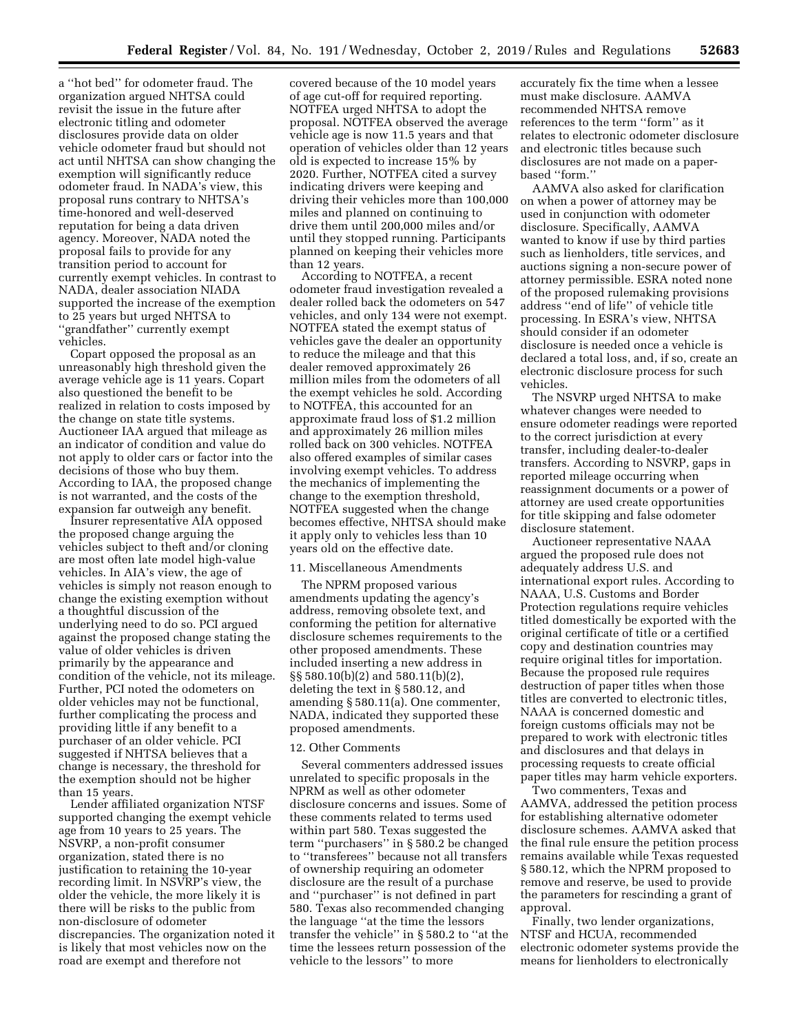a ''hot bed'' for odometer fraud. The organization argued NHTSA could revisit the issue in the future after electronic titling and odometer disclosures provide data on older vehicle odometer fraud but should not act until NHTSA can show changing the exemption will significantly reduce odometer fraud. In NADA's view, this proposal runs contrary to NHTSA's time-honored and well-deserved reputation for being a data driven agency. Moreover, NADA noted the proposal fails to provide for any transition period to account for currently exempt vehicles. In contrast to NADA, dealer association NIADA supported the increase of the exemption to 25 years but urged NHTSA to ''grandfather'' currently exempt vehicles.

Copart opposed the proposal as an unreasonably high threshold given the average vehicle age is 11 years. Copart also questioned the benefit to be realized in relation to costs imposed by the change on state title systems. Auctioneer IAA argued that mileage as an indicator of condition and value do not apply to older cars or factor into the decisions of those who buy them. According to IAA, the proposed change is not warranted, and the costs of the expansion far outweigh any benefit.

Insurer representative AIA opposed the proposed change arguing the vehicles subject to theft and/or cloning are most often late model high-value vehicles. In AIA's view, the age of vehicles is simply not reason enough to change the existing exemption without a thoughtful discussion of the underlying need to do so. PCI argued against the proposed change stating the value of older vehicles is driven primarily by the appearance and condition of the vehicle, not its mileage. Further, PCI noted the odometers on older vehicles may not be functional, further complicating the process and providing little if any benefit to a purchaser of an older vehicle. PCI suggested if NHTSA believes that a change is necessary, the threshold for the exemption should not be higher than 15 years.

Lender affiliated organization NTSF supported changing the exempt vehicle age from 10 years to 25 years. The NSVRP, a non-profit consumer organization, stated there is no justification to retaining the 10-year recording limit. In NSVRP's view, the older the vehicle, the more likely it is there will be risks to the public from non-disclosure of odometer discrepancies. The organization noted it is likely that most vehicles now on the road are exempt and therefore not covered because of the 10 model years of age cut-off for required reporting. NOTFEA urged NHTSA to adopt the proposal. NOTFEA observed the average vehicle age is now 11.5 years and that operation of vehicles older than 12 years old is expected to increase 15% by 2020. Further, NOTFEA cited a survey indicating drivers were keeping and driving their vehicles more than 100,000 miles and planned on continuing to drive them until 200,000 miles and/or until they stopped running. Participants planned on keeping their vehicles more than 12 years.

According to NOTFEA, a recent odometer fraud investigation revealed a dealer rolled back the odometers on 547 vehicles, and only 134 were not exempt. NOTFEA stated the exempt status of vehicles gave the dealer an opportunity to reduce the mileage and that this dealer removed approximately 26 million miles from the odometers of all the exempt vehicles he sold. According to NOTFEA, this accounted for an approximate fraud loss of $1.2 million and approximately 26 million miles rolled back on 300 vehicles. NOTFEA also offered examples of similar cases involving exempt vehicles. To address the mechanics of implementing the change to the exemption threshold, NOTFEA suggested when the change becomes effective, NHTSA should make it apply only to vehicles less than 10 years old on the effective date.

### 11. Miscellaneous Amendments

The NPRM proposed various amendments updating the agency's address, removing obsolete text, and conforming the petition for alternative disclosure schemes requirements to the other proposed amendments. These included inserting a new address in §§ 580.10(b)(2) and 580.11(b)(2), deleting the text in § 580.12, and amending § 580.11(a). One commenter, NADA, indicated they supported these proposed amendments.

### 12. Other Comments

Several commenters addressed issues unrelated to specific proposals in the NPRM as well as other odometer disclosure concerns and issues. Some of these comments related to terms used within part 580. Texas suggested the term ''purchasers'' in § 580.2 be changed to ''transferees'' because not all transfers of ownership requiring an odometer disclosure are the result of a purchase and ''purchaser'' is not defined in part 580. Texas also recommended changing the language ''at the time the lessors transfer the vehicle'' in § 580.2 to ''at the time the lessees return possession of the vehicle to the lessors'' to more accurately fix the time when a lessee must make disclosure. AAMVA recommended NHTSA remove references to the term ''form'' as it relates to electronic odometer disclosure and electronic titles because such disclosures are not made on a paper-based ''form.''

AAMVA also asked for clarification on when a power of attorney may be used in conjunction with odometer disclosure. Specifically, AAMVA wanted to know if use by third parties such as lienholders, title services, and auctions signing a non-secure power of attorney permissible. ESRA noted none of the proposed rulemaking provisions address ''end of life'' of vehicle title processing. In ESRA's view, NHTSA should consider if an odometer disclosure is needed once a vehicle is declared a total loss, and, if so, create an electronic disclosure process for such vehicles.

The NSVRP urged NHTSA to make whatever changes were needed to ensure odometer readings were reported to the correct jurisdiction at every transfer, including dealer-to-dealer transfers. According to NSVRP, gaps in reported mileage occurring when reassignment documents or a power of attorney are used create opportunities for title skipping and false odometer disclosure statement.

Auctioneer representative NAAA argued the proposed rule does not adequately address U.S. and international export rules. According to NAAA, U.S. Customs and Border Protection regulations require vehicles titled domestically be exported with the original certificate of title or a certified copy and destination countries may require original titles for importation. Because the proposed rule requires destruction of paper titles when those titles are converted to electronic titles, NAAA is concerned domestic and foreign customs officials may not be prepared to work with electronic titles and disclosures and that delays in processing requests to create official paper titles may harm vehicle exporters.

Two commenters, Texas and AAMVA, addressed the petition process for establishing alternative odometer disclosure schemes. AAMVA asked that the final rule ensure the petition process remains available while Texas requested § 580.12, which the NPRM proposed to remove and reserve, be used to provide the parameters for rescinding a grant of approval.

Finally, two lender organizations, NTSF and HCUA, recommended electronic odometer systems provide the means for lienholders to electronically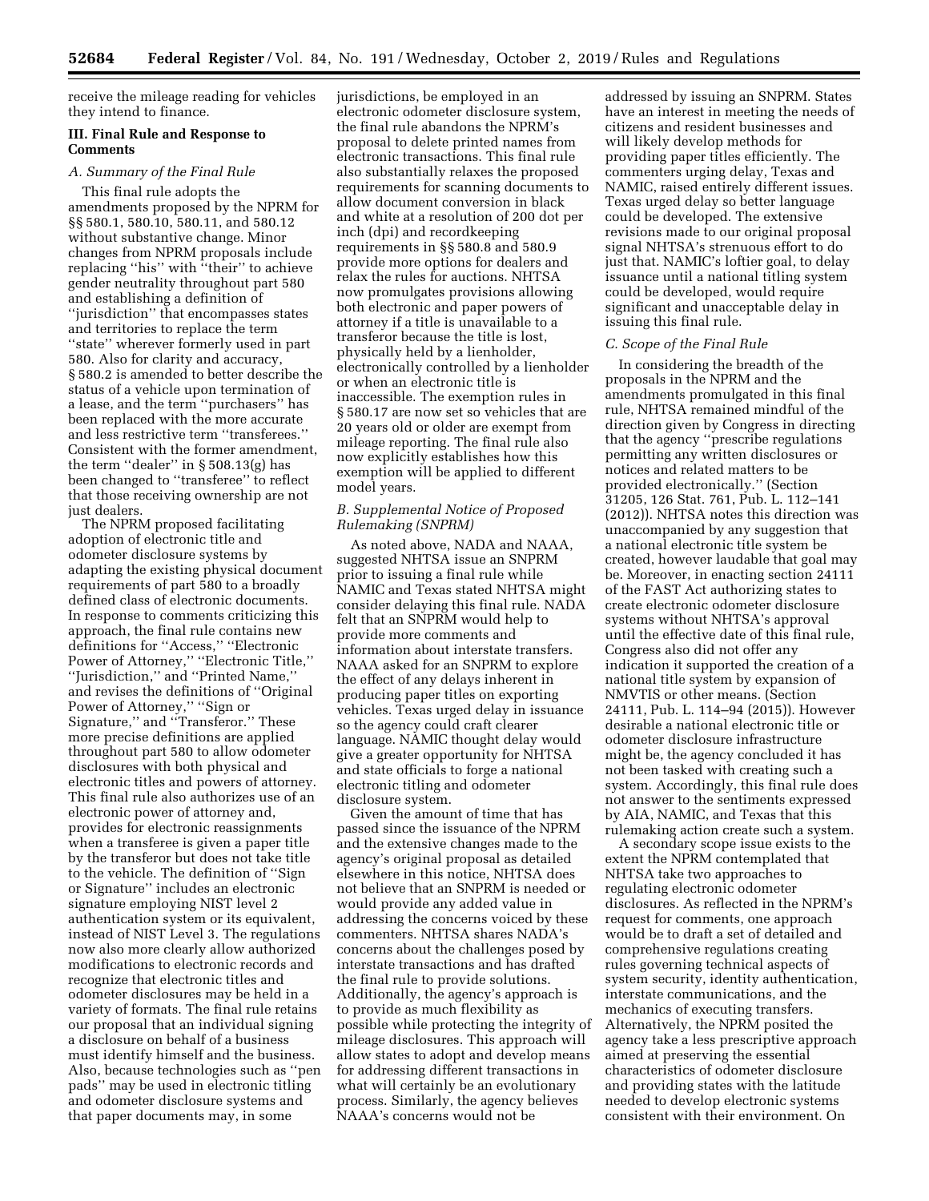receive the mileage reading for vehicles they intend to finance.

## III. Final Rule and Response to Comments

### A. Summary of the Final Rule

This final rule adopts the amendments proposed by the NPRM for §§ 580.1, 580.10, 580.11, and 580.12 without substantive change. Minor changes from NPRM proposals include replacing "his" with "their" to achieve gender neutrality throughout part 580 and establishing a definition of "jurisdiction" that encompasses states and territories to replace the term "state" wherever formerly used in part 580. Also for clarity and accuracy, § 580.2 is amended to better describe the status of a vehicle upon termination of a lease, and the term "purchasers" has been replaced with the more accurate and less restrictive term "transferees." Consistent with the former amendment, the term "dealer" in § 508.13(g) has been changed to "transferee" to reflect that those receiving ownership are not just dealers.

The NPRM proposed facilitating adoption of electronic title and odometer disclosure systems by adapting the existing physical document requirements of part 580 to a broadly defined class of electronic documents. In response to comments criticizing this approach, the final rule contains new definitions for "Access," "Electronic Power of Attorney," "Electronic Title," "Jurisdiction," and "Printed Name," and revises the definitions of "Original Power of Attorney," "Sign or Signature," and "Transferor." These more precise definitions are applied throughout part 580 to allow odometer disclosures with both physical and electronic titles and powers of attorney. This final rule also authorizes use of an electronic power of attorney and, provides for electronic reassignments when a transferee is given a paper title by the transferor but does not take title to the vehicle. The definition of "Sign or Signature" includes an electronic signature employing NIST level 2 authentication system or its equivalent, instead of NIST Level 3. The regulations now also more clearly allow authorized modifications to electronic records and recognize that electronic titles and odometer disclosures may be held in a variety of formats. The final rule retains our proposal that an individual signing a disclosure on behalf of a business must identify himself and the business. Also, because technologies such as "pen pads" may be used in electronic titling and odometer disclosure systems and that paper documents may, in some jurisdictions, be employed in an electronic odometer disclosure system, the final rule abandons the NPRM's proposal to delete printed names from electronic transactions. This final rule also substantially relaxes the proposed requirements for scanning documents to allow document conversion in black and white at a resolution of 200 dot per inch (dpi) and recordkeeping requirements in §§ 580.8 and 580.9 provide more options for dealers and relax the rules for auctions. NHTSA now promulgates provisions allowing both electronic and paper powers of attorney if a title is unavailable to a transferor because the title is lost, physically held by a lienholder, electronically controlled by a lienholder or when an electronic title is inaccessible. The exemption rules in § 580.17 are now set so vehicles that are 20 years old or older are exempt from mileage reporting. The final rule also now explicitly establishes how this exemption will be applied to different model years.

### B. Supplemental Notice of Proposed Rulemaking (SNPRM)

As noted above, NADA and NAAA, suggested NHTSA issue an SNPRM prior to issuing a final rule while NAMIC and Texas stated NHTSA might consider delaying this final rule. NADA felt that an SNPRM would help to provide more comments and information about interstate transfers. NAAA asked for an SNPRM to explore the effect of any delays inherent in producing paper titles on exporting vehicles. Texas urged delay in issuance so the agency could craft clearer language. NAMIC thought delay would give a greater opportunity for NHTSA and state officials to forge a national electronic titling and odometer disclosure system.

Given the amount of time that has passed since the issuance of the NPRM and the extensive changes made to the agency's original proposal as detailed elsewhere in this notice, NHTSA does not believe that an SNPRM is needed or would provide any added value in addressing the concerns voiced by these commenters. NHTSA shares NADA's concerns about the challenges posed by interstate transactions and has drafted the final rule to provide solutions. Additionally, the agency's approach is to provide as much flexibility as possible while protecting the integrity of mileage disclosures. This approach will allow states to adopt and develop means for addressing different transactions in what will certainly be an evolutionary process. Similarly, the agency believes NAAA's concerns would not be addressed by issuing an SNPRM. States have an interest in meeting the needs of citizens and resident businesses and will likely develop methods for providing paper titles efficiently. The commenters urging delay, Texas and NAMIC, raised entirely different issues. Texas urged delay so better language could be developed. The extensive revisions made to our original proposal signal NHTSA's strenuous effort to do just that. NAMIC's loftier goal, to delay issuance until a national titling system could be developed, would require significant and unacceptable delay in issuing this final rule.

### C. Scope of the Final Rule

In considering the breadth of the proposals in the NPRM and the amendments promulgated in this final rule, NHTSA remained mindful of the direction given by Congress in directing that the agency "prescribe regulations permitting any written disclosures or notices and related matters to be provided electronically." (Section 31205, 126 Stat. 761, Pub. L. 112–141 (2012)). NHTSA notes this direction was unaccompanied by any suggestion that a national electronic title system be created, however laudable that goal may be. Moreover, in enacting section 24111 of the FAST Act authorizing states to create electronic odometer disclosure systems without NHTSA's approval until the effective date of this final rule, Congress also did not offer any indication it supported the creation of a national title system by expansion of NMVTIS or other means. (Section 24111, Pub. L. 114–94 (2015)). However desirable a national electronic title or odometer disclosure infrastructure might be, the agency concluded it has not been tasked with creating such a system. Accordingly, this final rule does not answer to the sentiments expressed by AIA, NAMIC, and Texas that this rulemaking action create such a system.

A secondary scope issue exists to the extent the NPRM contemplated that NHTSA take two approaches to regulating electronic odometer disclosures. As reflected in the NPRM's request for comments, one approach would be to draft a set of detailed and comprehensive regulations creating rules governing technical aspects of system security, identity authentication, interstate communications, and the mechanics of executing transfers. Alternatively, the NPRM posited the agency take a less prescriptive approach aimed at preserving the essential characteristics of odometer disclosure and providing states with the latitude needed to develop electronic systems consistent with their environment. On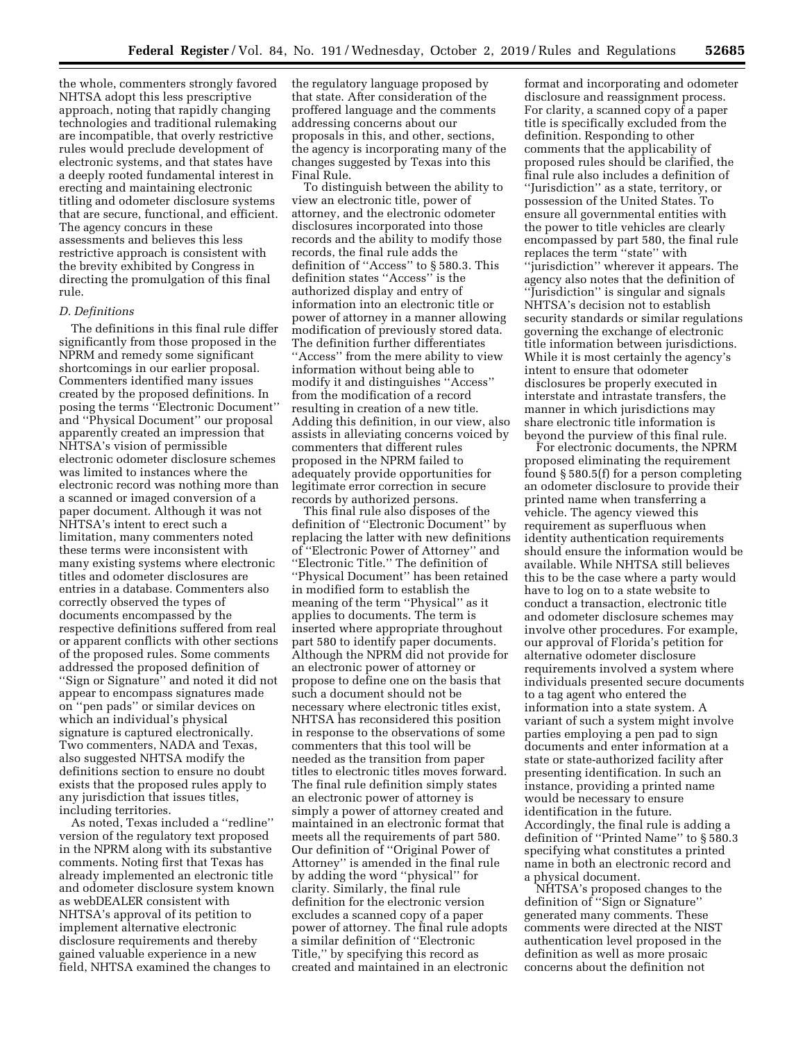the whole, commenters strongly favored NHTSA adopt this less prescriptive approach, noting that rapidly changing technologies and traditional rulemaking are incompatible, that overly restrictive rules would preclude development of electronic systems, and that states have a deeply rooted fundamental interest in erecting and maintaining electronic titling and odometer disclosure systems that are secure, functional, and efficient. The agency concurs in these assessments and believes this less restrictive approach is consistent with the brevity exhibited by Congress in directing the promulgation of this final rule.

### *D. Definitions*

The definitions in this final rule differ significantly from those proposed in the NPRM and remedy some significant shortcomings in our earlier proposal. Commenters identified many issues created by the proposed definitions. In posing the terms ''Electronic Document'' and ''Physical Document'' our proposal apparently created an impression that NHTSA's vision of permissible electronic odometer disclosure schemes was limited to instances where the electronic record was nothing more than a scanned or imaged conversion of a paper document. Although it was not NHTSA's intent to erect such a limitation, many commenters noted these terms were inconsistent with many existing systems where electronic titles and odometer disclosures are entries in a database. Commenters also correctly observed the types of documents encompassed by the respective definitions suffered from real or apparent conflicts with other sections of the proposed rules. Some comments addressed the proposed definition of ''Sign or Signature'' and noted it did not appear to encompass signatures made on ''pen pads'' or similar devices on which an individual's physical signature is captured electronically. Two commenters, NADA and Texas, also suggested NHTSA modify the definitions section to ensure no doubt exists that the proposed rules apply to any jurisdiction that issues titles, including territories.

As noted, Texas included a ''redline'' version of the regulatory text proposed in the NPRM along with its substantive comments. Noting first that Texas has already implemented an electronic title and odometer disclosure system known as webDEALER consistent with NHTSA's approval of its petition to implement alternative electronic disclosure requirements and thereby gained valuable experience in a new field, NHTSA examined the changes to the regulatory language proposed by that state. After consideration of the proffered language and the comments addressing concerns about our proposals in this, and other, sections, the agency is incorporating many of the changes suggested by Texas into this Final Rule.

To distinguish between the ability to view an electronic title, power of attorney, and the electronic odometer disclosures incorporated into those records and the ability to modify those records, the final rule adds the definition of ''Access'' to § 580.3. This definition states ''Access'' is the authorized display and entry of information into an electronic title or power of attorney in a manner allowing modification of previously stored data. The definition further differentiates ''Access'' from the mere ability to view information without being able to modify it and distinguishes ''Access'' from the modification of a record resulting in creation of a new title. Adding this definition, in our view, also assists in alleviating concerns voiced by commenters that different rules proposed in the NPRM failed to adequately provide opportunities for legitimate error correction in secure records by authorized persons.

This final rule also disposes of the definition of ''Electronic Document'' by replacing the latter with new definitions of ''Electronic Power of Attorney'' and ''Electronic Title.'' The definition of ''Physical Document'' has been retained in modified form to establish the meaning of the term ''Physical'' as it applies to documents. The term is inserted where appropriate throughout part 580 to identify paper documents. Although the NPRM did not provide for an electronic power of attorney or propose to define one on the basis that such a document should not be necessary where electronic titles exist, NHTSA has reconsidered this position in response to the observations of some commenters that this tool will be needed as the transition from paper titles to electronic titles moves forward. The final rule definition simply states an electronic power of attorney is simply a power of attorney created and maintained in an electronic format that meets all the requirements of part 580. Our definition of ''Original Power of Attorney'' is amended in the final rule by adding the word ''physical'' for clarity. Similarly, the final rule definition for the electronic version excludes a scanned copy of a paper power of attorney. The final rule adopts a similar definition of ''Electronic Title,'' by specifying this record as created and maintained in an electronic format and incorporating and odometer disclosure and reassignment process. For clarity, a scanned copy of a paper title is specifically excluded from the definition. Responding to other comments that the applicability of proposed rules should be clarified, the final rule also includes a definition of ''Jurisdiction'' as a state, territory, or possession of the United States. To ensure all governmental entities with the power to title vehicles are clearly encompassed by part 580, the final rule replaces the term ''state'' with ''jurisdiction'' wherever it appears. The agency also notes that the definition of ''Jurisdiction'' is singular and signals NHTSA's decision not to establish security standards or similar regulations governing the exchange of electronic title information between jurisdictions. While it is most certainly the agency's intent to ensure that odometer disclosures be properly executed in interstate and intrastate transfers, the manner in which jurisdictions may share electronic title information is beyond the purview of this final rule.

For electronic documents, the NPRM proposed eliminating the requirement found § 580.5(f) for a person completing an odometer disclosure to provide their printed name when transferring a vehicle. The agency viewed this requirement as superfluous when identity authentication requirements should ensure the information would be available. While NHTSA still believes this to be the case where a party would have to log on to a state website to conduct a transaction, electronic title and odometer disclosure schemes may involve other procedures. For example, our approval of Florida's petition for alternative odometer disclosure requirements involved a system where individuals presented secure documents to a tag agent who entered the information into a state system. A variant of such a system might involve parties employing a pen pad to sign documents and enter information at a state or state-authorized facility after presenting identification. In such an instance, providing a printed name would be necessary to ensure identification in the future. Accordingly, the final rule is adding a definition of ''Printed Name'' to § 580.3 specifying what constitutes a printed name in both an electronic record and a physical document.

NHTSA's proposed changes to the definition of ''Sign or Signature'' generated many comments. These comments were directed at the NIST authentication level proposed in the definition as well as more prosaic concerns about the definition not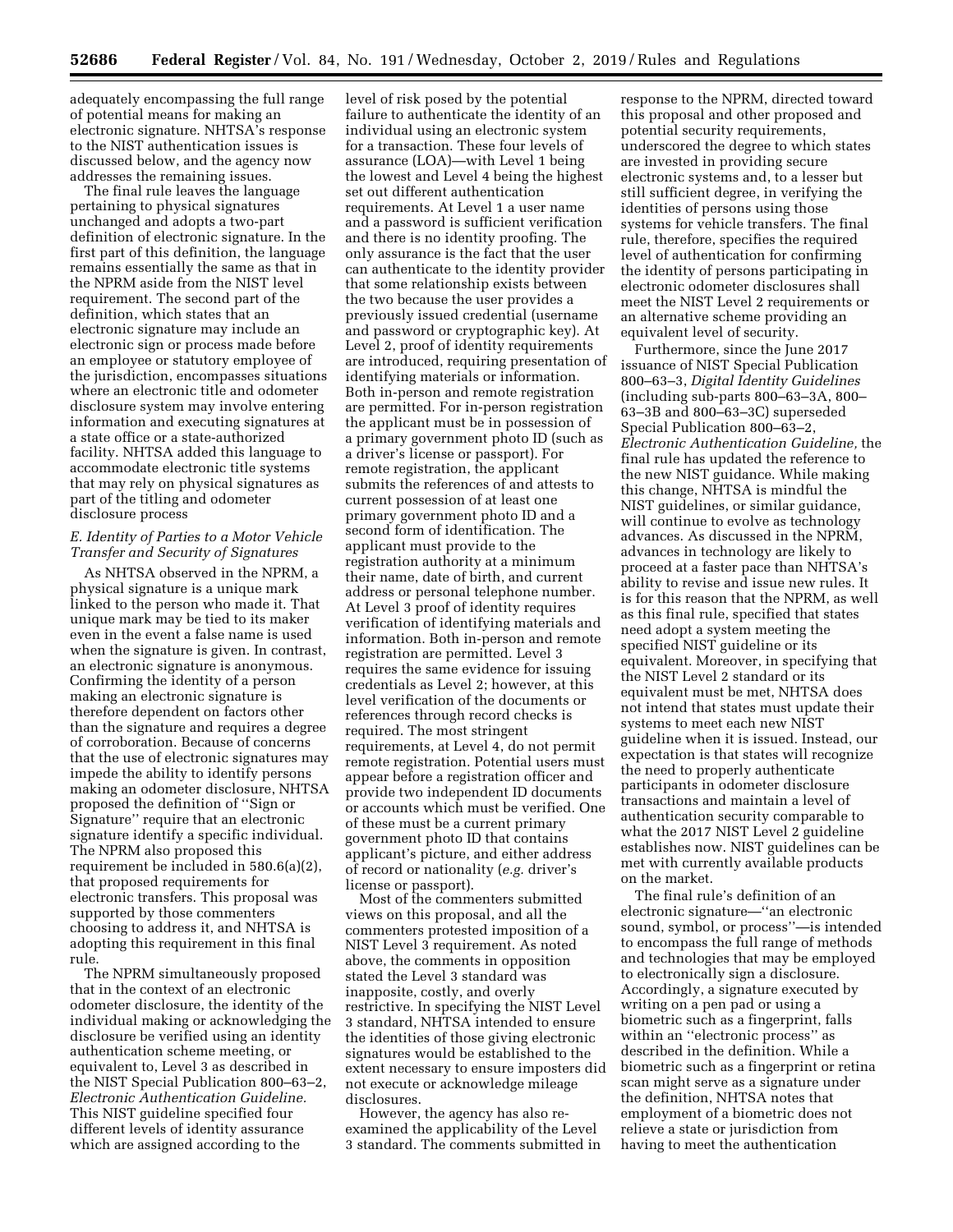adequately encompassing the full range of potential means for making an electronic signature. NHTSA's response to the NIST authentication issues is discussed below, and the agency now addresses the remaining issues.

The final rule leaves the language pertaining to physical signatures unchanged and adopts a two-part definition of electronic signature. In the first part of this definition, the language remains essentially the same as that in the NPRM aside from the NIST level requirement. The second part of the definition, which states that an electronic signature may include an electronic sign or process made before an employee or statutory employee of the jurisdiction, encompasses situations where an electronic title and odometer disclosure system may involve entering information and executing signatures at a state office or a state-authorized facility. NHTSA added this language to accommodate electronic title systems that may rely on physical signatures as part of the titling and odometer disclosure process

### *E. Identity of Parties to a Motor Vehicle Transfer and Security of Signatures*

As NHTSA observed in the NPRM, a physical signature is a unique mark linked to the person who made it. That unique mark may be tied to its maker even in the event a false name is used when the signature is given. In contrast, an electronic signature is anonymous. Confirming the identity of a person making an electronic signature is therefore dependent on factors other than the signature and requires a degree of corroboration. Because of concerns that the use of electronic signatures may impede the ability to identify persons making an odometer disclosure, NHTSA proposed the definition of ''Sign or Signature'' require that an electronic signature identify a specific individual. The NPRM also proposed this requirement be included in 580.6(a)(2), that proposed requirements for electronic transfers. This proposal was supported by those commenters choosing to address it, and NHTSA is adopting this requirement in this final rule.

The NPRM simultaneously proposed that in the context of an electronic odometer disclosure, the identity of the individual making or acknowledging the disclosure be verified using an identity authentication scheme meeting, or equivalent to, Level 3 as described in the NIST Special Publication 800–63–2, *Electronic Authentication Guideline.* This NIST guideline specified four different levels of identity assurance which are assigned according to the level of risk posed by the potential failure to authenticate the identity of an individual using an electronic system for a transaction. These four levels of assurance (LOA)—with Level 1 being the lowest and Level 4 being the highest set out different authentication requirements. At Level 1 a user name and a password is sufficient verification and there is no identity proofing. The only assurance is the fact that the user can authenticate to the identity provider that some relationship exists between the two because the user provides a previously issued credential (username and password or cryptographic key). At Level 2, proof of identity requirements are introduced, requiring presentation of identifying materials or information. Both in-person and remote registration are permitted. For in-person registration the applicant must be in possession of a primary government photo ID (such as a driver's license or passport). For remote registration, the applicant submits the references of and attests to current possession of at least one primary government photo ID and a second form of identification. The applicant must provide to the registration authority at a minimum their name, date of birth, and current address or personal telephone number. At Level 3 proof of identity requires verification of identifying materials and information. Both in-person and remote registration are permitted. Level 3 requires the same evidence for issuing credentials as Level 2; however, at this level verification of the documents or references through record checks is required. The most stringent requirements, at Level 4, do not permit remote registration. Potential users must appear before a registration officer and provide two independent ID documents or accounts which must be verified. One of these must be a current primary government photo ID that contains applicant's picture, and either address of record or nationality (*e.g.* driver's license or passport).

Most of the commenters submitted views on this proposal, and all the commenters protested imposition of a NIST Level 3 requirement. As noted above, the comments in opposition stated the Level 3 standard was inapposite, costly, and overly restrictive. In specifying the NIST Level 3 standard, NHTSA intended to ensure the identities of those giving electronic signatures would be established to the extent necessary to ensure imposters did not execute or acknowledge mileage disclosures.

However, the agency has also re-examined the applicability of the Level 3 standard. The comments submitted in response to the NPRM, directed toward this proposal and other proposed and potential security requirements, underscored the degree to which states are invested in providing secure electronic systems and, to a lesser but still sufficient degree, in verifying the identities of persons using those systems for vehicle transfers. The final rule, therefore, specifies the required level of authentication for confirming the identity of persons participating in electronic odometer disclosures shall meet the NIST Level 2 requirements or an alternative scheme providing an equivalent level of security.

Furthermore, since the June 2017 issuance of NIST Special Publication 800–63–3, *Digital Identity Guidelines* (including sub-parts 800–63–3A, 800–63–3B and 800–63–3C) superseded Special Publication 800–63–2, *Electronic Authentication Guideline,* the final rule has updated the reference to the new NIST guidance. While making this change, NHTSA is mindful the NIST guidelines, or similar guidance, will continue to evolve as technology advances. As discussed in the NPRM, advances in technology are likely to proceed at a faster pace than NHTSA's ability to revise and issue new rules. It is for this reason that the NPRM, as well as this final rule, specified that states need adopt a system meeting the specified NIST guideline or its equivalent. Moreover, in specifying that the NIST Level 2 standard or its equivalent must be met, NHTSA does not intend that states must update their systems to meet each new NIST guideline when it is issued. Instead, our expectation is that states will recognize the need to properly authenticate participants in odometer disclosure transactions and maintain a level of authentication security comparable to what the 2017 NIST Level 2 guideline establishes now. NIST guidelines can be met with currently available products on the market.

The final rule's definition of an electronic signature—''an electronic sound, symbol, or process''—is intended to encompass the full range of methods and technologies that may be employed to electronically sign a disclosure. Accordingly, a signature executed by writing on a pen pad or using a biometric such as a fingerprint, falls within an ''electronic process'' as described in the definition. While a biometric such as a fingerprint or retina scan might serve as a signature under the definition, NHTSA notes that employment of a biometric does not relieve a state or jurisdiction from having to meet the authentication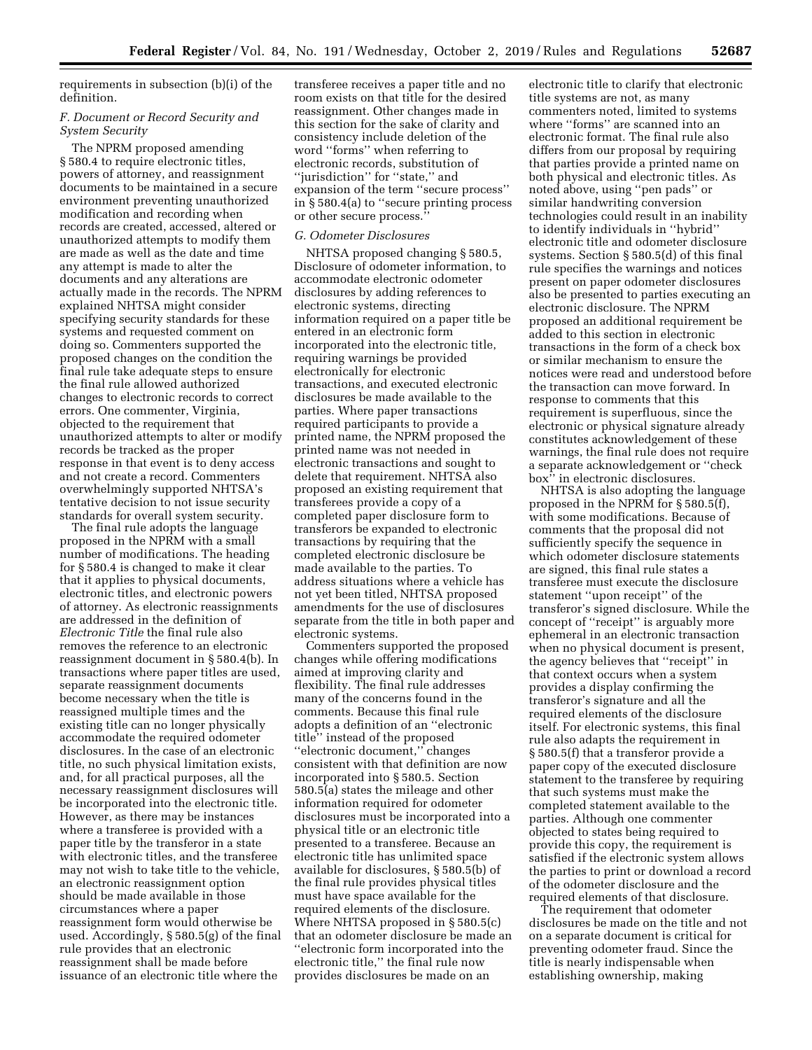requirements in subsection (b)(i) of the definition.

### F. Document or Record Security and System Security

The NPRM proposed amending § 580.4 to require electronic titles, powers of attorney, and reassignment documents to be maintained in a secure environment preventing unauthorized modification and recording when records are created, accessed, altered or unauthorized attempts to modify them are made as well as the date and time any attempt is made to alter the documents and any alterations are actually made in the records. The NPRM explained NHTSA might consider specifying security standards for these systems and requested comment on doing so. Commenters supported the proposed changes on the condition the final rule take adequate steps to ensure the final rule allowed authorized changes to electronic records to correct errors. One commenter, Virginia, objected to the requirement that unauthorized attempts to alter or modify records be tracked as the proper response in that event is to deny access and not create a record. Commenters overwhelmingly supported NHTSA's tentative decision to not issue security standards for overall system security.

The final rule adopts the language proposed in the NPRM with a small number of modifications. The heading for § 580.4 is changed to make it clear that it applies to physical documents, electronic titles, and electronic powers of attorney. As electronic reassignments are addressed in the definition of *Electronic Title* the final rule also removes the reference to an electronic reassignment document in § 580.4(b). In transactions where paper titles are used, separate reassignment documents become necessary when the title is reassigned multiple times and the existing title can no longer physically accommodate the required odometer disclosures. In the case of an electronic title, no such physical limitation exists, and, for all practical purposes, all the necessary reassignment disclosures will be incorporated into the electronic title. However, as there may be instances where a transferee is provided with a paper title by the transferor in a state with electronic titles, and the transferee may not wish to take title to the vehicle, an electronic reassignment option should be made available in those circumstances where a paper reassignment form would otherwise be used. Accordingly, § 580.5(g) of the final rule provides that an electronic reassignment shall be made before issuance of an electronic title where the transferee receives a paper title and no room exists on that title for the desired reassignment. Other changes made in this section for the sake of clarity and consistency include deletion of the word "forms" when referring to electronic records, substitution of "jurisdiction" for "state," and expansion of the term "secure process" in § 580.4(a) to "secure printing process or other secure process."

### G. Odometer Disclosures

NHTSA proposed changing § 580.5, Disclosure of odometer information, to accommodate electronic odometer disclosures by adding references to electronic systems, directing information required on a paper title be entered in an electronic form incorporated into the electronic title, requiring warnings be provided electronically for electronic transactions, and executed electronic disclosures be made available to the parties. Where paper transactions required participants to provide a printed name, the NPRM proposed the printed name was not needed in electronic transactions and sought to delete that requirement. NHTSA also proposed an existing requirement that transferees provide a copy of a completed paper disclosure form to transferors be expanded to electronic transactions by requiring that the completed electronic disclosure be made available to the parties. To address situations where a vehicle has not yet been titled, NHTSA proposed amendments for the use of disclosures separate from the title in both paper and electronic systems.

Commenters supported the proposed changes while offering modifications aimed at improving clarity and flexibility. The final rule addresses many of the concerns found in the comments. Because this final rule adopts a definition of an "electronic title" instead of the proposed "electronic document," changes consistent with that definition are now incorporated into § 580.5. Section 580.5(a) states the mileage and other information required for odometer disclosures must be incorporated into a physical title or an electronic title presented to a transferee. Because an electronic title has unlimited space available for disclosures, § 580.5(b) of the final rule provides physical titles must have space available for the required elements of the disclosure. Where NHTSA proposed in § 580.5(c) that an odometer disclosure be made an "electronic form incorporated into the electronic title," the final rule now provides disclosures be made on an electronic title to clarify that electronic title systems are not, as many commenters noted, limited to systems where "forms" are scanned into an electronic format. The final rule also differs from our proposal by requiring that parties provide a printed name on both physical and electronic titles. As noted above, using "pen pads" or similar handwriting conversion technologies could result in an inability to identify individuals in "hybrid" electronic title and odometer disclosure systems. Section § 580.5(d) of this final rule specifies the warnings and notices present on paper odometer disclosures also be presented to parties executing an electronic disclosure. The NPRM proposed an additional requirement be added to this section in electronic transactions in the form of a check box or similar mechanism to ensure the notices were read and understood before the transaction can move forward. In response to comments that this requirement is superfluous, since the electronic or physical signature already constitutes acknowledgement of these warnings, the final rule does not require a separate acknowledgement or "check box" in electronic disclosures.

NHTSA is also adopting the language proposed in the NPRM for § 580.5(f), with some modifications. Because of comments that the proposal did not sufficiently specify the sequence in which odometer disclosure statements are signed, this final rule states a transferee must execute the disclosure statement "upon receipt" of the transferor's signed disclosure. While the concept of "receipt" is arguably more ephemeral in an electronic transaction when no physical document is present, the agency believes that "receipt" in that context occurs when a system provides a display confirming the transferor's signature and all the required elements of the disclosure itself. For electronic systems, this final rule also adapts the requirement in § 580.5(f) that a transferor provide a paper copy of the executed disclosure statement to the transferee by requiring that such systems must make the completed statement available to the parties. Although one commenter objected to states being required to provide this copy, the requirement is satisfied if the electronic system allows the parties to print or download a record of the odometer disclosure and the required elements of that disclosure.

The requirement that odometer disclosures be made on the title and not on a separate document is critical for preventing odometer fraud. Since the title is nearly indispensable when establishing ownership, making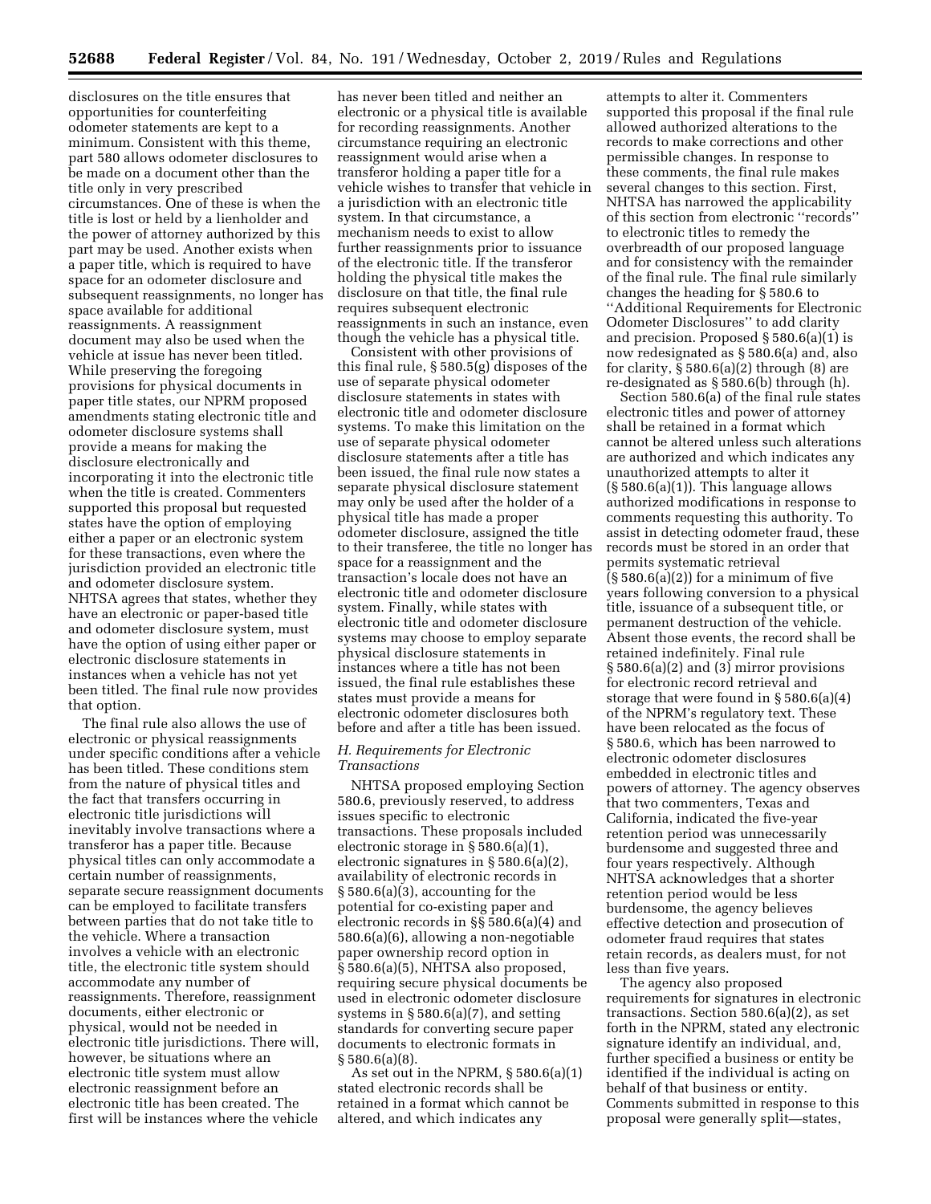disclosures on the title ensures that opportunities for counterfeiting odometer statements are kept to a minimum. Consistent with this theme, part 580 allows odometer disclosures to be made on a document other than the title only in very prescribed circumstances. One of these is when the title is lost or held by a lienholder and the power of attorney authorized by this part may be used. Another exists when a paper title, which is required to have space for an odometer disclosure and subsequent reassignments, no longer has space available for additional reassignments. A reassignment document may also be used when the vehicle at issue has never been titled. While preserving the foregoing provisions for physical documents in paper title states, our NPRM proposed amendments stating electronic title and odometer disclosure systems shall provide a means for making the disclosure electronically and incorporating it into the electronic title when the title is created. Commenters supported this proposal but requested states have the option of employing either a paper or an electronic system for these transactions, even where the jurisdiction provided an electronic title and odometer disclosure system. NHTSA agrees that states, whether they have an electronic or paper-based title and odometer disclosure system, must have the option of using either paper or electronic disclosure statements in instances when a vehicle has not yet been titled. The final rule now provides that option.

The final rule also allows the use of electronic or physical reassignments under specific conditions after a vehicle has been titled. These conditions stem from the nature of physical titles and the fact that transfers occurring in electronic title jurisdictions will inevitably involve transactions where a transferor has a paper title. Because physical titles can only accommodate a certain number of reassignments, separate secure reassignment documents can be employed to facilitate transfers between parties that do not take title to the vehicle. Where a transaction involves a vehicle with an electronic title, the electronic title system should accommodate any number of reassignments. Therefore, reassignment documents, either electronic or physical, would not be needed in electronic title jurisdictions. There will, however, be situations where an electronic title system must allow electronic reassignment before an electronic title has been created. The first will be instances where the vehicle has never been titled and neither an electronic or a physical title is available for recording reassignments. Another circumstance requiring an electronic reassignment would arise when a transferor holding a paper title for a vehicle wishes to transfer that vehicle in a jurisdiction with an electronic title system. In that circumstance, a mechanism needs to exist to allow further reassignments prior to issuance of the electronic title. If the transferor holding the physical title makes the disclosure on that title, the final rule requires subsequent electronic reassignments in such an instance, even though the vehicle has a physical title.

Consistent with other provisions of this final rule, § 580.5(g) disposes of the use of separate physical odometer disclosure statements in states with electronic title and odometer disclosure systems. To make this limitation on the use of separate physical odometer disclosure statements after a title has been issued, the final rule now states a separate physical disclosure statement may only be used after the holder of a physical title has made a proper odometer disclosure, assigned the title to their transferee, the title no longer has space for a reassignment and the transaction's locale does not have an electronic title and odometer disclosure system. Finally, while states with electronic title and odometer disclosure systems may choose to employ separate physical disclosure statements in instances where a title has not been issued, the final rule establishes these states must provide a means for electronic odometer disclosures both before and after a title has been issued.

### *H. Requirements for Electronic Transactions*

NHTSA proposed employing Section 580.6, previously reserved, to address issues specific to electronic transactions. These proposals included electronic storage in § 580.6(a)(1), electronic signatures in § 580.6(a)(2), availability of electronic records in § 580.6(a)(3), accounting for the potential for co-existing paper and electronic records in §§ 580.6(a)(4) and 580.6(a)(6), allowing a non-negotiable paper ownership record option in § 580.6(a)(5), NHTSA also proposed, requiring secure physical documents be used in electronic odometer disclosure systems in § 580.6(a)(7), and setting standards for converting secure paper documents to electronic formats in § 580.6(a)(8).

As set out in the NPRM, § 580.6(a)(1) stated electronic records shall be retained in a format which cannot be altered, and which indicates any attempts to alter it. Commenters supported this proposal if the final rule allowed authorized alterations to the records to make corrections and other permissible changes. In response to these comments, the final rule makes several changes to this section. First, NHTSA has narrowed the applicability of this section from electronic ''records'' to electronic titles to remedy the overbreadth of our proposed language and for consistency with the remainder of the final rule. The final rule similarly changes the heading for § 580.6 to ''Additional Requirements for Electronic Odometer Disclosures'' to add clarity and precision. Proposed § 580.6(a)(1) is now redesignated as § 580.6(a) and, also for clarity, § 580.6(a)(2) through (8) are re-designated as § 580.6(b) through (h).

Section 580.6(a) of the final rule states electronic titles and power of attorney shall be retained in a format which cannot be altered unless such alterations are authorized and which indicates any unauthorized attempts to alter it (§ 580.6(a)(1)). This language allows authorized modifications in response to comments requesting this authority. To assist in detecting odometer fraud, these records must be stored in an order that permits systematic retrieval (§ 580.6(a)(2)) for a minimum of five years following conversion to a physical title, issuance of a subsequent title, or permanent destruction of the vehicle. Absent those events, the record shall be retained indefinitely. Final rule § 580.6(a)(2) and (3) mirror provisions for electronic record retrieval and storage that were found in § 580.6(a)(4) of the NPRM's regulatory text. These have been relocated as the focus of § 580.6, which has been narrowed to electronic odometer disclosures embedded in electronic titles and powers of attorney. The agency observes that two commenters, Texas and California, indicated the five-year retention period was unnecessarily burdensome and suggested three and four years respectively. Although NHTSA acknowledges that a shorter retention period would be less burdensome, the agency believes effective detection and prosecution of odometer fraud requires that states retain records, as dealers must, for not less than five years.

The agency also proposed requirements for signatures in electronic transactions. Section 580.6(a)(2), as set forth in the NPRM, stated any electronic signature identify an individual, and, further specified a business or entity be identified if the individual is acting on behalf of that business or entity. Comments submitted in response to this proposal were generally split—states,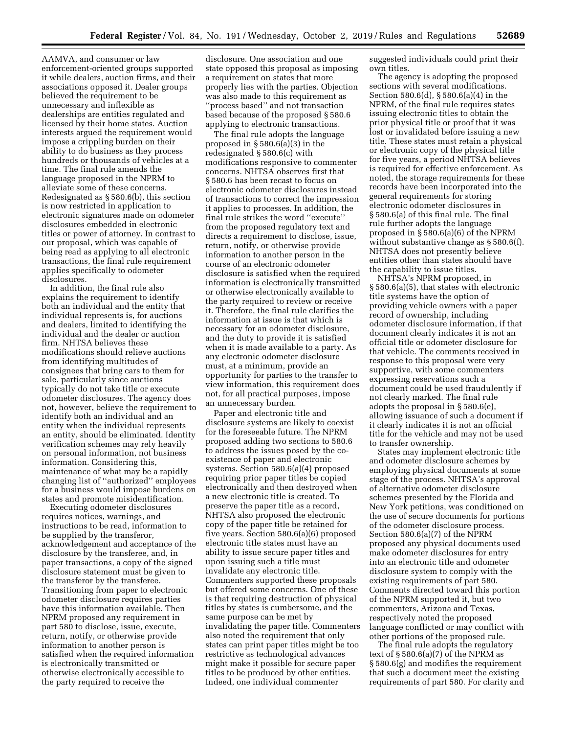AAMVA, and consumer or law enforcement-oriented groups supported it while dealers, auction firms, and their associations opposed it. Dealer groups believed the requirement to be unnecessary and inflexible as dealerships are entities regulated and licensed by their home states. Auction interests argued the requirement would impose a crippling burden on their ability to do business as they process hundreds or thousands of vehicles at a time. The final rule amends the language proposed in the NPRM to alleviate some of these concerns. Redesignated as § 580.6(b), this section is now restricted in application to electronic signatures made on odometer disclosures embedded in electronic titles or power of attorney. In contrast to our proposal, which was capable of being read as applying to all electronic transactions, the final rule requirement applies specifically to odometer disclosures.

In addition, the final rule also explains the requirement to identify both an individual and the entity that individual represents is, for auctions and dealers, limited to identifying the individual and the dealer or auction firm. NHTSA believes these modifications should relieve auctions from identifying multitudes of consignees that bring cars to them for sale, particularly since auctions typically do not take title or execute odometer disclosures. The agency does not, however, believe the requirement to identify both an individual and an entity when the individual represents an entity, should be eliminated. Identity verification schemes may rely heavily on personal information, not business information. Considering this, maintenance of what may be a rapidly changing list of ''authorized'' employees for a business would impose burdens on states and promote misidentification.

Executing odometer disclosures requires notices, warnings, and instructions to be read, information to be supplied by the transferor, acknowledgement and acceptance of the disclosure by the transferee, and, in paper transactions, a copy of the signed disclosure statement must be given to the transferor by the transferee. Transitioning from paper to electronic odometer disclosure requires parties have this information available. Then NPRM proposed any requirement in part 580 to disclose, issue, execute, return, notify, or otherwise provide information to another person is satisfied when the required information is electronically transmitted or otherwise electronically accessible to the party required to receive the disclosure. One association and one state opposed this proposal as imposing a requirement on states that more properly lies with the parties. Objection was also made to this requirement as ''process based'' and not transaction based because of the proposed § 580.6 applying to electronic transactions.

The final rule adopts the language proposed in § 580.6(a)(3) in the redesignated § 580.6(c) with modifications responsive to commenter concerns. NHTSA observes first that § 580.6 has been recast to focus on electronic odometer disclosures instead of transactions to correct the impression it applies to processes. In addition, the final rule strikes the word ''execute'' from the proposed regulatory text and directs a requirement to disclose, issue, return, notify, or otherwise provide information to another person in the course of an electronic odometer disclosure is satisfied when the required information is electronically transmitted or otherwise electronically available to the party required to review or receive it. Therefore, the final rule clarifies the information at issue is that which is necessary for an odometer disclosure, and the duty to provide it is satisfied when it is made available to a party. As any electronic odometer disclosure must, at a minimum, provide an opportunity for parties to the transfer to view information, this requirement does not, for all practical purposes, impose an unnecessary burden.

Paper and electronic title and disclosure systems are likely to coexist for the foreseeable future. The NPRM proposed adding two sections to 580.6 to address the issues posed by the co-existence of paper and electronic systems. Section 580.6(a)(4) proposed requiring prior paper titles be copied electronically and then destroyed when a new electronic title is created. To preserve the paper title as a record, NHTSA also proposed the electronic copy of the paper title be retained for five years. Section 580.6(a)(6) proposed electronic title states must have an ability to issue secure paper titles and upon issuing such a title must invalidate any electronic title. Commenters supported these proposals but offered some concerns. One of these is that requiring destruction of physical titles by states is cumbersome, and the same purpose can be met by invalidating the paper title. Commenters also noted the requirement that only states can print paper titles might be too restrictive as technological advances might make it possible for secure paper titles to be produced by other entities. Indeed, one individual commenter suggested individuals could print their own titles.

The agency is adopting the proposed sections with several modifications. Section 580.6(d), § 580.6(a)(4) in the NPRM, of the final rule requires states issuing electronic titles to obtain the prior physical title or proof that it was lost or invalidated before issuing a new title. These states must retain a physical or electronic copy of the physical title for five years, a period NHTSA believes is required for effective enforcement. As noted, the storage requirements for these records have been incorporated into the general requirements for storing electronic odometer disclosures in § 580.6(a) of this final rule. The final rule further adopts the language proposed in § 580.6(a)(6) of the NPRM without substantive change as § 580.6(f). NHTSA does not presently believe entities other than states should have the capability to issue titles.

NHTSA's NPRM proposed, in § 580.6(a)(5), that states with electronic title systems have the option of providing vehicle owners with a paper record of ownership, including odometer disclosure information, if that document clearly indicates it is not an official title or odometer disclosure for that vehicle. The comments received in response to this proposal were very supportive, with some commenters expressing reservations such a document could be used fraudulently if not clearly marked. The final rule adopts the proposal in § 580.6(e), allowing issuance of such a document if it clearly indicates it is not an official title for the vehicle and may not be used to transfer ownership.

States may implement electronic title and odometer disclosure schemes by employing physical documents at some stage of the process. NHTSA's approval of alternative odometer disclosure schemes presented by the Florida and New York petitions, was conditioned on the use of secure documents for portions of the odometer disclosure process. Section 580.6(a)(7) of the NPRM proposed any physical documents used make odometer disclosures for entry into an electronic title and odometer disclosure system to comply with the existing requirements of part 580. Comments directed toward this portion of the NPRM supported it, but two commenters, Arizona and Texas, respectively noted the proposed language conflicted or may conflict with other portions of the proposed rule.

The final rule adopts the regulatory text of § 580.6(a)(7) of the NPRM as § 580.6(g) and modifies the requirement that such a document meet the existing requirements of part 580. For clarity and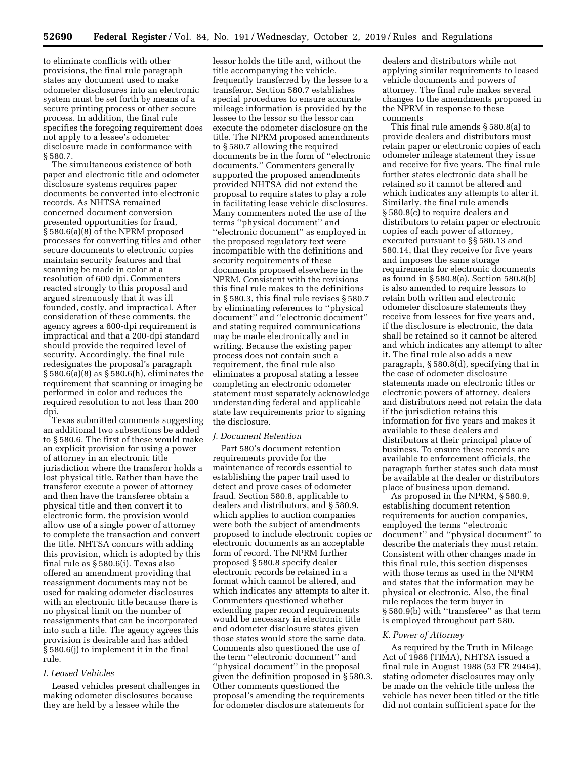to eliminate conflicts with other provisions, the final rule paragraph states any document used to make odometer disclosures into an electronic system must be set forth by means of a secure printing process or other secure process. In addition, the final rule specifies the foregoing requirement does not apply to a lessee's odometer disclosure made in conformance with § 580.7.

The simultaneous existence of both paper and electronic title and odometer disclosure systems requires paper documents be converted into electronic records. As NHTSA remained concerned document conversion presented opportunities for fraud, § 580.6(a)(8) of the NPRM proposed processes for converting titles and other secure documents to electronic copies maintain security features and that scanning be made in color at a resolution of 600 dpi. Commenters reacted strongly to this proposal and argued strenuously that it was ill founded, costly, and impractical. After consideration of these comments, the agency agrees a 600-dpi requirement is impractical and that a 200-dpi standard should provide the required level of security. Accordingly, the final rule redesignates the proposal's paragraph § 580.6(a)(8) as § 580.6(h), eliminates the requirement that scanning or imaging be performed in color and reduces the required resolution to not less than 200 dpi.

Texas submitted comments suggesting an additional two subsections be added to § 580.6. The first of these would make an explicit provision for using a power of attorney in an electronic title jurisdiction where the transferor holds a lost physical title. Rather than have the transferor execute a power of attorney and then have the transferee obtain a physical title and then convert it to electronic form, the provision would allow use of a single power of attorney to complete the transaction and convert the title. NHTSA concurs with adding this provision, which is adopted by this final rule as § 580.6(i). Texas also offered an amendment providing that reassignment documents may not be used for making odometer disclosures with an electronic title because there is no physical limit on the number of reassignments that can be incorporated into such a title. The agency agrees this provision is desirable and has added § 580.6(j) to implement it in the final rule.

### *I. Leased Vehicles*

Leased vehicles present challenges in making odometer disclosures because they are held by a lessee while the lessor holds the title and, without the title accompanying the vehicle, frequently transferred by the lessee to a transferor. Section 580.7 establishes special procedures to ensure accurate mileage information is provided by the lessee to the lessor so the lessor can execute the odometer disclosure on the title. The NPRM proposed amendments to § 580.7 allowing the required documents be in the form of ''electronic documents.'' Commenters generally supported the proposed amendments provided NHTSA did not extend the proposal to require states to play a role in facilitating lease vehicle disclosures. Many commenters noted the use of the terms ''physical document'' and ''electronic document'' as employed in the proposed regulatory text were incompatible with the definitions and security requirements of these documents proposed elsewhere in the NPRM. Consistent with the revisions this final rule makes to the definitions in § 580.3, this final rule revises § 580.7 by eliminating references to ''physical document'' and ''electronic document'' and stating required communications may be made electronically and in writing. Because the existing paper process does not contain such a requirement, the final rule also eliminates a proposal stating a lessee completing an electronic odometer statement must separately acknowledge understanding federal and applicable state law requirements prior to signing the disclosure.

### *J. Document Retention*

Part 580's document retention requirements provide for the maintenance of records essential to establishing the paper trail used to detect and prove cases of odometer fraud. Section 580.8, applicable to dealers and distributors, and § 580.9, which applies to auction companies were both the subject of amendments proposed to include electronic copies or electronic documents as an acceptable form of record. The NPRM further proposed § 580.8 specify dealer electronic records be retained in a format which cannot be altered, and which indicates any attempts to alter it. Commenters questioned whether extending paper record requirements would be necessary in electronic title and odometer disclosure states given those states would store the same data. Comments also questioned the use of the term ''electronic document'' and ''physical document'' in the proposal given the definition proposed in § 580.3. Other comments questioned the proposal's amending the requirements for odometer disclosure statements for dealers and distributors while not applying similar requirements to leased vehicle documents and powers of attorney. The final rule makes several changes to the amendments proposed in the NPRM in response to these comments

This final rule amends § 580.8(a) to provide dealers and distributors must retain paper or electronic copies of each odometer mileage statement they issue and receive for five years. The final rule further states electronic data shall be retained so it cannot be altered and which indicates any attempts to alter it. Similarly, the final rule amends § 580.8(c) to require dealers and distributors to retain paper or electronic copies of each power of attorney, executed pursuant to §§ 580.13 and 580.14, that they receive for five years and imposes the same storage requirements for electronic documents as found in § 580.8(a). Section 580.8(b) is also amended to require lessors to retain both written and electronic odometer disclosure statements they receive from lessees for five years and, if the disclosure is electronic, the data shall be retained so it cannot be altered and which indicates any attempt to alter it. The final rule also adds a new paragraph, § 580.8(d), specifying that in the case of odometer disclosure statements made on electronic titles or electronic powers of attorney, dealers and distributors need not retain the data if the jurisdiction retains this information for five years and makes it available to these dealers and distributors at their principal place of business. To ensure these records are available to enforcement officials, the paragraph further states such data must be available at the dealer or distributors place of business upon demand.

As proposed in the NPRM, § 580.9, establishing document retention requirements for auction companies, employed the terms ''electronic document'' and ''physical document'' to describe the materials they must retain. Consistent with other changes made in this final rule, this section dispenses with those terms as used in the NPRM and states that the information may be physical or electronic. Also, the final rule replaces the term buyer in § 580.9(b) with ''transferee'' as that term is employed throughout part 580.

### *K. Power of Attorney*

As required by the Truth in Mileage Act of 1986 (TIMA), NHTSA issued a final rule in August 1988 (53 FR 29464), stating odometer disclosures may only be made on the vehicle title unless the vehicle has never been titled or the title did not contain sufficient space for the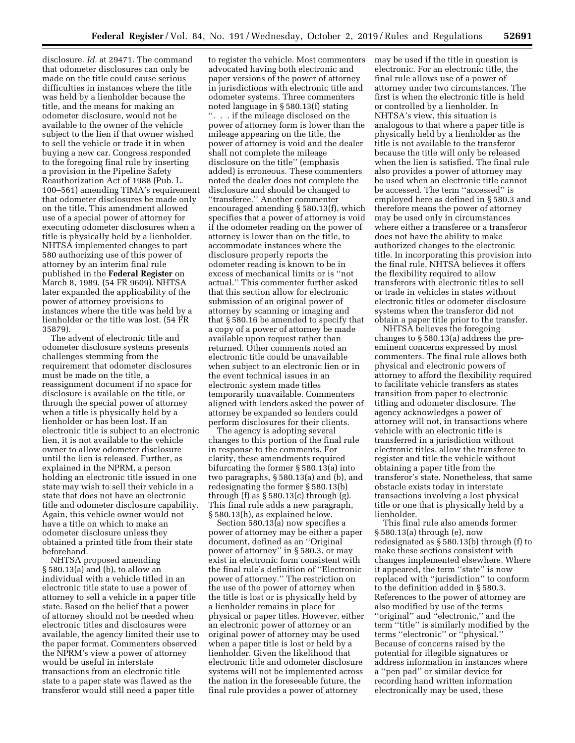disclosure. *Id.* at 29471. The command that odometer disclosures can only be made on the title could cause serious difficulties in instances where the title was held by a lienholder because the title, and the means for making an odometer disclosure, would not be available to the owner of the vehicle subject to the lien if that owner wished to sell the vehicle or trade it in when buying a new car. Congress responded to the foregoing final rule by inserting a provision in the Pipeline Safety Reauthorization Act of 1988 (Pub. L. 100–561) amending TIMA's requirement that odometer disclosures be made only on the title. This amendment allowed use of a special power of attorney for executing odometer disclosures when a title is physically held by a lienholder. NHTSA implemented changes to part 580 authorizing use of this power of attorney by an interim final rule published in the **Federal Register** on March 8, 1989. (54 FR 9609). NHTSA later expanded the applicability of the power of attorney provisions to instances where the title was held by a lienholder or the title was lost. (54 FR 35879).

The advent of electronic title and odometer disclosure systems presents challenges stemming from the requirement that odometer disclosures must be made on the title, a reassignment document if no space for disclosure is available on the title, or through the special power of attorney when a title is physically held by a lienholder or has been lost. If an electronic title is subject to an electronic lien, it is not available to the vehicle owner to allow odometer disclosure until the lien is released. Further, as explained in the NPRM, a person holding an electronic title issued in one state may wish to sell their vehicle in a state that does not have an electronic title and odometer disclosure capability. Again, this vehicle owner would not have a title on which to make an odometer disclosure unless they obtained a printed title from their state beforehand.

NHTSA proposed amending § 580.13(a) and (b), to allow an individual with a vehicle titled in an electronic title state to use a power of attorney to sell a vehicle in a paper title state. Based on the belief that a power of attorney should not be needed when electronic titles and disclosures were available, the agency limited their use to the paper format. Commenters observed the NPRM's view a power of attorney would be useful in interstate transactions from an electronic title state to a paper state was flawed as the transferor would still need a paper title to register the vehicle. Most commenters advocated having both electronic and paper versions of the power of attorney in jurisdictions with electronic title and odometer systems. Three commenters noted language in § 580.13(f) stating ''. . . if the mileage disclosed on the power of attorney form is lower than the mileage appearing on the title, the power of attorney is void and the dealer shall not complete the mileage disclosure on the title'' (emphasis added) is erroneous. These commenters noted the dealer does not complete the disclosure and should be changed to ''transferee.'' Another commenter encouraged amending § 580.13(f), which specifies that a power of attorney is void if the odometer reading on the power of attorney is lower than on the title, to accommodate instances where the disclosure properly reports the odometer reading is known to be in excess of mechanical limits or is ''not actual.'' This commenter further asked that this section allow for electronic submission of an original power of attorney by scanning or imaging and that § 580.16 be amended to specify that a copy of a power of attorney be made available upon request rather than returned. Other comments noted an electronic title could be unavailable when subject to an electronic lien or in the event technical issues in an electronic system made titles temporarily unavailable. Commenters aligned with lenders asked the power of attorney be expanded so lenders could perform disclosures for their clients.

The agency is adopting several changes to this portion of the final rule in response to the comments. For clarity, these amendments required bifurcating the former § 580.13(a) into two paragraphs, § 580.13(a) and (b), and redesignating the former § 580.13(b) through (f) as § 580.13(c) through (g). This final rule adds a new paragraph, § 580.13(h), as explained below.

Section 580.13(a) now specifies a power of attorney may be either a paper document, defined as an ''Original power of attorney'' in § 580.3, or may exist in electronic form consistent with the final rule's definition of ''Electronic power of attorney.'' The restriction on the use of the power of attorney when the title is lost or is physically held by a lienholder remains in place for physical or paper titles. However, either an electronic power of attorney or an original power of attorney may be used when a paper title is lost or held by a lienholder. Given the likelihood that electronic title and odometer disclosure systems will not be implemented across the nation in the foreseeable future, the final rule provides a power of attorney may be used if the title in question is electronic. For an electronic title, the final rule allows use of a power of attorney under two circumstances. The first is when the electronic title is held or controlled by a lienholder. In NHTSA's view, this situation is analogous to that where a paper title is physically held by a lienholder as the title is not available to the transferor because the title will only be released when the lien is satisfied. The final rule also provides a power of attorney may be used when an electronic title cannot be accessed. The term ''accessed'' is employed here as defined in § 580.3 and therefore means the power of attorney may be used only in circumstances where either a transferee or a transferor does not have the ability to make authorized changes to the electronic title. In incorporating this provision into the final rule, NHTSA believes it offers the flexibility required to allow transferors with electronic titles to sell or trade in vehicles in states without electronic titles or odometer disclosure systems when the transferor did not obtain a paper title prior to the transfer.

NHTSA believes the foregoing changes to § 580.13(a) address the pre-eminent concerns expressed by most commenters. The final rule allows both physical and electronic powers of attorney to afford the flexibility required to facilitate vehicle transfers as states transition from paper to electronic titling and odometer disclosure. The agency acknowledges a power of attorney will not, in transactions where vehicle with an electronic title is transferred in a jurisdiction without electronic titles, allow the transferee to register and title the vehicle without obtaining a paper title from the transferor's state. Nonetheless, that same obstacle exists today in interstate transactions involving a lost physical title or one that is physically held by a lienholder.

This final rule also amends former § 580.13(a) through (e), now redesignated as § 580.13(b) through (f) to make these sections consistent with changes implemented elsewhere. Where it appeared, the term ''state'' is now replaced with ''jurisdiction'' to conform to the definition added in § 580.3. References to the power of attorney are also modified by use of the terms ''original'' and ''electronic,'' and the term ''title'' is similarly modified by the terms ''electronic'' or ''physical.'' Because of concerns raised by the potential for illegible signatures or address information in instances where a ''pen pad'' or similar device for recording hand written information electronically may be used, these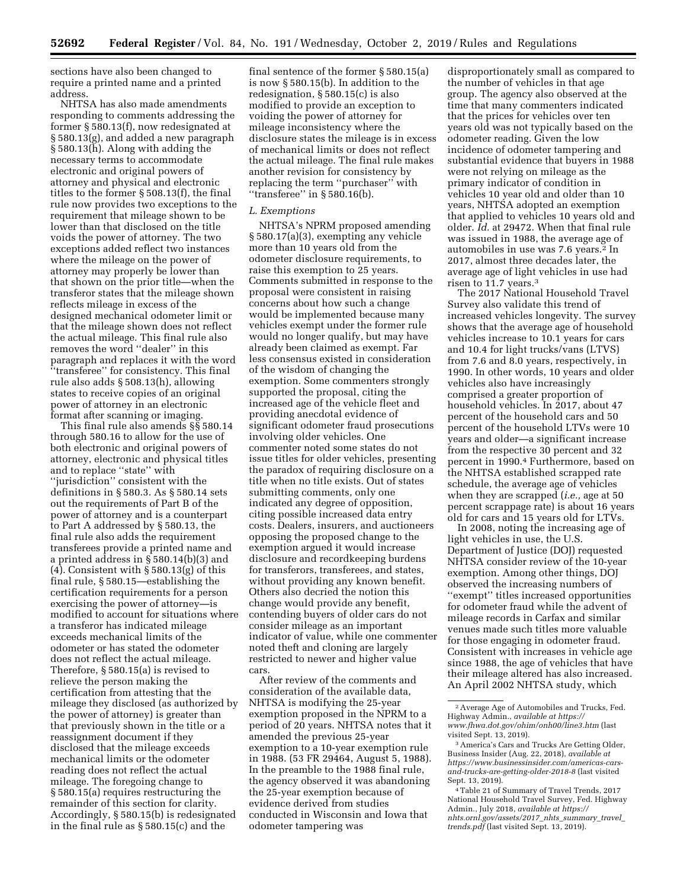sections have also been changed to require a printed name and a printed address.

NHTSA has also made amendments responding to comments addressing the former § 580.13(f), now redesignated at § 580.13(g), and added a new paragraph § 580.13(h). Along with adding the necessary terms to accommodate electronic and original powers of attorney and physical and electronic titles to the former § 508.13(f), the final rule now provides two exceptions to the requirement that mileage shown to be lower than that disclosed on the title voids the power of attorney. The two exceptions added reflect two instances where the mileage on the power of attorney may properly be lower than that shown on the prior title—when the transferor states that the mileage shown reflects mileage in excess of the designed mechanical odometer limit or that the mileage shown does not reflect the actual mileage. This final rule also removes the word ''dealer'' in this paragraph and replaces it with the word ''transferee'' for consistency. This final rule also adds § 508.13(h), allowing states to receive copies of an original power of attorney in an electronic format after scanning or imaging.

This final rule also amends §§ 580.14 through 580.16 to allow for the use of both electronic and original powers of attorney, electronic and physical titles and to replace ''state'' with ''jurisdiction'' consistent with the definitions in § 580.3. As § 580.14 sets out the requirements of Part B of the power of attorney and is a counterpart to Part A addressed by § 580.13, the final rule also adds the requirement transferees provide a printed name and a printed address in § 580.14(b)(3) and (4). Consistent with § 580.13(g) of this final rule, § 580.15—establishing the certification requirements for a person exercising the power of attorney—is modified to account for situations where a transferor has indicated mileage exceeds mechanical limits of the odometer or has stated the odometer does not reflect the actual mileage. Therefore, § 580.15(a) is revised to relieve the person making the certification from attesting that the mileage they disclosed (as authorized by the power of attorney) is greater than that previously shown in the title or a reassignment document if they disclosed that the mileage exceeds mechanical limits or the odometer reading does not reflect the actual mileage. The foregoing change to § 580.15(a) requires restructuring the remainder of this section for clarity. Accordingly, § 580.15(b) is redesignated in the final rule as § 580.15(c) and the final sentence of the former § 580.15(a) is now § 580.15(b). In addition to the redesignation, § 580.15(c) is also modified to provide an exception to voiding the power of attorney for mileage inconsistency where the disclosure states the mileage is in excess of mechanical limits or does not reflect the actual mileage. The final rule makes another revision for consistency by replacing the term ''purchaser'' with ''transferee'' in § 580.16(b).

### *L. Exemptions*

NHTSA's NPRM proposed amending § 580.17(a)(3), exempting any vehicle more than 10 years old from the odometer disclosure requirements, to raise this exemption to 25 years. Comments submitted in response to the proposal were consistent in raising concerns about how such a change would be implemented because many vehicles exempt under the former rule would no longer qualify, but may have already been claimed as exempt. Far less consensus existed in consideration of the wisdom of changing the exemption. Some commenters strongly supported the proposal, citing the increased age of the vehicle fleet and providing anecdotal evidence of significant odometer fraud prosecutions involving older vehicles. One commenter noted some states do not issue titles for older vehicles, presenting the paradox of requiring disclosure on a title when no title exists. Out of states submitting comments, only one indicated any degree of opposition, citing possible increased data entry costs. Dealers, insurers, and auctioneers opposing the proposed change to the exemption argued it would increase disclosure and recordkeeping burdens for transferors, transferees, and states, without providing any known benefit. Others also decried the notion this change would provide any benefit, contending buyers of older cars do not consider mileage as an important indicator of value, while one commenter noted theft and cloning are largely restricted to newer and higher value cars.

After review of the comments and consideration of the available data, NHTSA is modifying the 25-year exemption proposed in the NPRM to a period of 20 years. NHTSA notes that it amended the previous 25-year exemption to a 10-year exemption rule in 1988. (53 FR 29464, August 5, 1988). In the preamble to the 1988 final rule, the agency observed it was abandoning the 25-year exemption because of evidence derived from studies conducted in Wisconsin and Iowa that odometer tampering was disproportionately small as compared to the number of vehicles in that age group. The agency also observed at the time that many commenters indicated that the prices for vehicles over ten years old was not typically based on the odometer reading. Given the low incidence of odometer tampering and substantial evidence that buyers in 1988 were not relying on mileage as the primary indicator of condition in vehicles 10 year old and older than 10 years, NHTSA adopted an exemption that applied to vehicles 10 years old and older. *Id.* at 29472. When that final rule was issued in 1988, the average age of automobiles in use was 7.6 years.[2] In 2017, almost three decades later, the average age of light vehicles in use had risen to 11.7 years.[3]

The 2017 National Household Travel Survey also validate this trend of increased vehicles longevity. The survey shows that the average age of household vehicles increase to 10.1 years for cars and 10.4 for light trucks/vans (LTVS) from 7.6 and 8.0 years, respectively, in 1990. In other words, 10 years and older vehicles also have increasingly comprised a greater proportion of household vehicles. In 2017, about 47 percent of the household cars and 50 percent of the household LTVs were 10 years and older—a significant increase from the respective 30 percent and 32 percent in 1990.[4] Furthermore, based on the NHTSA established scrapped rate schedule, the average age of vehicles when they are scrapped (*i.e.,* age at 50 percent scrappage rate) is about 16 years old for cars and 15 years old for LTVs.

In 2008, noting the increasing age of light vehicles in use, the U.S. Department of Justice (DOJ) requested NHTSA consider review of the 10-year exemption. Among other things, DOJ observed the increasing numbers of ''exempt'' titles increased opportunities for odometer fraud while the advent of mileage records in Carfax and similar venues made such titles more valuable for those engaging in odometer fraud. Consistent with increases in vehicle age since 1988, the age of vehicles that have their mileage altered has also increased. An April 2002 NHTSA study, which

---

[2] Average Age of Automobiles and Trucks, Fed. Highway Admin., *available at https://www.fhwa.dot.gov/ohim/onh00/line3.htm* (last visited Sept. 13, 2019).

[3] America's Cars and Trucks Are Getting Older, Business Insider (Aug. 22, 2018), *available at https://www.businessinsider.com/americas-cars-and-trucks-are-getting-older-2018-8* (last visited Sept. 13, 2019).

[4] Table 21 of Summary of Travel Trends, 2017 National Household Travel Survey, Fed. Highway Admin., July 2018, *available at https://nhts.ornl.gov/assets/2017_nhts_summary_travel_trends.pdf* (last visited Sept. 13, 2019).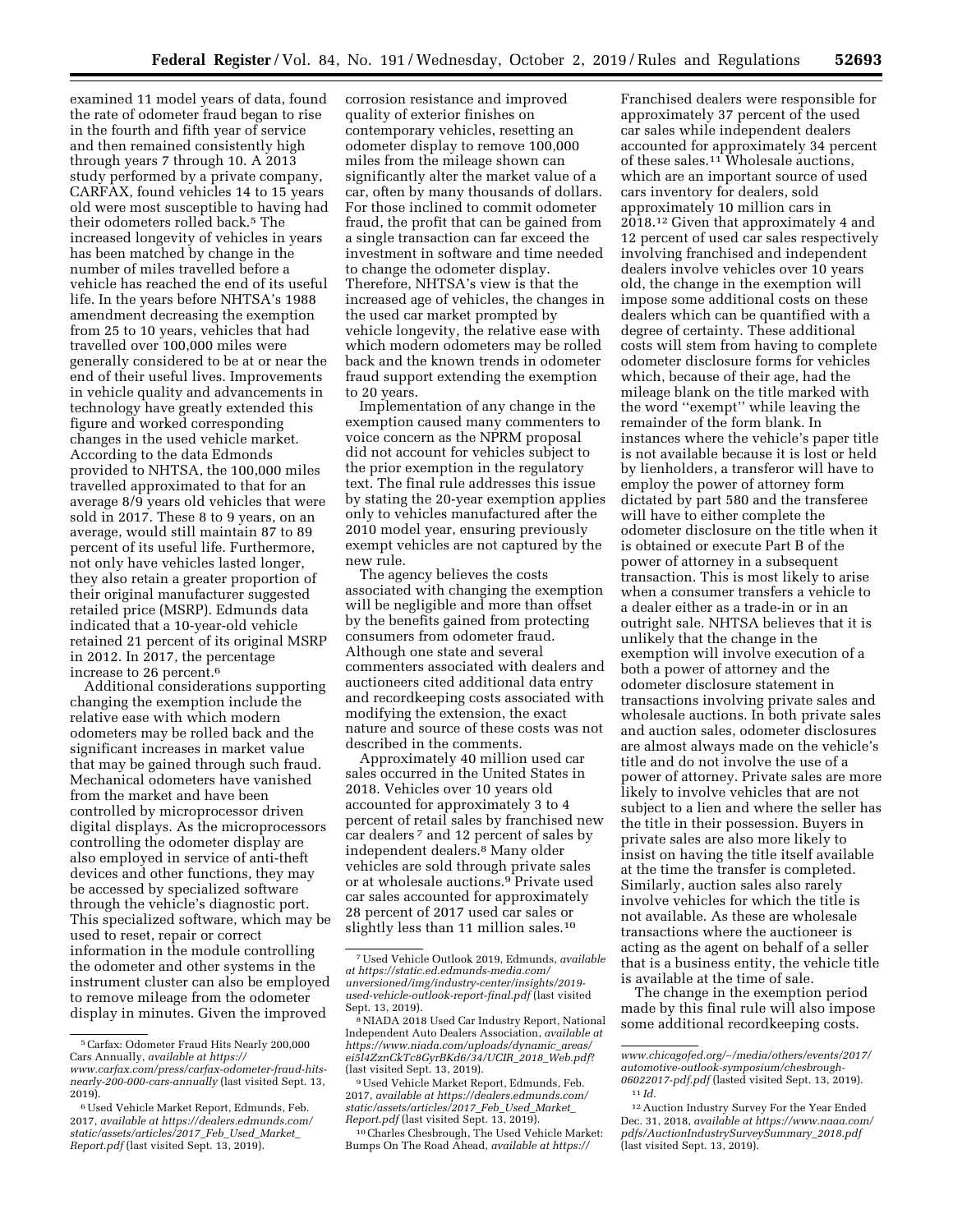examined 11 model years of data, found the rate of odometer fraud began to rise in the fourth and fifth year of service and then remained consistently high through years 7 through 10. A 2013 study performed by a private company, CARFAX, found vehicles 14 to 15 years old were most susceptible to having had their odometers rolled back.[5] The increased longevity of vehicles in years has been matched by change in the number of miles travelled before a vehicle has reached the end of its useful life. In the years before NHTSA's 1988 amendment decreasing the exemption from 25 to 10 years, vehicles that had travelled over 100,000 miles were generally considered to be at or near the end of their useful lives. Improvements in vehicle quality and advancements in technology have greatly extended this figure and worked corresponding changes in the used vehicle market. According to the data Edmonds provided to NHTSA, the 100,000 miles travelled approximated to that for an average 8/9 years old vehicles that were sold in 2017. These 8 to 9 years, on an average, would still maintain 87 to 89 percent of its useful life. Furthermore, not only have vehicles lasted longer, they also retain a greater proportion of their original manufacturer suggested retailed price (MSRP). Edmunds data indicated that a 10-year-old vehicle retained 21 percent of its original MSRP in 2012. In 2017, the percentage increase to 26 percent.[6]

Additional considerations supporting changing the exemption include the relative ease with which modern odometers may be rolled back and the significant increases in market value that may be gained through such fraud. Mechanical odometers have vanished from the market and have been controlled by microprocessor driven digital displays. As the microprocessors controlling the odometer display are also employed in service of anti-theft devices and other functions, they may be accessed by specialized software through the vehicle's diagnostic port. This specialized software, which may be used to reset, repair or correct information in the module controlling the odometer and other systems in the instrument cluster can also be employed to remove mileage from the odometer display in minutes. Given the improved corrosion resistance and improved quality of exterior finishes on contemporary vehicles, resetting an odometer display to remove 100,000 miles from the mileage shown can significantly alter the market value of a car, often by many thousands of dollars. For those inclined to commit odometer fraud, the profit that can be gained from a single transaction can far exceed the investment in software and time needed to change the odometer display. Therefore, NHTSA's view is that the increased age of vehicles, the changes in the used car market prompted by vehicle longevity, the relative ease with which modern odometers may be rolled back and the known trends in odometer fraud support extending the exemption to 20 years.

Implementation of any change in the exemption caused many commenters to voice concern as the NPRM proposal did not account for vehicles subject to the prior exemption in the regulatory text. The final rule addresses this issue by stating the 20-year exemption applies only to vehicles manufactured after the 2010 model year, ensuring previously exempt vehicles are not captured by the new rule.

The agency believes the costs associated with changing the exemption will be negligible and more than offset by the benefits gained from protecting consumers from odometer fraud. Although one state and several commenters associated with dealers and auctioneers cited additional data entry and recordkeeping costs associated with modifying the extension, the exact nature and source of these costs was not described in the comments.

Approximately 40 million used car sales occurred in the United States in 2018. Vehicles over 10 years old accounted for approximately 3 to 4 percent of retail sales by franchised new car dealers[7] and 12 percent of sales by independent dealers.[8] Many older vehicles are sold through private sales or at wholesale auctions.[9] Private used car sales accounted for approximately 28 percent of 2017 used car sales or slightly less than 11 million sales.[10] Franchised dealers were responsible for approximately 37 percent of the used car sales while independent dealers accounted for approximately 34 percent of these sales.[11] Wholesale auctions, which are an important source of used cars inventory for dealers, sold approximately 10 million cars in 2018.[12] Given that approximately 4 and 12 percent of used car sales respectively involving franchised and independent dealers involve vehicles over 10 years old, the change in the exemption will impose some additional costs on these dealers which can be quantified with a degree of certainty. These additional costs will stem from having to complete odometer disclosure forms for vehicles which, because of their age, had the mileage blank on the title marked with the word ''exempt'' while leaving the remainder of the form blank. In instances where the vehicle's paper title is not available because it is lost or held by lienholders, a transferor will have to employ the power of attorney form dictated by part 580 and the transferee will have to either complete the odometer disclosure on the title when it is obtained or execute Part B of the power of attorney in a subsequent transaction. This is most likely to arise when a consumer transfers a vehicle to a dealer either as a trade-in or in an outright sale. NHTSA believes that it is unlikely that the change in the exemption will involve execution of a both a power of attorney and the odometer disclosure statement in transactions involving private sales and wholesale auctions. In both private sales and auction sales, odometer disclosures are almost always made on the vehicle's title and do not involve the use of a power of attorney. Private sales are more likely to involve vehicles that are not subject to a lien and where the seller has the title in their possession. Buyers in private sales are also more likely to insist on having the title itself available at the time the transfer is completed. Similarly, auction sales also rarely involve vehicles for which the title is not available. As these are wholesale transactions where the auctioneer is acting as the agent on behalf of a seller that is a business entity, the vehicle title is available at the time of sale.

The change in the exemption period made by this final rule will also impose some additional recordkeeping costs.

---

[5] Carfax: Odometer Fraud Hits Nearly 200,000 Cars Annually, *available at https://www.carfax.com/press/carfax-odometer-fraud-hits-nearly-200-000-cars-annually* (last visited Sept. 13, 2019).

[6] Used Vehicle Market Report, Edmunds, Feb. 2017, *available at https://dealers.edmunds.com/static/assets/articles/2017_Feb_Used_Market_Report.pdf* (last visited Sept. 13, 2019).

[7] Used Vehicle Outlook 2019, Edmunds, *available at https://static.ed.edmunds-media.com/unversioned/img/industry-center/insights/2019-used-vehicle-outlook-report-final.pdf* (last visited Sept. 13, 2019).

[8] NIADA 2018 Used Car Industry Report, National Independent Auto Dealers Association, *available at https://www.niada.com/uploads/dynamic_areas/ei5l4ZznCkTc8GyrBKd6/34/UCIR_2018_Web.pdf*? (last visited Sept. 13, 2019).

[9] Used Vehicle Market Report, Edmunds, Feb. 2017, *available at https://dealers.edmunds.com/static/assets/articles/2017_Feb_Used_Market_Report.pdf* (last visited Sept. 13, 2019).

[10] Charles Chesbrough, The Used Vehicle Market: Bumps On The Road Ahead, *available at https://www.chicagofed.org/~/media/others/events/2017/automotive-outlook-symposium/chesbrough-06022017-pdf.pdf* (lasted visited Sept. 13, 2019).

[11] *Id.*

[12] Auction Industry Survey For the Year Ended Dec. 31, 2018, *available at https://www.naaa.com/pdfs/AuctionIndustrySurveySummary_2018.pdf* (last visited Sept. 13, 2019).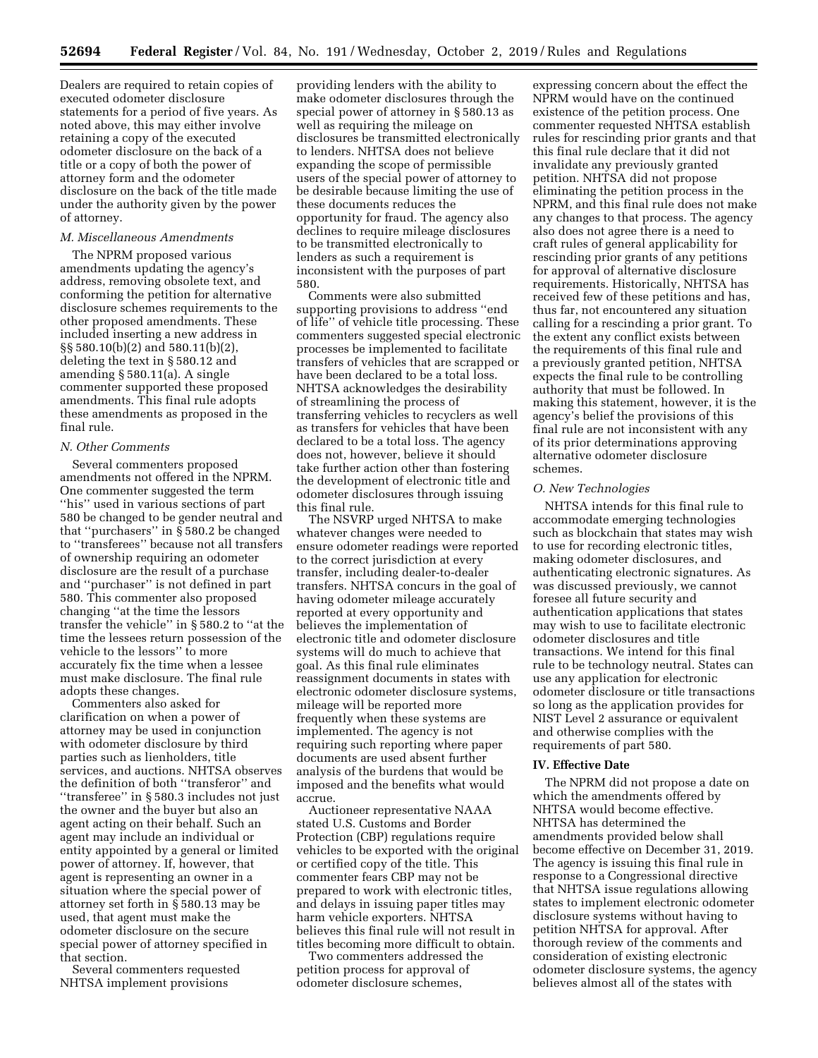Dealers are required to retain copies of executed odometer disclosure statements for a period of five years. As noted above, this may either involve retaining a copy of the executed odometer disclosure on the back of a title or a copy of both the power of attorney form and the odometer disclosure on the back of the title made under the authority given by the power of attorney.

### *M. Miscellaneous Amendments*

The NPRM proposed various amendments updating the agency's address, removing obsolete text, and conforming the petition for alternative disclosure schemes requirements to the other proposed amendments. These included inserting a new address in §§ 580.10(b)(2) and 580.11(b)(2), deleting the text in § 580.12 and amending § 580.11(a). A single commenter supported these proposed amendments. This final rule adopts these amendments as proposed in the final rule.

### *N. Other Comments*

Several commenters proposed amendments not offered in the NPRM. One commenter suggested the term ''his'' used in various sections of part 580 be changed to be gender neutral and that ''purchasers'' in § 580.2 be changed to ''transferees'' because not all transfers of ownership requiring an odometer disclosure are the result of a purchase and ''purchaser'' is not defined in part 580. This commenter also proposed changing ''at the time the lessors transfer the vehicle'' in § 580.2 to ''at the time the lessees return possession of the vehicle to the lessors'' to more accurately fix the time when a lessee must make disclosure. The final rule adopts these changes.

Commenters also asked for clarification on when a power of attorney may be used in conjunction with odometer disclosure by third parties such as lienholders, title services, and auctions. NHTSA observes the definition of both ''transferor'' and ''transferee'' in § 580.3 includes not just the owner and the buyer but also an agent acting on their behalf. Such an agent may include an individual or entity appointed by a general or limited power of attorney. If, however, that agent is representing an owner in a situation where the special power of attorney set forth in § 580.13 may be used, that agent must make the odometer disclosure on the secure special power of attorney specified in that section.

Several commenters requested NHTSA implement provisions providing lenders with the ability to make odometer disclosures through the special power of attorney in § 580.13 as well as requiring the mileage on disclosures be transmitted electronically to lenders. NHTSA does not believe expanding the scope of permissible users of the special power of attorney to be desirable because limiting the use of these documents reduces the opportunity for fraud. The agency also declines to require mileage disclosures to be transmitted electronically to lenders as such a requirement is inconsistent with the purposes of part 580.

Comments were also submitted supporting provisions to address ''end of life'' of vehicle title processing. These commenters suggested special electronic processes be implemented to facilitate transfers of vehicles that are scrapped or have been declared to be a total loss. NHTSA acknowledges the desirability of streamlining the process of transferring vehicles to recyclers as well as transfers for vehicles that have been declared to be a total loss. The agency does not, however, believe it should take further action other than fostering the development of electronic title and odometer disclosures through issuing this final rule.

The NSVRP urged NHTSA to make whatever changes were needed to ensure odometer readings were reported to the correct jurisdiction at every transfer, including dealer-to-dealer transfers. NHTSA concurs in the goal of having odometer mileage accurately reported at every opportunity and believes the implementation of electronic title and odometer disclosure systems will do much to achieve that goal. As this final rule eliminates reassignment documents in states with electronic odometer disclosure systems, mileage will be reported more frequently when these systems are implemented. The agency is not requiring such reporting where paper documents are used absent further analysis of the burdens that would be imposed and the benefits what would accrue.

Auctioneer representative NAAA stated U.S. Customs and Border Protection (CBP) regulations require vehicles to be exported with the original or certified copy of the title. This commenter fears CBP may not be prepared to work with electronic titles, and delays in issuing paper titles may harm vehicle exporters. NHTSA believes this final rule will not result in titles becoming more difficult to obtain.

Two commenters addressed the petition process for approval of odometer disclosure schemes, expressing concern about the effect the NPRM would have on the continued existence of the petition process. One commenter requested NHTSA establish rules for rescinding prior grants and that this final rule declare that it did not invalidate any previously granted petition. NHTSA did not propose eliminating the petition process in the NPRM, and this final rule does not make any changes to that process. The agency also does not agree there is a need to craft rules of general applicability for rescinding prior grants of any petitions for approval of alternative disclosure requirements. Historically, NHTSA has received few of these petitions and has, thus far, not encountered any situation calling for a rescinding a prior grant. To the extent any conflict exists between the requirements of this final rule and a previously granted petition, NHTSA expects the final rule to be controlling authority that must be followed. In making this statement, however, it is the agency's belief the provisions of this final rule are not inconsistent with any of its prior determinations approving alternative odometer disclosure schemes.

### *O. New Technologies*

NHTSA intends for this final rule to accommodate emerging technologies such as blockchain that states may wish to use for recording electronic titles, making odometer disclosures, and authenticating electronic signatures. As was discussed previously, we cannot foresee all future security and authentication applications that states may wish to use to facilitate electronic odometer disclosures and title transactions. We intend for this final rule to be technology neutral. States can use any application for electronic odometer disclosure or title transactions so long as the application provides for NIST Level 2 assurance or equivalent and otherwise complies with the requirements of part 580.

## IV. Effective Date

The NPRM did not propose a date on which the amendments offered by NHTSA would become effective. NHTSA has determined the amendments provided below shall become effective on December 31, 2019. The agency is issuing this final rule in response to a Congressional directive that NHTSA issue regulations allowing states to implement electronic odometer disclosure systems without having to petition NHTSA for approval. After thorough review of the comments and consideration of existing electronic odometer disclosure systems, the agency believes almost all of the states with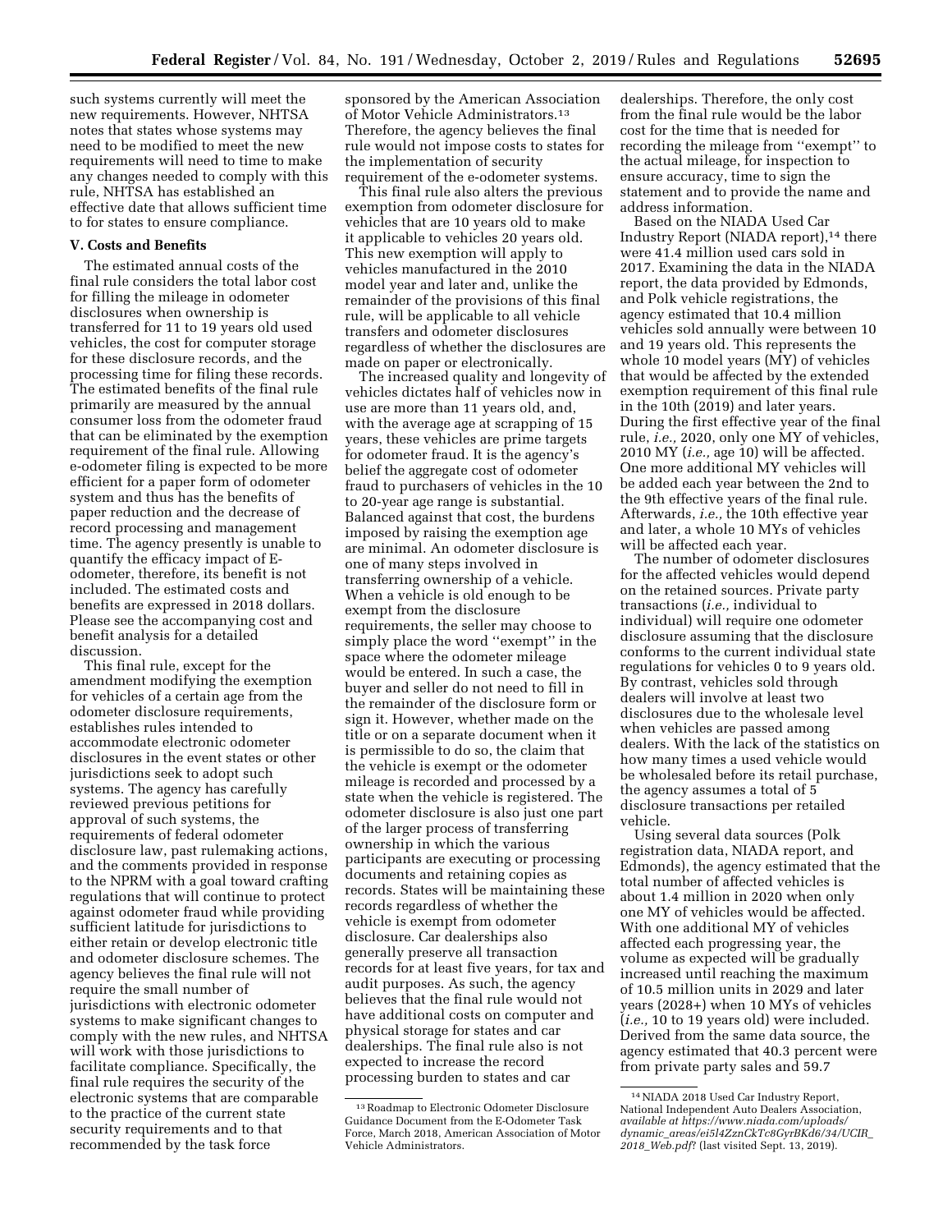such systems currently will meet the new requirements. However, NHTSA notes that states whose systems may need to be modified to meet the new requirements will need to time to make any changes needed to comply with this rule, NHTSA has established an effective date that allows sufficient time to for states to ensure compliance.

## V. Costs and Benefits

The estimated annual costs of the final rule considers the total labor cost for filling the mileage in odometer disclosures when ownership is transferred for 11 to 19 years old used vehicles, the cost for computer storage for these disclosure records, and the processing time for filing these records. The estimated benefits of the final rule primarily are measured by the annual consumer loss from the odometer fraud that can be eliminated by the exemption requirement of the final rule. Allowing e-odometer filing is expected to be more efficient for a paper form of odometer system and thus has the benefits of paper reduction and the decrease of record processing and management time. The agency presently is unable to quantify the efficacy impact of E-odometer, therefore, its benefit is not included. The estimated costs and benefits are expressed in 2018 dollars. Please see the accompanying cost and benefit analysis for a detailed discussion.

This final rule, except for the amendment modifying the exemption for vehicles of a certain age from the odometer disclosure requirements, establishes rules intended to accommodate electronic odometer disclosures in the event states or other jurisdictions seek to adopt such systems. The agency has carefully reviewed previous petitions for approval of such systems, the requirements of federal odometer disclosure law, past rulemaking actions, and the comments provided in response to the NPRM with a goal toward crafting regulations that will continue to protect against odometer fraud while providing sufficient latitude for jurisdictions to either retain or develop electronic title and odometer disclosure schemes. The agency believes the final rule will not require the small number of jurisdictions with electronic odometer systems to make significant changes to comply with the new rules, and NHTSA will work with those jurisdictions to facilitate compliance. Specifically, the final rule requires the security of the electronic systems that are comparable to the practice of the current state security requirements and to that recommended by the task force sponsored by the American Association of Motor Vehicle Administrators.[13] Therefore, the agency believes the final rule would not impose costs to states for the implementation of security requirement of the e-odometer systems.

This final rule also alters the previous exemption from odometer disclosure for vehicles that are 10 years old to make it applicable to vehicles 20 years old. This new exemption will apply to vehicles manufactured in the 2010 model year and later and, unlike the remainder of the provisions of this final rule, will be applicable to all vehicle transfers and odometer disclosures regardless of whether the disclosures are made on paper or electronically.

The increased quality and longevity of vehicles dictates half of vehicles now in use are more than 11 years old, and, with the average age at scrapping of 15 years, these vehicles are prime targets for odometer fraud. It is the agency's belief the aggregate cost of odometer fraud to purchasers of vehicles in the 10 to 20-year age range is substantial. Balanced against that cost, the burdens imposed by raising the exemption age are minimal. An odometer disclosure is one of many steps involved in transferring ownership of a vehicle. When a vehicle is old enough to be exempt from the disclosure requirements, the seller may choose to simply place the word "exempt" in the space where the odometer mileage would be entered. In such a case, the buyer and seller do not need to fill in the remainder of the disclosure form or sign it. However, whether made on the title or on a separate document when it is permissible to do so, the claim that the vehicle is exempt or the odometer mileage is recorded and processed by a state when the vehicle is registered. The odometer disclosure is also just one part of the larger process of transferring ownership in which the various participants are executing or processing documents and retaining copies as records. States will be maintaining these records regardless of whether the vehicle is exempt from odometer disclosure. Car dealerships also generally preserve all transaction records for at least five years, for tax and audit purposes. As such, the agency believes that the final rule would not have additional costs on computer and physical storage for states and car dealerships. The final rule also is not expected to increase the record processing burden to states and car dealerships. Therefore, the only cost from the final rule would be the labor cost for the time that is needed for recording the mileage from "exempt" to the actual mileage, for inspection to ensure accuracy, time to sign the statement and to provide the name and address information.

Based on the NIADA Used Car Industry Report (NIADA report),[14] there were 41.4 million used cars sold in 2017. Examining the data in the NIADA report, the data provided by Edmonds, and Polk vehicle registrations, the agency estimated that 10.4 million vehicles sold annually were between 10 and 19 years old. This represents the whole 10 model years (MY) of vehicles that would be affected by the extended exemption requirement of this final rule in the 10th (2019) and later years. During the first effective year of the final rule, *i.e.,* 2020, only one MY of vehicles, 2010 MY (*i.e.,* age 10) will be affected. One more additional MY vehicles will be added each year between the 2nd to the 9th effective years of the final rule. Afterwards, *i.e.,* the 10th effective year and later, a whole 10 MYs of vehicles will be affected each year.

The number of odometer disclosures for the affected vehicles would depend on the retained sources. Private party transactions (*i.e.,* individual to individual) will require one odometer disclosure assuming that the disclosure conforms to the current individual state regulations for vehicles 0 to 9 years old. By contrast, vehicles sold through dealers will involve at least two disclosures due to the wholesale level when vehicles are passed among dealers. With the lack of the statistics on how many times a used vehicle would be wholesaled before its retail purchase, the agency assumes a total of 5 disclosure transactions per retailed vehicle.

Using several data sources (Polk registration data, NIADA report, and Edmonds), the agency estimated that the total number of affected vehicles is about 1.4 million in 2020 when only one MY of vehicles would be affected. With one additional MY of vehicles affected each progressing year, the volume as expected will be gradually increased until reaching the maximum of 10.5 million units in 2029 and later years (2028+) when 10 MYs of vehicles (*i.e.,* 10 to 19 years old) were included. Derived from the same data source, the agency estimated that 40.3 percent were from private party sales and 59.7

[13] Roadmap to Electronic Odometer Disclosure Guidance Document from the E-Odometer Task Force, March 2018, American Association of Motor Vehicle Administrators.

[14] NIADA 2018 Used Car Industry Report, National Independent Auto Dealers Association, *available at https://www.niada.com/uploads/dynamic_areas/ei5l4ZznCkTc8GyrBKd6/34/UCIR_2018_Web.pdf?* (last visited Sept. 13, 2019).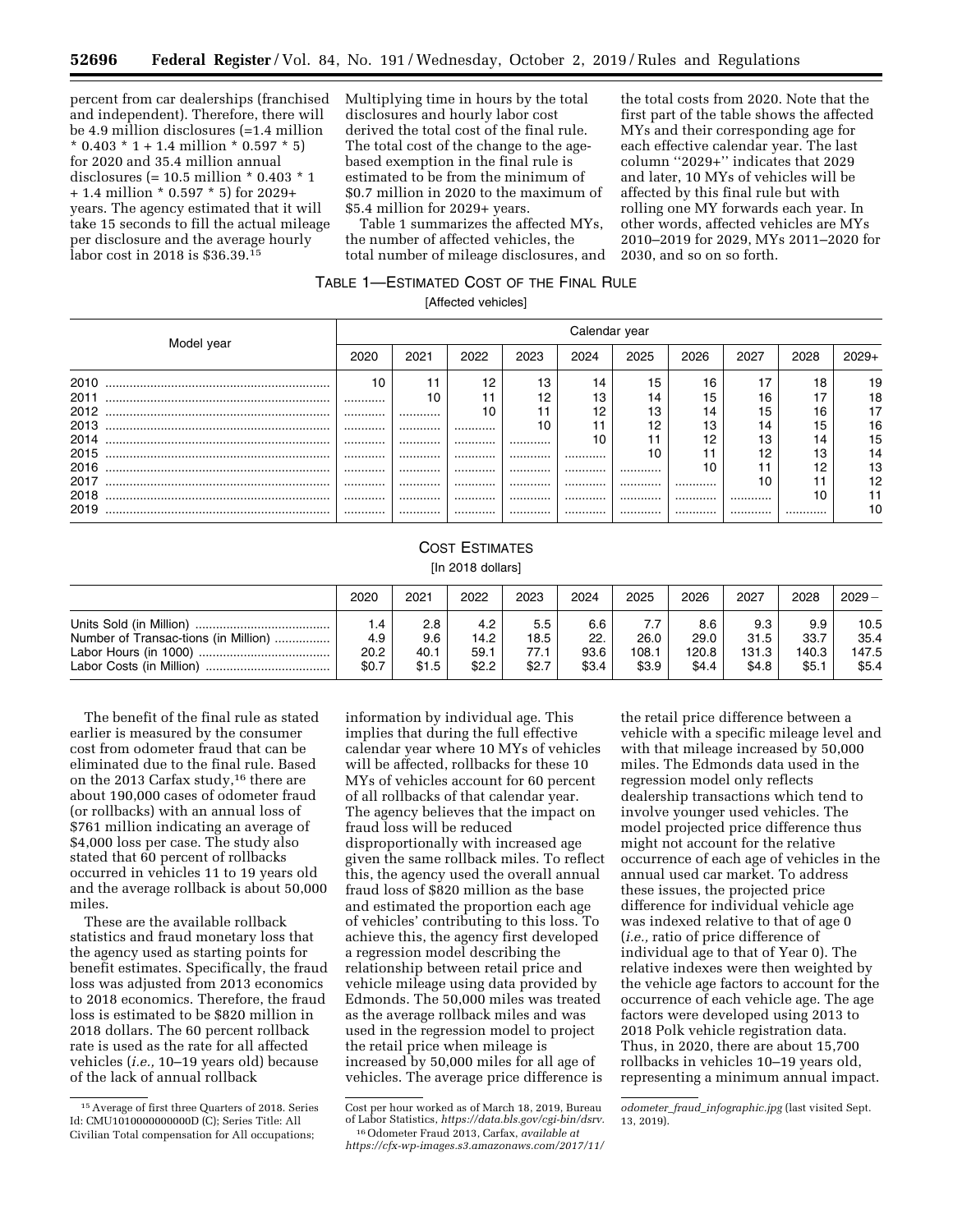percent from car dealerships (franchised and independent). Therefore, there will be 4.9 million disclosures (=1.4 million * 0.403 * 1 + 1.4 million * 0.597 * 5) for 2020 and 35.4 million annual disclosures (= 10.5 million * 0.403 * 1 + 1.4 million * 0.597 * 5) for 2029+ years. The agency estimated that it will take 15 seconds to fill the actual mileage per disclosure and the average hourly labor cost in 2018 is $36.39.[15] Multiplying time in hours by the total disclosures and hourly labor cost derived the total cost of the final rule. The total cost of the change to the age-based exemption in the final rule is estimated to be from the minimum of $0.7 million in 2020 to the maximum of $5.4 million for 2029+ years.

Table 1 summarizes the affected MYs, the number of affected vehicles, the total number of mileage disclosures, and the total costs from 2020. Note that the first part of the table shows the affected MYs and their corresponding age for each effective calendar year. The last column ''2029+'' indicates that 2029 and later, 10 MYs of vehicles will be affected by this final rule but with rolling one MY forwards each year. In other words, affected vehicles are MYs 2010–2019 for 2029, MYs 2011–2020 for 2030, and so on so forth.

TABLE 1—ESTIMATED COST OF THE FINAL RULE

[Affected vehicles]

| Model year | Calendar year | | | | | | | | | |
|---|---|---|---|---|---|---|---|---|---|---|
| | 2020 | 2021 | 2022 | 2023 | 2024 | 2025 | 2026 | 2027 | 2028 | 2029+ |
| 2010 | 10 | 11 | 12 | 13 | 14 | 15 | 16 | 17 | 18 | 19 |
| 2011 | ............ | 10 | 11 | 12 | 13 | 14 | 15 | 16 | 17 | 18 |
| 2012 | ............ | ............ | 10 | 11 | 12 | 13 | 14 | 15 | 16 | 17 |
| 2013 | ............ | ............ | ............ | 10 | 11 | 12 | 13 | 14 | 15 | 16 |
| 2014 | ............ | ............ | ............ | ............ | 10 | 11 | 12 | 13 | 14 | 15 |
| 2015 | ............ | ............ | ............ | ............ | ............ | 10 | 11 | 12 | 13 | 14 |
| 2016 | ............ | ............ | ............ | ............ | ............ | ............ | 10 | 11 | 12 | 13 |
| 2017 | ............ | ............ | ............ | ............ | ............ | ............ | ............ | 10 | 11 | 12 |
| 2018 | ............ | ............ | ............ | ............ | ............ | ............ | ............ | ............ | 10 | 11 |
| 2019 | ............ | ............ | ............ | ............ | ............ | ............ | ............ | ............ | ............ | 10 |

COST ESTIMATES

[In 2018 dollars]

| | 2020 | 2021 | 2022 | 2023 | 2024 | 2025 | 2026 | 2027 | 2028 | 2029– |
|---|---|---|---|---|---|---|---|---|---|---|
| Units Sold (in Million) | 1.4 | 2.8 | 4.2 | 5.5 | 6.6 | 7.7 | 8.6 | 9.3 | 9.9 | 10.5 |
| Number of Transac-tions (in Million) | 4.9 | 9.6 | 14.2 | 18.5 | 22. | 26.0 | 29.0 | 31.5 | 33.7 | 35.4 |
| Labor Hours (in 1000) | 20.2 | 40.1 | 59.1 | 77.1 | 93.6 | 108.1 | 120.8 | 131.3 | 140.3 | 147.5 |
| Labor Costs (in Million) | $0.7 | $1.5 | $2.2 | $2.7 | $3.4 | $3.9 | $4.4 | $4.8 | $5.1 | $5.4 |

The benefit of the final rule as stated earlier is measured by the consumer cost from odometer fraud that can be eliminated due to the final rule. Based on the 2013 Carfax study,[16] there are about 190,000 cases of odometer fraud (or rollbacks) with an annual loss of $761 million indicating an average of $4,000 loss per case. The study also stated that 60 percent of rollbacks occurred in vehicles 11 to 19 years old and the average rollback is about 50,000 miles.

These are the available rollback statistics and fraud monetary loss that the agency used as starting points for benefit estimates. Specifically, the fraud loss was adjusted from 2013 economics to 2018 economics. Therefore, the fraud loss is estimated to be $820 million in 2018 dollars. The 60 percent rollback rate is used as the rate for all affected vehicles (*i.e.,* 10–19 years old) because of the lack of annual rollback information by individual age. This implies that during the full effective calendar year where 10 MYs of vehicles will be affected, rollbacks for these 10 MYs of vehicles account for 60 percent of all rollbacks of that calendar year. The agency believes that the impact on fraud loss will be reduced disproportionally with increased age given the same rollback miles. To reflect this, the agency used the overall annual fraud loss of $820 million as the base and estimated the proportion each age of vehicles' contributing to this loss. To achieve this, the agency first developed a regression model describing the relationship between retail price and vehicle mileage using data provided by Edmonds. The 50,000 miles was treated as the average rollback miles and was used in the regression model to project the retail price when mileage is increased by 50,000 miles for all age of vehicles. The average price difference is the retail price difference between a vehicle with a specific mileage level and with that mileage increased by 50,000 miles. The Edmonds data used in the regression model only reflects dealership transactions which tend to involve younger used vehicles. The model projected price difference thus might not account for the relative occurrence of each age of vehicles in the annual used car market. To address these issues, the projected price difference for individual vehicle age was indexed relative to that of age 0 (*i.e.,* ratio of price difference of individual age to that of Year 0). The relative indexes were then weighted by the vehicle age factors to account for the occurrence of each vehicle age. The age factors were developed using 2013 to 2018 Polk vehicle registration data. Thus, in 2020, there are about 15,700 rollbacks in vehicles 10–19 years old, representing a minimum annual impact.

[15] Average of first three Quarters of 2018. Series Id: CMU1010000000000D (C); Series Title: All Civilian Total compensation for All occupations; Cost per hour worked as of March 18, 2019, Bureau of Labor Statistics, *https://data.bls.gov/cgi-bin/dsrv.*

[16] Odometer Fraud 2013, Carfax, *available at https://cfx-wp-images.s3.amazonaws.com/2017/11/odometer_fraud_infographic.jpg* (last visited Sept. 13, 2019).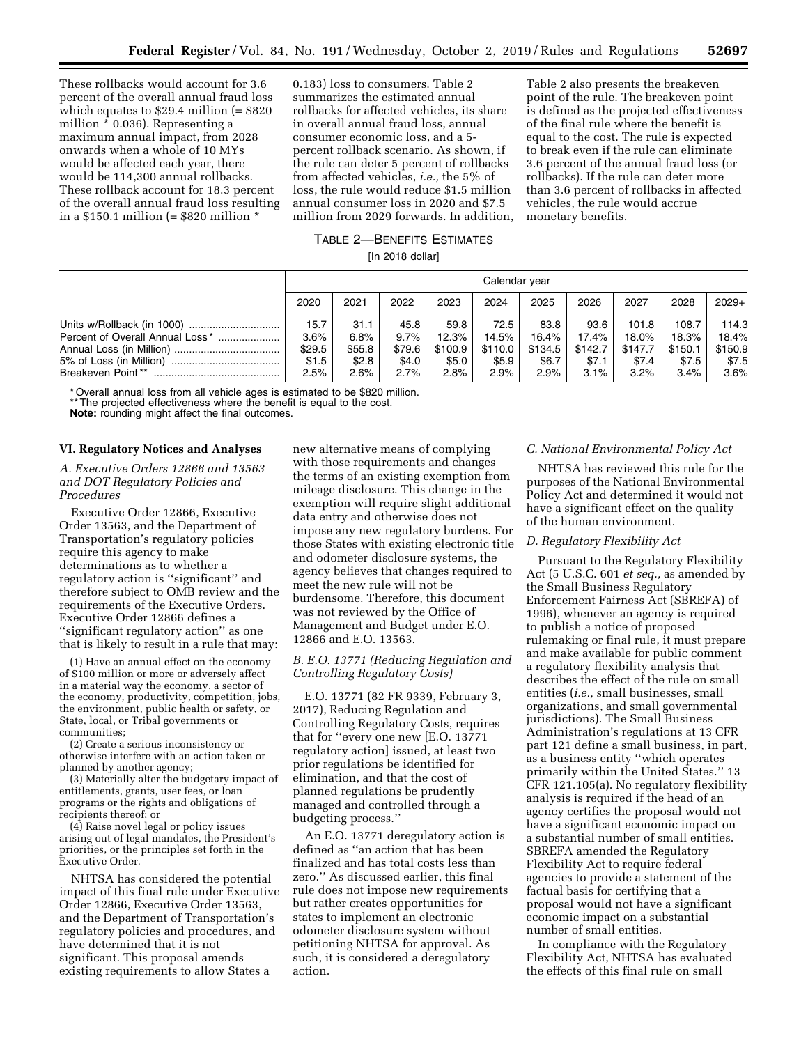These rollbacks would account for 3.6 percent of the overall annual fraud loss which equates to $29.4 million (= $820 million * 0.036). Representing a maximum annual impact, from 2028 onwards when a whole of 10 MYs would be affected each year, there would be 114,300 annual rollbacks. These rollback account for 18.3 percent of the overall annual fraud loss resulting in a $150.1 million (= $820 million * 0.183) loss to consumers. Table 2 summarizes the estimated annual rollbacks for affected vehicles, its share in overall annual fraud loss, annual consumer economic loss, and a 5-percent rollback scenario. As shown, if the rule can deter 5 percent of rollbacks from affected vehicles, *i.e.,* the 5% of loss, the rule would reduce $1.5 million annual consumer loss in 2020 and $7.5 million from 2029 forwards. In addition, Table 2 also presents the breakeven point of the rule. The breakeven point is defined as the projected effectiveness of the final rule where the benefit is equal to the cost. The rule is expected to break even if the rule can eliminate 3.6 percent of the annual fraud loss (or rollbacks). If the rule can deter more than 3.6 percent of rollbacks in affected vehicles, the rule would accrue monetary benefits.

TABLE 2—BENEFITS ESTIMATES

[In 2018 dollar]

| | Calendar year | | | | | | | | | |
|---|---|---|---|---|---|---|---|---|---|---|
| | 2020 | 2021 | 2022 | 2023 | 2024 | 2025 | 2026 | 2027 | 2028 | 2029+ |
| Units w/Rollback (in 1000) | 15.7 | 31.1 | 45.8 | 59.8 | 72.5 | 83.8 | 93.6 | 101.8 | 108.7 | 114.3 |
| Percent of Overall Annual Loss* | 3.6% | 6.8% | 9.7% | 12.3% | 14.5% | 16.4% | 17.4% | 18.0% | 18.3% | 18.4% |
| Annual Loss (in Million) | $29.5 | $55.8 | $79.6 | $100.9 | $110.0 | $134.5 | $142.7 | $147.7 | $150.1 | $150.9 |
| 5% of Loss (in Million) | $1.5 | $2.8 | $4.0 | $5.0 | $5.9 | $6.7 | $7.1 | $7.4 | $7.5 | $7.5 |
| Breakeven Point** | 2.5% | 2.6% | 2.7% | 2.8% | 2.9% | 2.9% | 3.1% | 3.2% | 3.4% | 3.6% |

* Overall annual loss from all vehicle ages is estimated to be $820 million.

** The projected effectiveness where the benefit is equal to the cost.

**Note:** rounding might affect the final outcomes.

## VI. Regulatory Notices and Analyses

### *A. Executive Orders 12866 and 13563 and DOT Regulatory Policies and Procedures*

Executive Order 12866, Executive Order 13563, and the Department of Transportation's regulatory policies require this agency to make determinations as to whether a regulatory action is ''significant'' and therefore subject to OMB review and the requirements of the Executive Orders. Executive Order 12866 defines a ''significant regulatory action'' as one that is likely to result in a rule that may:

(1) Have an annual effect on the economy of $100 million or more or adversely affect in a material way the economy, a sector of the economy, productivity, competition, jobs, the environment, public health or safety, or State, local, or Tribal governments or communities;

(2) Create a serious inconsistency or otherwise interfere with an action taken or planned by another agency;

(3) Materially alter the budgetary impact of entitlements, grants, user fees, or loan programs or the rights and obligations of recipients thereof; or

(4) Raise novel legal or policy issues arising out of legal mandates, the President's priorities, or the principles set forth in the Executive Order.

NHTSA has considered the potential impact of this final rule under Executive Order 12866, Executive Order 13563, and the Department of Transportation's regulatory policies and procedures, and have determined that it is not significant. This proposal amends existing requirements to allow States a new alternative means of complying with those requirements and changes the terms of an existing exemption from mileage disclosure. This change in the exemption will require slight additional data entry and otherwise does not impose any new regulatory burdens. For those States with existing electronic title and odometer disclosure systems, the agency believes that changes required to meet the new rule will not be burdensome. Therefore, this document was not reviewed by the Office of Management and Budget under E.O. 12866 and E.O. 13563.

### *B. E.O. 13771 (Reducing Regulation and Controlling Regulatory Costs)*

E.O. 13771 (82 FR 9339, February 3, 2017), Reducing Regulation and Controlling Regulatory Costs, requires that for ''every one new [E.O. 13771 regulatory action] issued, at least two prior regulations be identified for elimination, and that the cost of planned regulations be prudently managed and controlled through a budgeting process.''

An E.O. 13771 deregulatory action is defined as ''an action that has been finalized and has total costs less than zero.'' As discussed earlier, this final rule does not impose new requirements but rather creates opportunities for states to implement an electronic odometer disclosure system without petitioning NHTSA for approval. As such, it is considered a deregulatory action.

### *C. National Environmental Policy Act*

NHTSA has reviewed this rule for the purposes of the National Environmental Policy Act and determined it would not have a significant effect on the quality of the human environment.

### *D. Regulatory Flexibility Act*

Pursuant to the Regulatory Flexibility Act (5 U.S.C. 601 *et seq.,* as amended by the Small Business Regulatory Enforcement Fairness Act (SBREFA) of 1996), whenever an agency is required to publish a notice of proposed rulemaking or final rule, it must prepare and make available for public comment a regulatory flexibility analysis that describes the effect of the rule on small entities (*i.e.,* small businesses, small organizations, and small governmental jurisdictions). The Small Business Administration's regulations at 13 CFR part 121 define a small business, in part, as a business entity ''which operates primarily within the United States.'' 13 CFR 121.105(a). No regulatory flexibility analysis is required if the head of an agency certifies the proposal would not have a significant economic impact on a substantial number of small entities. SBREFA amended the Regulatory Flexibility Act to require federal agencies to provide a statement of the factual basis for certifying that a proposal would not have a significant economic impact on a substantial number of small entities.

In compliance with the Regulatory Flexibility Act, NHTSA has evaluated the effects of this final rule on small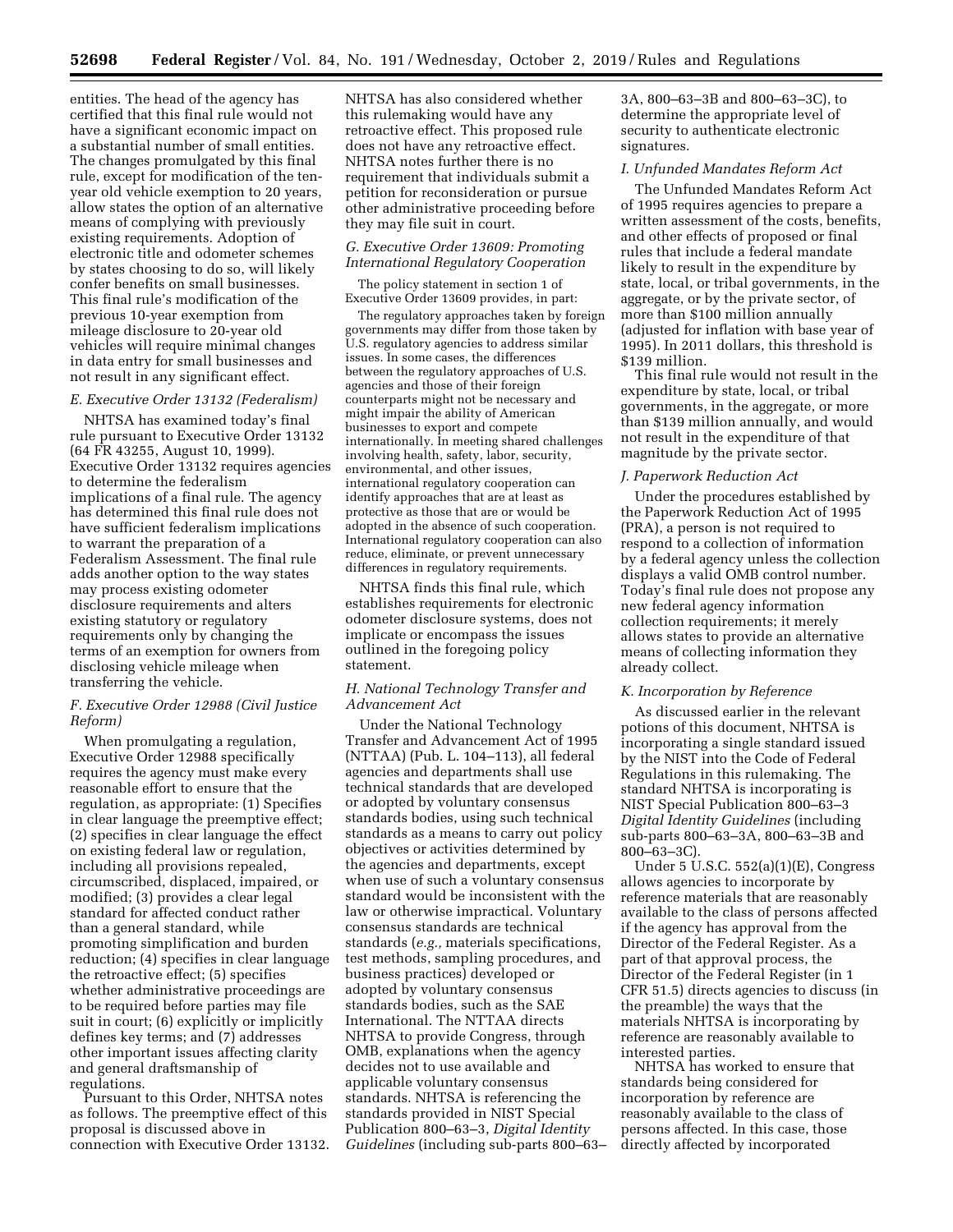entities. The head of the agency has certified that this final rule would not have a significant economic impact on a substantial number of small entities. The changes promulgated by this final rule, except for modification of the ten-year old vehicle exemption to 20 years, allow states the option of an alternative means of complying with previously existing requirements. Adoption of electronic title and odometer schemes by states choosing to do so, will likely confer benefits on small businesses. This final rule's modification of the previous 10-year exemption from mileage disclosure to 20-year old vehicles will require minimal changes in data entry for small businesses and not result in any significant effect.

### E. Executive Order 13132 (Federalism)

NHTSA has examined today's final rule pursuant to Executive Order 13132 (64 FR 43255, August 10, 1999). Executive Order 13132 requires agencies to determine the federalism implications of a final rule. The agency has determined this final rule does not have sufficient federalism implications to warrant the preparation of a Federalism Assessment. The final rule adds another option to the way states may process existing odometer disclosure requirements and alters existing statutory or regulatory requirements only by changing the terms of an exemption for owners from disclosing vehicle mileage when transferring the vehicle.

### F. Executive Order 12988 (Civil Justice Reform)

When promulgating a regulation, Executive Order 12988 specifically requires the agency must make every reasonable effort to ensure that the regulation, as appropriate: (1) Specifies in clear language the preemptive effect; (2) specifies in clear language the effect on existing federal law or regulation, including all provisions repealed, circumscribed, displaced, impaired, or modified; (3) provides a clear legal standard for affected conduct rather than a general standard, while promoting simplification and burden reduction; (4) specifies in clear language the retroactive effect; (5) specifies whether administrative proceedings are to be required before parties may file suit in court; (6) explicitly or implicitly defines key terms; and (7) addresses other important issues affecting clarity and general draftsmanship of regulations.

Pursuant to this Order, NHTSA notes as follows. The preemptive effect of this proposal is discussed above in connection with Executive Order 13132. NHTSA has also considered whether this rulemaking would have any retroactive effect. This proposed rule does not have any retroactive effect. NHTSA notes further there is no requirement that individuals submit a petition for reconsideration or pursue other administrative proceeding before they may file suit in court.

### G. Executive Order 13609: Promoting International Regulatory Cooperation

The policy statement in section 1 of Executive Order 13609 provides, in part:

> The regulatory approaches taken by foreign governments may differ from those taken by U.S. regulatory agencies to address similar issues. In some cases, the differences between the regulatory approaches of U.S. agencies and those of their foreign counterparts might not be necessary and might impair the ability of American businesses to export and compete internationally. In meeting shared challenges involving health, safety, labor, security, environmental, and other issues, international regulatory cooperation can identify approaches that are at least as protective as those that are or would be adopted in the absence of such cooperation. International regulatory cooperation can also reduce, eliminate, or prevent unnecessary differences in regulatory requirements.

NHTSA finds this final rule, which establishes requirements for electronic odometer disclosure systems, does not implicate or encompass the issues outlined in the foregoing policy statement.

### H. National Technology Transfer and Advancement Act

Under the National Technology Transfer and Advancement Act of 1995 (NTTAA) (Pub. L. 104–113), all federal agencies and departments shall use technical standards that are developed or adopted by voluntary consensus standards bodies, using such technical standards as a means to carry out policy objectives or activities determined by the agencies and departments, except when use of such a voluntary consensus standard would be inconsistent with the law or otherwise impractical. Voluntary consensus standards are technical standards (*e.g.,* materials specifications, test methods, sampling procedures, and business practices) developed or adopted by voluntary consensus standards bodies, such as the SAE International. The NTTAA directs NHTSA to provide Congress, through OMB, explanations when the agency decides not to use available and applicable voluntary consensus standards. NHTSA is referencing the standards provided in NIST Special Publication 800–63–3, *Digital Identity Guidelines* (including sub-parts 800–63–3A, 800–63–3B and 800–63–3C), to determine the appropriate level of security to authenticate electronic signatures.

### I. Unfunded Mandates Reform Act

The Unfunded Mandates Reform Act of 1995 requires agencies to prepare a written assessment of the costs, benefits, and other effects of proposed or final rules that include a federal mandate likely to result in the expenditure by state, local, or tribal governments, in the aggregate, or by the private sector, of more than $100 million annually (adjusted for inflation with base year of 1995). In 2011 dollars, this threshold is $139 million.

This final rule would not result in the expenditure by state, local, or tribal governments, in the aggregate, or more than $139 million annually, and would not result in the expenditure of that magnitude by the private sector.

### J. Paperwork Reduction Act

Under the procedures established by the Paperwork Reduction Act of 1995 (PRA), a person is not required to respond to a collection of information by a federal agency unless the collection displays a valid OMB control number. Today's final rule does not propose any new federal agency information collection requirements; it merely allows states to provide an alternative means of collecting information they already collect.

### K. Incorporation by Reference

As discussed earlier in the relevant potions of this document, NHTSA is incorporating a single standard issued by the NIST into the Code of Federal Regulations in this rulemaking. The standard NHTSA is incorporating is NIST Special Publication 800–63–3 *Digital Identity Guidelines* (including sub-parts 800–63–3A, 800–63–3B and 800–63–3C).

Under 5 U.S.C. 552(a)(1)(E), Congress allows agencies to incorporate by reference materials that are reasonably available to the class of persons affected if the agency has approval from the Director of the Federal Register. As a part of that approval process, the Director of the Federal Register (in 1 CFR 51.5) directs agencies to discuss (in the preamble) the ways that the materials NHTSA is incorporating by reference are reasonably available to interested parties.

NHTSA has worked to ensure that standards being considered for incorporation by reference are reasonably available to the class of persons affected. In this case, those directly affected by incorporated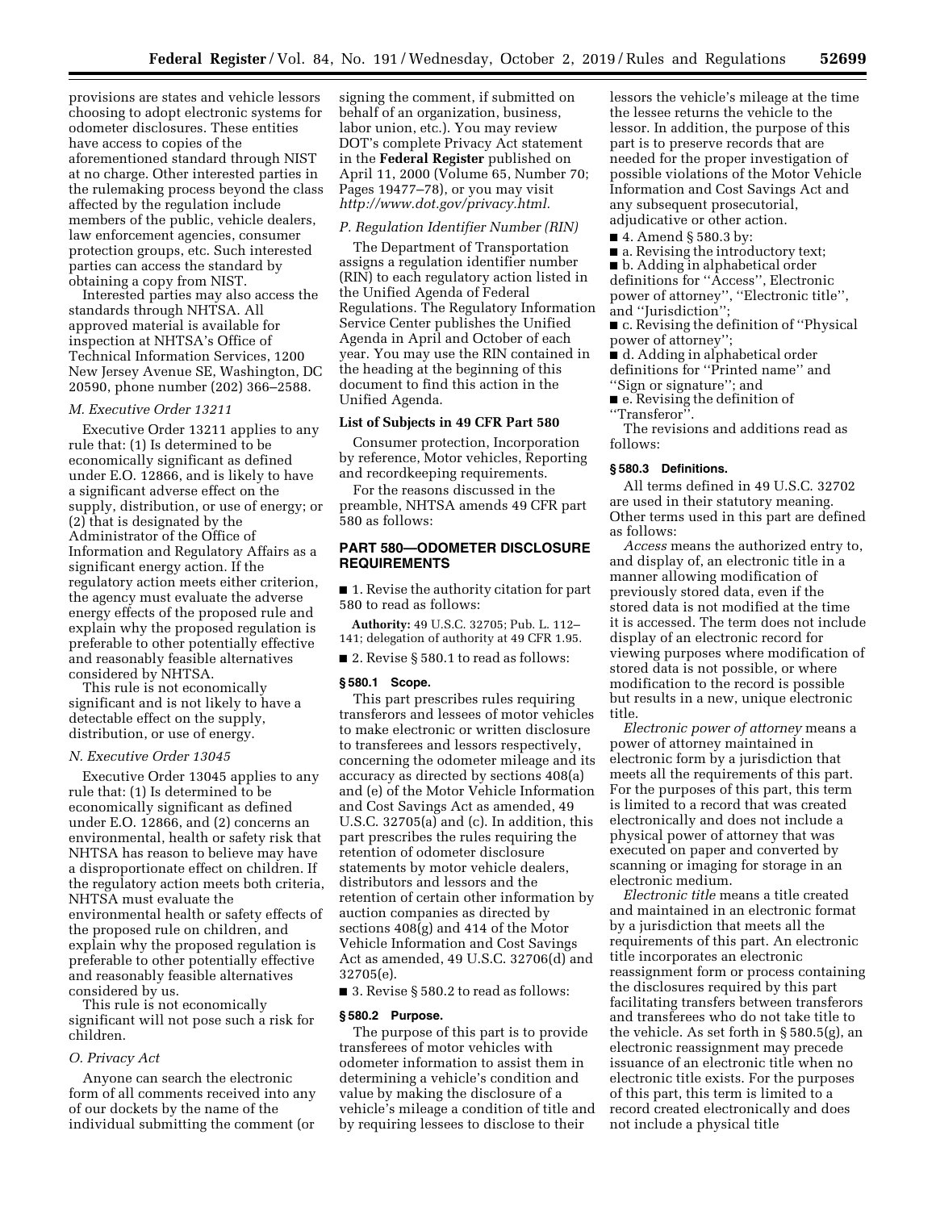provisions are states and vehicle lessors choosing to adopt electronic systems for odometer disclosures. These entities have access to copies of the aforementioned standard through NIST at no charge. Other interested parties in the rulemaking process beyond the class affected by the regulation include members of the public, vehicle dealers, law enforcement agencies, consumer protection groups, etc. Such interested parties can access the standard by obtaining a copy from NIST.

Interested parties may also access the standards through NHTSA. All approved material is available for inspection at NHTSA's Office of Technical Information Services, 1200 New Jersey Avenue SE, Washington, DC 20590, phone number (202) 366–2588.

*M. Executive Order 13211*

Executive Order 13211 applies to any rule that: (1) Is determined to be economically significant as defined under E.O. 12866, and is likely to have a significant adverse effect on the supply, distribution, or use of energy; or (2) that is designated by the Administrator of the Office of Information and Regulatory Affairs as a significant energy action. If the regulatory action meets either criterion, the agency must evaluate the adverse energy effects of the proposed rule and explain why the proposed regulation is preferable to other potentially effective and reasonably feasible alternatives considered by NHTSA.

This rule is not economically significant and is not likely to have a detectable effect on the supply, distribution, or use of energy.

*N. Executive Order 13045*

Executive Order 13045 applies to any rule that: (1) Is determined to be economically significant as defined under E.O. 12866, and (2) concerns an environmental, health or safety risk that NHTSA has reason to believe may have a disproportionate effect on children. If the regulatory action meets both criteria, NHTSA must evaluate the environmental health or safety effects of the proposed rule on children, and explain why the proposed regulation is preferable to other potentially effective and reasonably feasible alternatives considered by us.

This rule is not economically significant will not pose such a risk for children.

*O. Privacy Act*

Anyone can search the electronic form of all comments received into any of our dockets by the name of the individual submitting the comment (or signing the comment, if submitted on behalf of an organization, business, labor union, etc.). You may review DOT's complete Privacy Act statement in the **Federal Register** published on April 11, 2000 (Volume 65, Number 70; Pages 19477–78), or you may visit *http://www.dot.gov/privacy.html.*

*P. Regulation Identifier Number (RIN)*

The Department of Transportation assigns a regulation identifier number (RIN) to each regulatory action listed in the Unified Agenda of Federal Regulations. The Regulatory Information Service Center publishes the Unified Agenda in April and October of each year. You may use the RIN contained in the heading at the beginning of this document to find this action in the Unified Agenda.

**List of Subjects in 49 CFR Part 580**

Consumer protection, Incorporation by reference, Motor vehicles, Reporting and recordkeeping requirements.

For the reasons discussed in the preamble, NHTSA amends 49 CFR part 580 as follows:

## PART 580—ODOMETER DISCLOSURE REQUIREMENTS

■ 1. Revise the authority citation for part 580 to read as follows:

**Authority:** 49 U.S.C. 32705; Pub. L. 112–141; delegation of authority at 49 CFR 1.95.

■ 2. Revise § 580.1 to read as follows:

### § 580.1 Scope.

This part prescribes rules requiring transferors and lessees of motor vehicles to make electronic or written disclosure to transferees and lessors respectively, concerning the odometer mileage and its accuracy as directed by sections 408(a) and (e) of the Motor Vehicle Information and Cost Savings Act as amended, 49 U.S.C. 32705(a) and (c). In addition, this part prescribes the rules requiring the retention of odometer disclosure statements by motor vehicle dealers, distributors and lessors and the retention of certain other information by auction companies as directed by sections 408(g) and 414 of the Motor Vehicle Information and Cost Savings Act as amended, 49 U.S.C. 32706(d) and 32705(e).

■ 3. Revise § 580.2 to read as follows:

### § 580.2 Purpose.

The purpose of this part is to provide transferees of motor vehicles with odometer information to assist them in determining a vehicle's condition and value by making the disclosure of a vehicle's mileage a condition of title and by requiring lessees to disclose to their lessors the vehicle's mileage at the time the lessee returns the vehicle to the lessor. In addition, the purpose of this part is to preserve records that are needed for the proper investigation of possible violations of the Motor Vehicle Information and Cost Savings Act and any subsequent prosecutorial, adjudicative or other action.

■ 4. Amend § 580.3 by:

■ a. Revising the introductory text;

■ b. Adding in alphabetical order definitions for ''Access'', Electronic power of attorney'', ''Electronic title'', and ''Jurisdiction'';

■ c. Revising the definition of ''Physical power of attorney'';

■ d. Adding in alphabetical order definitions for ''Printed name'' and ''Sign or signature''; and

■ e. Revising the definition of ''Transferor''.

The revisions and additions read as follows:

### § 580.3 Definitions.

All terms defined in 49 U.S.C. 32702 are used in their statutory meaning. Other terms used in this part are defined as follows:

*Access* means the authorized entry to, and display of, an electronic title in a manner allowing modification of previously stored data, even if the stored data is not modified at the time it is accessed. The term does not include display of an electronic record for viewing purposes where modification of stored data is not possible, or where modification to the record is possible but results in a new, unique electronic title.

*Electronic power of attorney* means a power of attorney maintained in electronic form by a jurisdiction that meets all the requirements of this part. For the purposes of this part, this term is limited to a record that was created electronically and does not include a physical power of attorney that was executed on paper and converted by scanning or imaging for storage in an electronic medium.

*Electronic title* means a title created and maintained in an electronic format by a jurisdiction that meets all the requirements of this part. An electronic title incorporates an electronic reassignment form or process containing the disclosures required by this part facilitating transfers between transferors and transferees who do not take title to the vehicle. As set forth in § 580.5(g), an electronic reassignment may precede issuance of an electronic title when no electronic title exists. For the purposes of this part, this term is limited to a record created electronically and does not include a physical title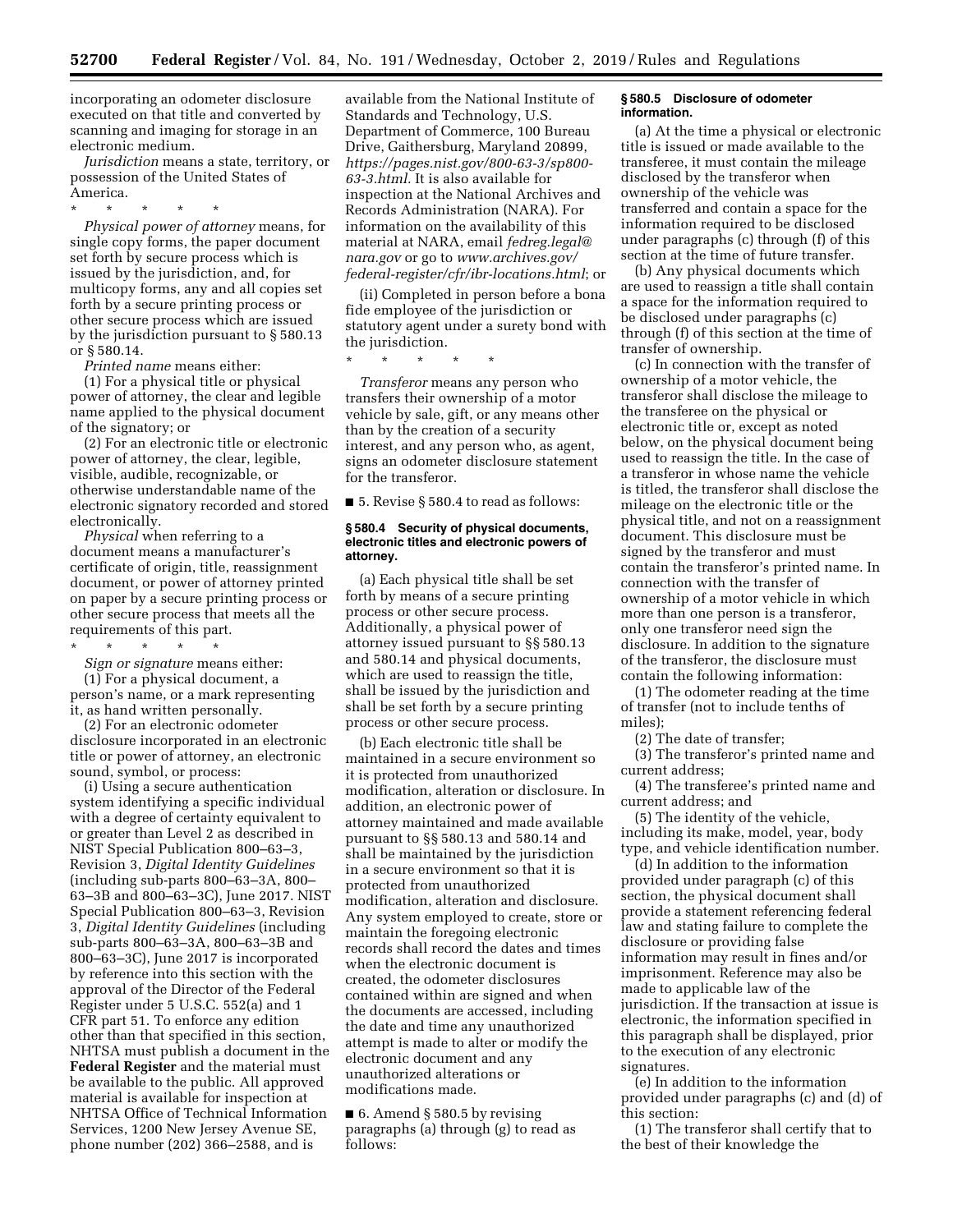incorporating an odometer disclosure executed on that title and converted by scanning and imaging for storage in an electronic medium.

*Jurisdiction* means a state, territory, or possession of the United States of America.

\* \* \* \* \*

*Physical power of attorney* means, for single copy forms, the paper document set forth by secure process which is issued by the jurisdiction, and, for multicopy forms, any and all copies set forth by a secure printing process or other secure process which are issued by the jurisdiction pursuant to § 580.13 or § 580.14.

*Printed name* means either:

(1) For a physical title or physical power of attorney, the clear and legible name applied to the physical document of the signatory; or

(2) For an electronic title or electronic power of attorney, the clear, legible, visible, audible, recognizable, or otherwise understandable name of the electronic signatory recorded and stored electronically.

*Physical* when referring to a document means a manufacturer's certificate of origin, title, reassignment document, or power of attorney printed on paper by a secure printing process or other secure process that meets all the requirements of this part.

\* \* \* \* \*

*Sign or signature* means either:

(1) For a physical document, a person's name, or a mark representing it, as hand written personally.

(2) For an electronic odometer disclosure incorporated in an electronic title or power of attorney, an electronic sound, symbol, or process:

(i) Using a secure authentication system identifying a specific individual with a degree of certainty equivalent to or greater than Level 2 as described in NIST Special Publication 800–63–3, Revision 3, *Digital Identity Guidelines* (including sub-parts 800–63–3A, 800–63–3B and 800–63–3C), June 2017. NIST Special Publication 800–63–3, Revision 3, *Digital Identity Guidelines* (including sub-parts 800–63–3A, 800–63–3B and 800–63–3C), June 2017 is incorporated by reference into this section with the approval of the Director of the Federal Register under 5 U.S.C. 552(a) and 1 CFR part 51. To enforce any edition other than that specified in this section, NHTSA must publish a document in the **Federal Register** and the material must be available to the public. All approved material is available for inspection at NHTSA Office of Technical Information Services, 1200 New Jersey Avenue SE, phone number (202) 366–2588, and is available from the National Institute of Standards and Technology, U.S. Department of Commerce, 100 Bureau Drive, Gaithersburg, Maryland 20899, *https://pages.nist.gov/800-63-3/sp800-63-3.html.* It is also available for inspection at the National Archives and Records Administration (NARA). For information on the availability of this material at NARA, email *fedreg.legal@nara.gov* or go to *www.archives.gov/federal-register/cfr/ibr-locations.html*; or

(ii) Completed in person before a bona fide employee of the jurisdiction or statutory agent under a surety bond with the jurisdiction.

\* \* \* \* \*

*Transferor* means any person who transfers their ownership of a motor vehicle by sale, gift, or any means other than by the creation of a security interest, and any person who, as agent, signs an odometer disclosure statement for the transferor.

■ 5. Revise § 580.4 to read as follows:

**§ 580.4 Security of physical documents, electronic titles and electronic powers of attorney.**

(a) Each physical title shall be set forth by means of a secure printing process or other secure process. Additionally, a physical power of attorney issued pursuant to §§ 580.13 and 580.14 and physical documents, which are used to reassign the title, shall be issued by the jurisdiction and shall be set forth by a secure printing process or other secure process.

(b) Each electronic title shall be maintained in a secure environment so it is protected from unauthorized modification, alteration or disclosure. In addition, an electronic power of attorney maintained and made available pursuant to §§ 580.13 and 580.14 and shall be maintained by the jurisdiction in a secure environment so that it is protected from unauthorized modification, alteration and disclosure. Any system employed to create, store or maintain the foregoing electronic records shall record the dates and times when the electronic document is created, the odometer disclosures contained within are signed and when the documents are accessed, including the date and time any unauthorized attempt is made to alter or modify the electronic document and any unauthorized alterations or modifications made.

■ 6. Amend § 580.5 by revising paragraphs (a) through (g) to read as follows:

**§ 580.5 Disclosure of odometer information.**

(a) At the time a physical or electronic title is issued or made available to the transferee, it must contain the mileage disclosed by the transferor when ownership of the vehicle was transferred and contain a space for the information required to be disclosed under paragraphs (c) through (f) of this section at the time of future transfer.

(b) Any physical documents which are used to reassign a title shall contain a space for the information required to be disclosed under paragraphs (c) through (f) of this section at the time of transfer of ownership.

(c) In connection with the transfer of ownership of a motor vehicle, the transferor shall disclose the mileage to the transferee on the physical or electronic title or, except as noted below, on the physical document being used to reassign the title. In the case of a transferor in whose name the vehicle is titled, the transferor shall disclose the mileage on the electronic title or the physical title, and not on a reassignment document. This disclosure must be signed by the transferor and must contain the transferor's printed name. In connection with the transfer of ownership of a motor vehicle in which more than one person is a transferor, only one transferor need sign the disclosure. In addition to the signature of the transferor, the disclosure must contain the following information:

(1) The odometer reading at the time of transfer (not to include tenths of miles);

(2) The date of transfer;

(3) The transferor's printed name and current address;

(4) The transferee's printed name and current address; and

(5) The identity of the vehicle, including its make, model, year, body type, and vehicle identification number.

(d) In addition to the information provided under paragraph (c) of this section, the physical document shall provide a statement referencing federal law and stating failure to complete the disclosure or providing false information may result in fines and/or imprisonment. Reference may also be made to applicable law of the jurisdiction. If the transaction at issue is electronic, the information specified in this paragraph shall be displayed, prior to the execution of any electronic signatures.

(e) In addition to the information provided under paragraphs (c) and (d) of this section:

(1) The transferor shall certify that to the best of their knowledge the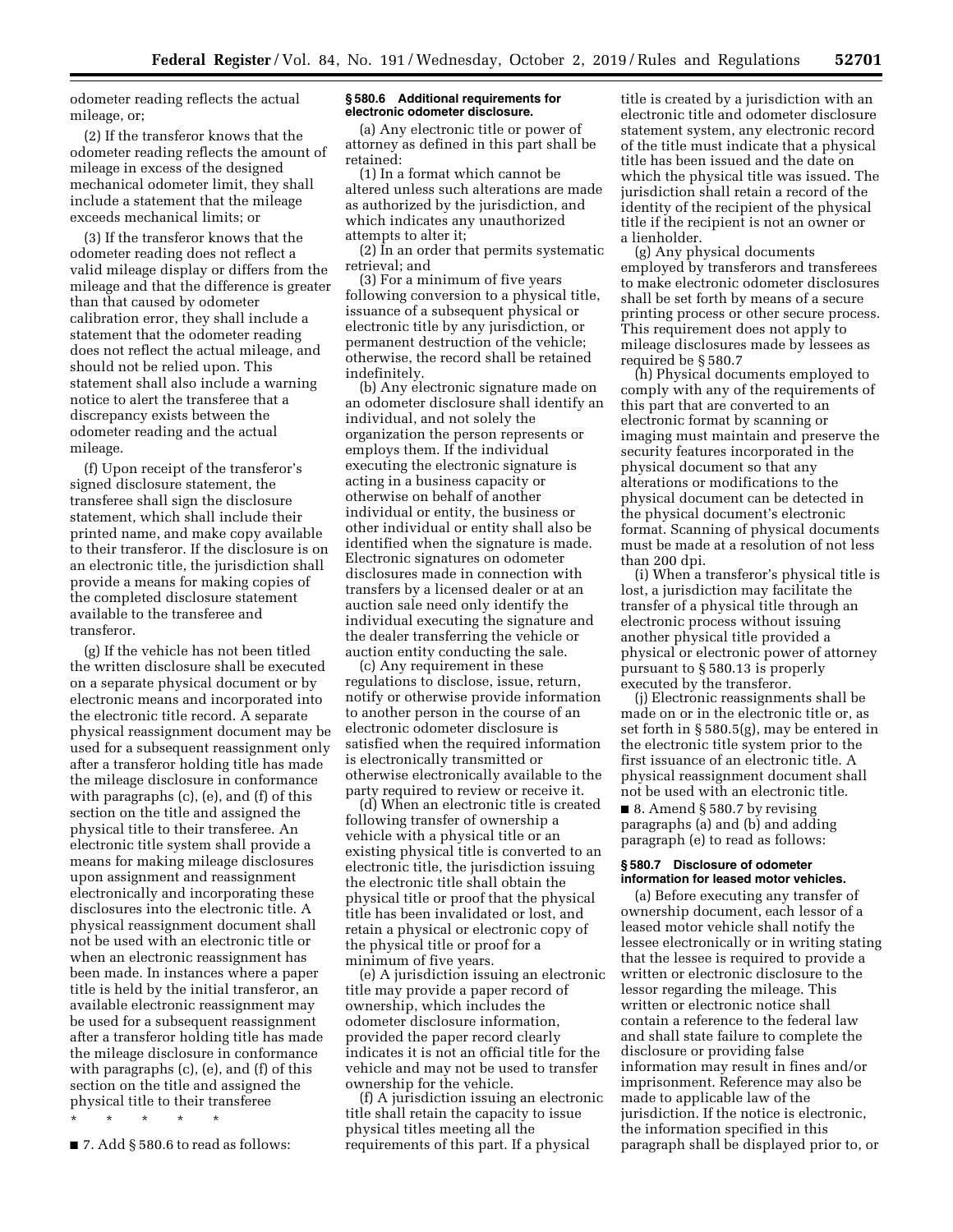odometer reading reflects the actual mileage, or;

(2) If the transferor knows that the odometer reading reflects the amount of mileage in excess of the designed mechanical odometer limit, they shall include a statement that the mileage exceeds mechanical limits; or

(3) If the transferor knows that the odometer reading does not reflect a valid mileage display or differs from the mileage and that the difference is greater than that caused by odometer calibration error, they shall include a statement that the odometer reading does not reflect the actual mileage, and should not be relied upon. This statement shall also include a warning notice to alert the transferee that a discrepancy exists between the odometer reading and the actual mileage.

(f) Upon receipt of the transferor's signed disclosure statement, the transferee shall sign the disclosure statement, which shall include their printed name, and make copy available to their transferor. If the disclosure is on an electronic title, the jurisdiction shall provide a means for making copies of the completed disclosure statement available to the transferee and transferor.

(g) If the vehicle has not been titled the written disclosure shall be executed on a separate physical document or by electronic means and incorporated into the electronic title record. A separate physical reassignment document may be used for a subsequent reassignment only after a transferor holding title has made the mileage disclosure in conformance with paragraphs (c), (e), and (f) of this section on the title and assigned the physical title to their transferee. An electronic title system shall provide a means for making mileage disclosures upon assignment and reassignment electronically and incorporating these disclosures into the electronic title. A physical reassignment document shall not be used with an electronic title or when an electronic reassignment has been made. In instances where a paper title is held by the initial transferor, an available electronic reassignment may be used for a subsequent reassignment after a transferor holding title has made the mileage disclosure in conformance with paragraphs (c), (e), and (f) of this section on the title and assigned the physical title to their transferee

\* \* \* \* \*

■ 7. Add § 580.6 to read as follows:

**§ 580.6 Additional requirements for electronic odometer disclosure.**

(a) Any electronic title or power of attorney as defined in this part shall be retained:

(1) In a format which cannot be altered unless such alterations are made as authorized by the jurisdiction, and which indicates any unauthorized attempts to alter it;

(2) In an order that permits systematic retrieval; and

(3) For a minimum of five years following conversion to a physical title, issuance of a subsequent physical or electronic title by any jurisdiction, or permanent destruction of the vehicle; otherwise, the record shall be retained indefinitely.

(b) Any electronic signature made on an odometer disclosure shall identify an individual, and not solely the organization the person represents or employs them. If the individual executing the electronic signature is acting in a business capacity or otherwise on behalf of another individual or entity, the business or other individual or entity shall also be identified when the signature is made. Electronic signatures on odometer disclosures made in connection with transfers by a licensed dealer or at an auction sale need only identify the individual executing the signature and the dealer transferring the vehicle or auction entity conducting the sale.

(c) Any requirement in these regulations to disclose, issue, return, notify or otherwise provide information to another person in the course of an electronic odometer disclosure is satisfied when the required information is electronically transmitted or otherwise electronically available to the party required to review or receive it.

(d) When an electronic title is created following transfer of ownership a vehicle with a physical title or an existing physical title is converted to an electronic title, the jurisdiction issuing the electronic title shall obtain the physical title or proof that the physical title has been invalidated or lost, and retain a physical or electronic copy of the physical title or proof for a minimum of five years.

(e) A jurisdiction issuing an electronic title may provide a paper record of ownership, which includes the odometer disclosure information, provided the paper record clearly indicates it is not an official title for the vehicle and may not be used to transfer ownership for the vehicle.

(f) A jurisdiction issuing an electronic title shall retain the capacity to issue physical titles meeting all the requirements of this part. If a physical title is created by a jurisdiction with an electronic title and odometer disclosure statement system, any electronic record of the title must indicate that a physical title has been issued and the date on which the physical title was issued. The jurisdiction shall retain a record of the identity of the recipient of the physical title if the recipient is not an owner or a lienholder.

(g) Any physical documents employed by transferors and transferees to make electronic odometer disclosures shall be set forth by means of a secure printing process or other secure process. This requirement does not apply to mileage disclosures made by lessees as required be § 580.7

(h) Physical documents employed to comply with any of the requirements of this part that are converted to an electronic format by scanning or imaging must maintain and preserve the security features incorporated in the physical document so that any alterations or modifications to the physical document can be detected in the physical document's electronic format. Scanning of physical documents must be made at a resolution of not less than 200 dpi.

(i) When a transferor's physical title is lost, a jurisdiction may facilitate the transfer of a physical title through an electronic process without issuing another physical title provided a physical or electronic power of attorney pursuant to § 580.13 is properly executed by the transferor.

(j) Electronic reassignments shall be made on or in the electronic title or, as set forth in § 580.5(g), may be entered in the electronic title system prior to the first issuance of an electronic title. A physical reassignment document shall not be used with an electronic title.

■ 8. Amend § 580.7 by revising paragraphs (a) and (b) and adding paragraph (e) to read as follows:

**§ 580.7 Disclosure of odometer information for leased motor vehicles.**

(a) Before executing any transfer of ownership document, each lessor of a leased motor vehicle shall notify the lessee electronically or in writing stating that the lessee is required to provide a written or electronic disclosure to the lessor regarding the mileage. This written or electronic notice shall contain a reference to the federal law and shall state failure to complete the disclosure or providing false information may result in fines and/or imprisonment. Reference may also be made to applicable law of the jurisdiction. If the notice is electronic, the information specified in this paragraph shall be displayed prior to, or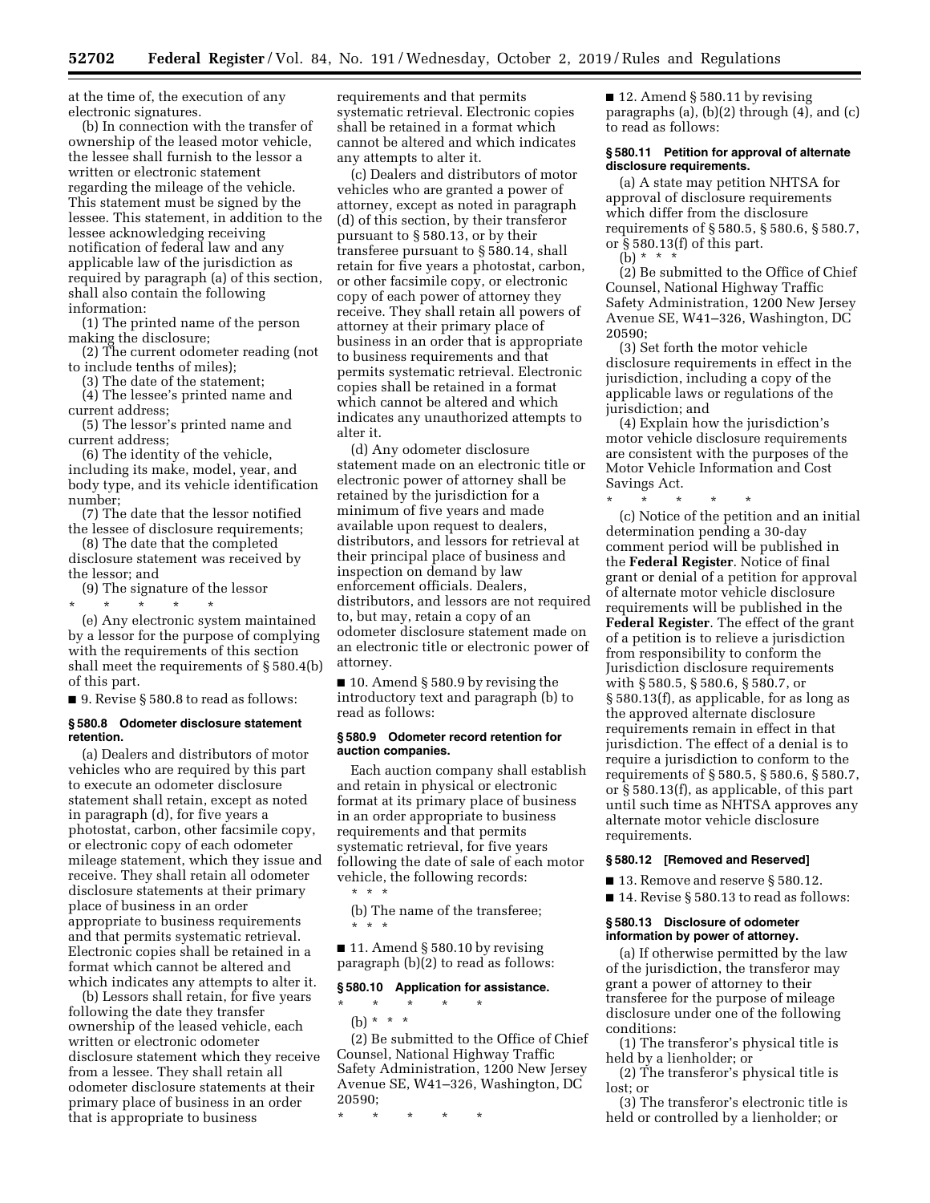at the time of, the execution of any electronic signatures.

(b) In connection with the transfer of ownership of the leased motor vehicle, the lessee shall furnish to the lessor a written or electronic statement regarding the mileage of the vehicle. This statement must be signed by the lessee. This statement, in addition to the lessee acknowledging receiving notification of federal law and any applicable law of the jurisdiction as required by paragraph (a) of this section, shall also contain the following information:

(1) The printed name of the person making the disclosure;

(2) The current odometer reading (not to include tenths of miles);

(3) The date of the statement;

(4) The lessee's printed name and current address;

(5) The lessor's printed name and current address;

(6) The identity of the vehicle, including its make, model, year, and body type, and its vehicle identification number;

(7) The date that the lessor notified the lessee of disclosure requirements;

(8) The date that the completed disclosure statement was received by the lessor; and

(9) The signature of the lessor

\* \* \* \* \*

(e) Any electronic system maintained by a lessor for the purpose of complying with the requirements of this section shall meet the requirements of § 580.4(b) of this part.

■ 9. Revise § 580.8 to read as follows:

**§ 580.8 Odometer disclosure statement retention.**

(a) Dealers and distributors of motor vehicles who are required by this part to execute an odometer disclosure statement shall retain, except as noted in paragraph (d), for five years a photostat, carbon, other facsimile copy, or electronic copy of each odometer mileage statement, which they issue and receive. They shall retain all odometer disclosure statements at their primary place of business in an order appropriate to business requirements and that permits systematic retrieval. Electronic copies shall be retained in a format which cannot be altered and which indicates any attempts to alter it.

(b) Lessors shall retain, for five years following the date they transfer ownership of the leased vehicle, each written or electronic odometer disclosure statement which they receive from a lessee. They shall retain all odometer disclosure statements at their primary place of business in an order that is appropriate to business requirements and that permits systematic retrieval. Electronic copies shall be retained in a format which cannot be altered and which indicates any attempts to alter it.

(c) Dealers and distributors of motor vehicles who are granted a power of attorney, except as noted in paragraph (d) of this section, by their transferor pursuant to § 580.13, or by their transferee pursuant to § 580.14, shall retain for five years a photostat, carbon, or other facsimile copy, or electronic copy of each power of attorney they receive. They shall retain all powers of attorney at their primary place of business in an order that is appropriate to business requirements and that permits systematic retrieval. Electronic copies shall be retained in a format which cannot be altered and which indicates any unauthorized attempts to alter it.

(d) Any odometer disclosure statement made on an electronic title or electronic power of attorney shall be retained by the jurisdiction for a minimum of five years and made available upon request to dealers, distributors, and lessors for retrieval at their principal place of business and inspection on demand by law enforcement officials. Dealers, distributors, and lessors are not required to, but may, retain a copy of an odometer disclosure statement made on an electronic title or electronic power of attorney.

■ 10. Amend § 580.9 by revising the introductory text and paragraph (b) to read as follows:

**§ 580.9 Odometer record retention for auction companies.**

Each auction company shall establish and retain in physical or electronic format at its primary place of business in an order appropriate to business requirements and that permits systematic retrieval, for five years following the date of sale of each motor vehicle, the following records:

\* \* \*

(b) The name of the transferee;

\* \* \*

■ 11. Amend § 580.10 by revising paragraph (b)(2) to read as follows:

**§ 580.10 Application for assistance.**

\* \* \* \* \*

(b) \* \* \*

(2) Be submitted to the Office of Chief Counsel, National Highway Traffic Safety Administration, 1200 New Jersey Avenue SE, W41–326, Washington, DC 20590;

\* \* \* \* \*

■ 12. Amend § 580.11 by revising paragraphs (a), (b)(2) through (4), and (c) to read as follows:

**§ 580.11 Petition for approval of alternate disclosure requirements.**

(a) A state may petition NHTSA for approval of disclosure requirements which differ from the disclosure requirements of § 580.5, § 580.6, § 580.7, or § 580.13(f) of this part.

(b) \* \* \*

(2) Be submitted to the Office of Chief Counsel, National Highway Traffic Safety Administration, 1200 New Jersey Avenue SE, W41–326, Washington, DC 20590;

(3) Set forth the motor vehicle disclosure requirements in effect in the jurisdiction, including a copy of the applicable laws or regulations of the jurisdiction; and

(4) Explain how the jurisdiction's motor vehicle disclosure requirements are consistent with the purposes of the Motor Vehicle Information and Cost Savings Act.

\* \* \* \* \*

(c) Notice of the petition and an initial determination pending a 30-day comment period will be published in the **Federal Register**. Notice of final grant or denial of a petition for approval of alternate motor vehicle disclosure requirements will be published in the **Federal Register**. The effect of the grant of a petition is to relieve a jurisdiction from responsibility to conform the Jurisdiction disclosure requirements with § 580.5, § 580.6, § 580.7, or § 580.13(f), as applicable, for as long as the approved alternate disclosure requirements remain in effect in that jurisdiction. The effect of a denial is to require a jurisdiction to conform to the requirements of § 580.5, § 580.6, § 580.7, or § 580.13(f), as applicable, of this part until such time as NHTSA approves any alternate motor vehicle disclosure requirements.

**§ 580.12 [Removed and Reserved]**

■ 13. Remove and reserve § 580.12.

■ 14. Revise § 580.13 to read as follows:

**§ 580.13 Disclosure of odometer information by power of attorney.**

(a) If otherwise permitted by the law of the jurisdiction, the transferor may grant a power of attorney to their transferee for the purpose of mileage disclosure under one of the following conditions:

(1) The transferor's physical title is held by a lienholder; or

(2) The transferor's physical title is lost; or

(3) The transferor's electronic title is held or controlled by a lienholder; or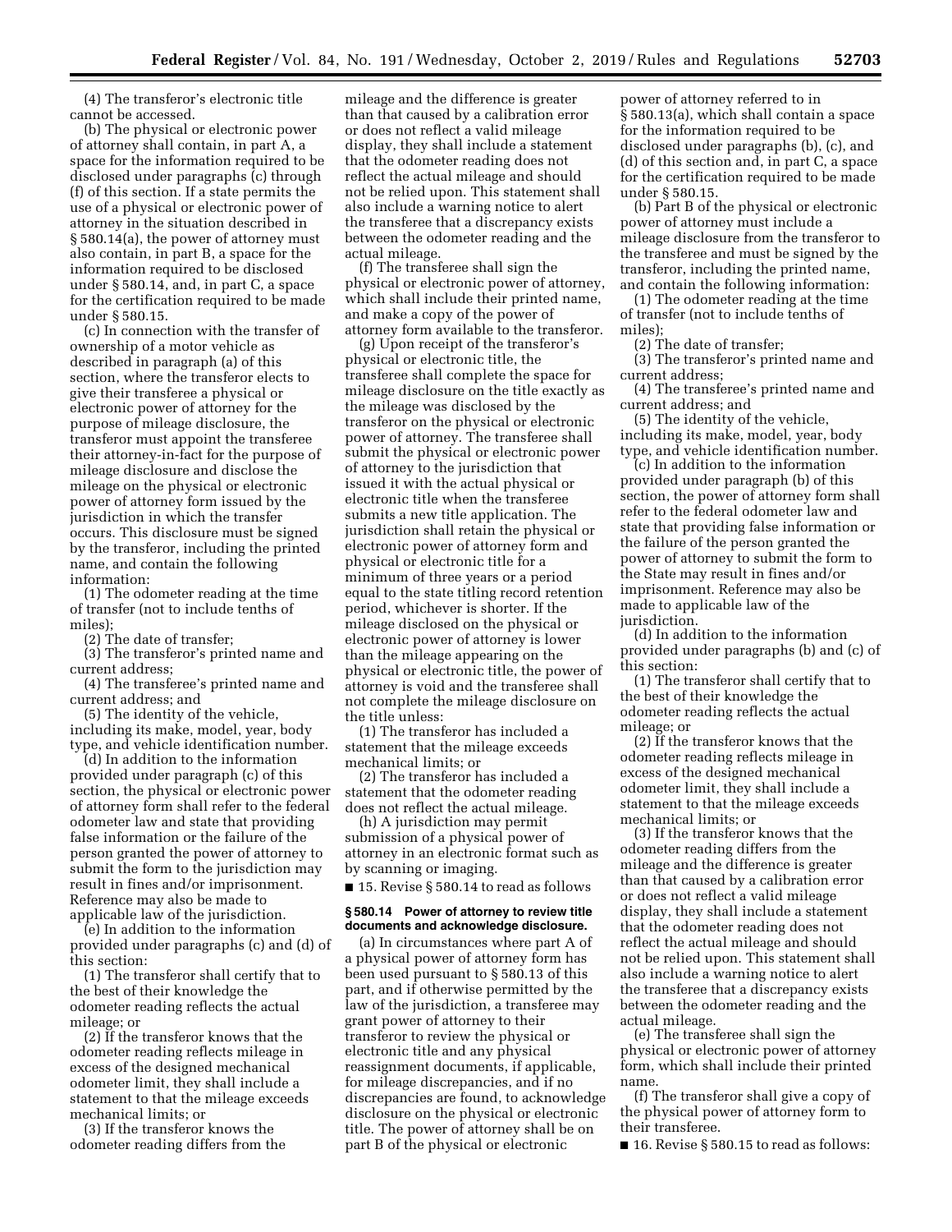(4) The transferor's electronic title cannot be accessed.

(b) The physical or electronic power of attorney shall contain, in part A, a space for the information required to be disclosed under paragraphs (c) through (f) of this section. If a state permits the use of a physical or electronic power of attorney in the situation described in § 580.14(a), the power of attorney must also contain, in part B, a space for the information required to be disclosed under § 580.14, and, in part C, a space for the certification required to be made under § 580.15.

(c) In connection with the transfer of ownership of a motor vehicle as described in paragraph (a) of this section, where the transferor elects to give their transferee a physical or electronic power of attorney for the purpose of mileage disclosure, the transferor must appoint the transferee their attorney-in-fact for the purpose of mileage disclosure and disclose the mileage on the physical or electronic power of attorney form issued by the jurisdiction in which the transfer occurs. This disclosure must be signed by the transferor, including the printed name, and contain the following information:

(1) The odometer reading at the time of transfer (not to include tenths of miles);

(2) The date of transfer;

(3) The transferor's printed name and current address;

(4) The transferee's printed name and current address; and

(5) The identity of the vehicle, including its make, model, year, body type, and vehicle identification number.

(d) In addition to the information provided under paragraph (c) of this section, the physical or electronic power of attorney form shall refer to the federal odometer law and state that providing false information or the failure of the person granted the power of attorney to submit the form to the jurisdiction may result in fines and/or imprisonment. Reference may also be made to applicable law of the jurisdiction.

(e) In addition to the information provided under paragraphs (c) and (d) of this section:

(1) The transferor shall certify that to the best of their knowledge the odometer reading reflects the actual mileage; or

(2) If the transferor knows that the odometer reading reflects mileage in excess of the designed mechanical odometer limit, they shall include a statement to that the mileage exceeds mechanical limits; or

(3) If the transferor knows the odometer reading differs from the mileage and the difference is greater than that caused by a calibration error or does not reflect a valid mileage display, they shall include a statement that the odometer reading does not reflect the actual mileage and should not be relied upon. This statement shall also include a warning notice to alert the transferee that a discrepancy exists between the odometer reading and the actual mileage.

(f) The transferee shall sign the physical or electronic power of attorney, which shall include their printed name, and make a copy of the power of attorney form available to the transferor.

(g) Upon receipt of the transferor's physical or electronic title, the transferee shall complete the space for mileage disclosure on the title exactly as the mileage was disclosed by the transferor on the physical or electronic power of attorney. The transferee shall submit the physical or electronic power of attorney to the jurisdiction that issued it with the actual physical or electronic title when the transferee submits a new title application. The jurisdiction shall retain the physical or electronic power of attorney form and physical or electronic title for a minimum of three years or a period equal to the state titling record retention period, whichever is shorter. If the mileage disclosed on the physical or electronic power of attorney is lower than the mileage appearing on the physical or electronic title, the power of attorney is void and the transferee shall not complete the mileage disclosure on the title unless:

(1) The transferor has included a statement that the mileage exceeds mechanical limits; or

(2) The transferor has included a statement that the odometer reading does not reflect the actual mileage.

(h) A jurisdiction may permit submission of a physical power of attorney in an electronic format such as by scanning or imaging.

■ 15. Revise § 580.14 to read as follows

**§ 580.14 Power of attorney to review title documents and acknowledge disclosure.**

(a) In circumstances where part A of a physical power of attorney form has been used pursuant to § 580.13 of this part, and if otherwise permitted by the law of the jurisdiction, a transferee may grant power of attorney to their transferor to review the physical or electronic title and any physical reassignment documents, if applicable, for mileage discrepancies, and if no discrepancies are found, to acknowledge disclosure on the physical or electronic title. The power of attorney shall be on part B of the physical or electronic power of attorney referred to in § 580.13(a), which shall contain a space for the information required to be disclosed under paragraphs (b), (c), and (d) of this section and, in part C, a space for the certification required to be made under § 580.15.

(b) Part B of the physical or electronic power of attorney must include a mileage disclosure from the transferor to the transferee and must be signed by the transferor, including the printed name, and contain the following information:

(1) The odometer reading at the time of transfer (not to include tenths of miles);

(2) The date of transfer;

(3) The transferor's printed name and current address;

(4) The transferee's printed name and current address; and

(5) The identity of the vehicle, including its make, model, year, body type, and vehicle identification number.

(c) In addition to the information provided under paragraph (b) of this section, the power of attorney form shall refer to the federal odometer law and state that providing false information or the failure of the person granted the power of attorney to submit the form to the State may result in fines and/or imprisonment. Reference may also be made to applicable law of the jurisdiction.

(d) In addition to the information provided under paragraphs (b) and (c) of this section:

(1) The transferor shall certify that to the best of their knowledge the odometer reading reflects the actual mileage; or

(2) If the transferor knows that the odometer reading reflects mileage in excess of the designed mechanical odometer limit, they shall include a statement to that the mileage exceeds mechanical limits; or

(3) If the transferor knows that the odometer reading differs from the mileage and the difference is greater than that caused by a calibration error or does not reflect a valid mileage display, they shall include a statement that the odometer reading does not reflect the actual mileage and should not be relied upon. This statement shall also include a warning notice to alert the transferee that a discrepancy exists between the odometer reading and the actual mileage.

(e) The transferee shall sign the physical or electronic power of attorney form, which shall include their printed name.

(f) The transferor shall give a copy of the physical power of attorney form to their transferee.

■ 16. Revise § 580.15 to read as follows: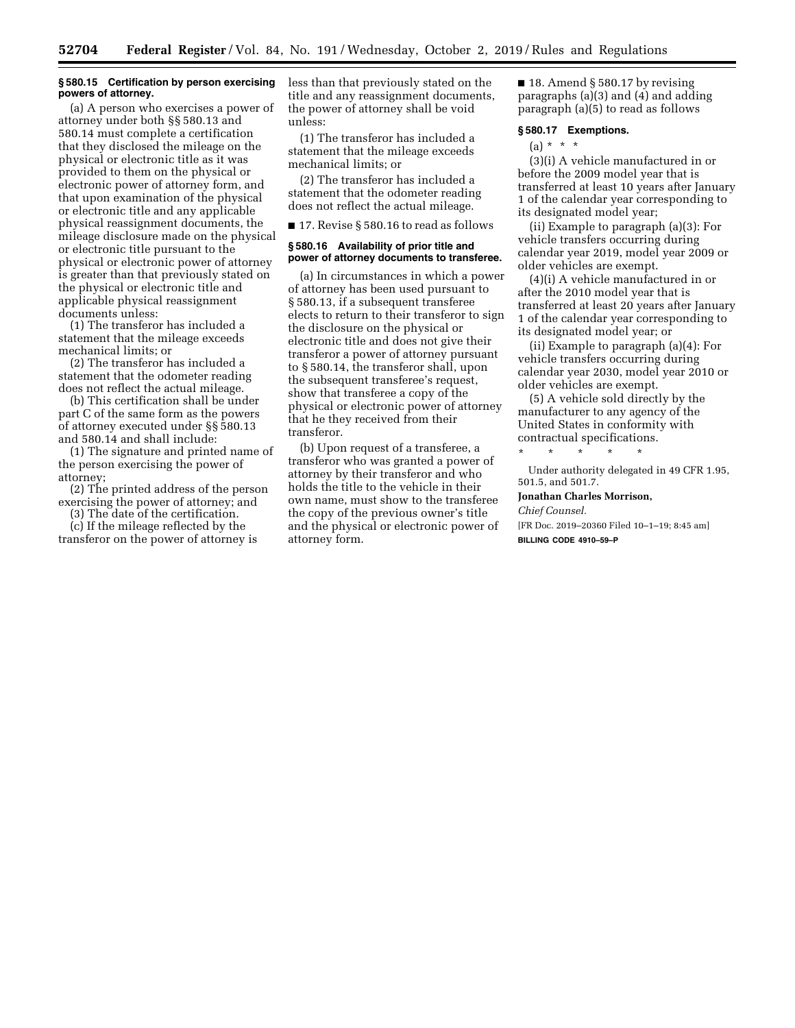### § 580.15 Certification by person exercising powers of attorney.

(a) A person who exercises a power of attorney under both §§ 580.13 and 580.14 must complete a certification that they disclosed the mileage on the physical or electronic title as it was provided to them on the physical or electronic power of attorney form, and that upon examination of the physical or electronic title and any applicable physical reassignment documents, the mileage disclosure made on the physical or electronic title pursuant to the physical or electronic power of attorney is greater than that previously stated on the physical or electronic title and applicable physical reassignment documents unless:

(1) The transferor has included a statement that the mileage exceeds mechanical limits; or

(2) The transferor has included a statement that the odometer reading does not reflect the actual mileage.

(b) This certification shall be under part C of the same form as the powers of attorney executed under §§ 580.13 and 580.14 and shall include:

(1) The signature and printed name of the person exercising the power of attorney;

(2) The printed address of the person exercising the power of attorney; and

(3) The date of the certification.

(c) If the mileage reflected by the transferor on the power of attorney is less than that previously stated on the title and any reassignment documents, the power of attorney shall be void unless:

(1) The transferor has included a statement that the mileage exceeds mechanical limits; or

(2) The transferor has included a statement that the odometer reading does not reflect the actual mileage.

■ 17. Revise § 580.16 to read as follows

### § 580.16 Availability of prior title and power of attorney documents to transferee.

(a) In circumstances in which a power of attorney has been used pursuant to § 580.13, if a subsequent transferee elects to return to their transferor to sign the disclosure on the physical or electronic title and does not give their transferor a power of attorney pursuant to § 580.14, the transferor shall, upon the subsequent transferee's request, show that transferee a copy of the physical or electronic power of attorney that he they received from their transferor.

(b) Upon request of a transferee, a transferor who was granted a power of attorney by their transferor and who holds the title to the vehicle in their own name, must show to the transferee the copy of the previous owner's title and the physical or electronic power of attorney form.

■ 18. Amend § 580.17 by revising paragraphs (a)(3) and (4) and adding paragraph (a)(5) to read as follows

### § 580.17 Exemptions.

(a) * * *

(3)(i) A vehicle manufactured in or before the 2009 model year that is transferred at least 10 years after January 1 of the calendar year corresponding to its designated model year;

(ii) Example to paragraph (a)(3): For vehicle transfers occurring during calendar year 2019, model year 2009 or older vehicles are exempt.

(4)(i) A vehicle manufactured in or after the 2010 model year that is transferred at least 20 years after January 1 of the calendar year corresponding to its designated model year; or

(ii) Example to paragraph (a)(4): For vehicle transfers occurring during calendar year 2030, model year 2010 or older vehicles are exempt.

(5) A vehicle sold directly by the manufacturer to any agency of the United States in conformity with contractual specifications.

\* \* \* \* \*

Under authority delegated in 49 CFR 1.95, 501.5, and 501.7.

**Jonathan Charles Morrison,**

*Chief Counsel.*

[FR Doc. 2019–20360 Filed 10–1–19; 8:45 am]

**BILLING CODE 4910–59–P**